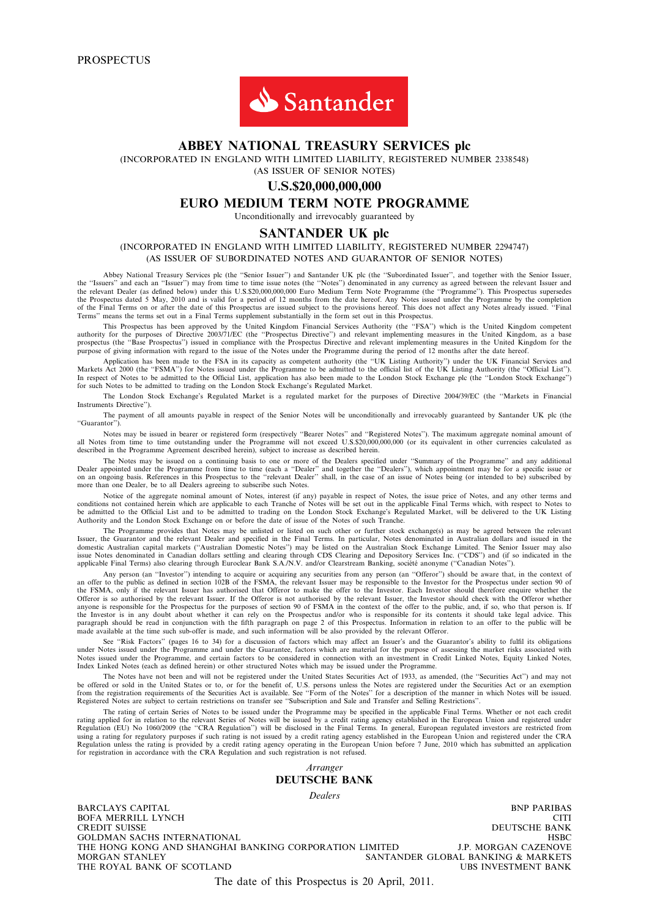PROSPECTUS

Santander

# ABBEY NATIONAL TREASURY SERVICES plc

(INCORPORATED IN ENGLAND WITH LIMITED LIABILITY, REGISTERED NUMBER 2338548)
(AS ISSUER OF SENIOR NOTES)

## U.S.$20,000,000,000

## EURO MEDIUM TERM NOTE PROGRAMME

Unconditionally and irrevocably guaranteed by

## SANTANDER UK plc

(INCORPORATED IN ENGLAND WITH LIMITED LIABILITY, REGISTERED NUMBER 2294747)
(AS ISSUER OF SUBORDINATED NOTES AND GUARANTOR OF SENIOR NOTES)

Abbey National Treasury Services plc (the "Senior Issuer") and Santander UK plc (the "Subordinated Issuer", and together with the Senior Issuer, the "Issuers" and each an "Issuer") may from time to time issue notes (the "Notes") denominated in any currency as agreed between the relevant Issuer and the relevant Dealer (as defined below) under this U.S.$20,000,000,000 Euro Medium Term Note Programme (the "Programme"). This Prospectus supersedes the Prospectus dated 5 May, 2010 and is valid for a period of 12 months from the date hereof. Any Notes issued under the Programme by the completion of the Final Terms on or after the date of this Prospectus are issued subject to the provisions hereof. This does not affect any Notes already issued. "Final Terms" means the terms set out in a Final Terms supplement substantially in the form set out in this Prospectus.

This Prospectus has been approved by the United Kingdom Financial Services Authority (the "FSA") which is the United Kingdom competent authority for the purposes of Directive 2003/71/EC (the "Prospectus Directive") and relevant implementing measures in the United Kingdom, as a base prospectus (the "Base Prospectus") issued in compliance with the Prospectus Directive and relevant implementing measures in the United Kingdom for the purpose of giving information with regard to the issue of the Notes under the Programme during the period of 12 months after the date hereof.

Application has been made to the FSA in its capacity as competent authority (the "UK Listing Authority") under the UK Financial Services and Markets Act 2000 (the "FSMA") for Notes issued under the Programme to be admitted to the official list of the UK Listing Authority (the "Official List"). In respect of Notes to be admitted to the Official List, application has also been made to the London Stock Exchange plc (the "London Stock Exchange") for such Notes to be admitted to trading on the London Stock Exchange's Regulated Market.

The London Stock Exchange's Regulated Market is a regulated market for the purposes of Directive 2004/39/EC (the "Markets in Financial Instruments Directive").

The payment of all amounts payable in respect of the Senior Notes will be unconditionally and irrevocably guaranteed by Santander UK plc (the "Guarantor").

Notes may be issued in bearer or registered form (respectively "Bearer Notes" and "Registered Notes"). The maximum aggregate nominal amount of all Notes from time to time outstanding under the Programme will not exceed U.S.$20,000,000,000 (or its equivalent in other currencies calculated as described in the Programme Agreement described herein), subject to increase as described herein.

The Notes may be issued on a continuing basis to one or more of the Dealers specified under "Summary of the Programme" and any additional Dealer appointed under the Programme from time to time (each a "Dealer" and together the "Dealers"), which appointment may be for a specific issue or on an ongoing basis. References in this Prospectus to the "relevant Dealer" shall, in the case of an issue of Notes being (or intended to be) subscribed by more than one Dealer, be to all Dealers agreeing to subscribe such Notes.

Notice of the aggregate nominal amount of Notes, interest (if any) payable in respect of Notes, the issue price of Notes, and any other terms and conditions not contained herein which are applicable to each Tranche of Notes will be set out in the applicable Final Terms which, with respect to Notes to be admitted to the Official List and to be admitted to trading on the London Stock Exchange's Regulated Market, will be delivered to the UK Listing Authority and the London Stock Exchange on or before the date of issue of the Notes of such Tranche.

The Programme provides that Notes may be unlisted or listed on such other or further stock exchange(s) as may be agreed between the relevant Issuer, the Guarantor and the relevant Dealer and specified in the Final Terms. In particular, Notes denominated in Australian dollars and issued in the domestic Australian capital markets ("Australian Domestic Notes") may be listed on the Australian Stock Exchange Limited. The Senior Issuer may also issue Notes denominated in Canadian dollars settling and clearing through CDS Clearing and Depository Services Inc. ("CDS") and (if so indicated in the applicable Final Terms) also clearing through Euroclear Bank S.A./N.V. and/or Clearstream Banking, société anonyme ("Canadian Notes").

Any person (an "Investor") intending to acquire or acquiring any securities from any person (an "Offeror") should be aware that, in the context of an offer to the public as defined in section 102B of the FSMA, the relevant Issuer may be responsible to the Investor for the Prospectus under section 90 of the FSMA, only if the relevant Issuer has authorised that Offeror to make the offer to the Investor. Each Investor should therefore enquire whether the Offeror is so authorised by the relevant Issuer. If the Offeror is not authorised by the relevant Issuer, the Investor should check with the Offeror whether anyone is responsible for the Prospectus for the purposes of section 90 of FSMA in the context of the offer to the public, and, if so, who that person is. If the Investor is in any doubt about whether it can rely on the Prospectus and/or who is responsible for its contents it should take legal advice. This paragraph should be read in conjunction with the fifth paragraph on page 2 of this Prospectus. Information in relation to an offer to the public will be made available at the time such sub-offer is made, and such information will be also provided by the relevant Offeror.

See "Risk Factors" (pages 16 to 34) for a discussion of factors which may affect an Issuer's and the Guarantor's ability to fulfil its obligations under Notes issued under the Programme and under the Guarantee, factors which are material for the purpose of assessing the market risks associated with Notes issued under the Programme, and certain factors to be considered in connection with an investment in Credit Linked Notes, Equity Linked Notes, Index Linked Notes (each as defined herein) or other structured Notes which may be issued under the Programme.

The Notes have not been and will not be registered under the United States Securities Act of 1933, as amended, (the "Securities Act") and may not be offered or sold in the United States or to, or for the benefit of, U.S. persons unless the Notes are registered under the Securities Act or an exemption from the registration requirements of the Securities Act is available. See "Form of the Notes" for a description of the manner in which Notes will be issued. Registered Notes are subject to certain restrictions on transfer see "Subscription and Sale and Transfer and Selling Restrictions".

The rating of certain Series of Notes to be issued under the Programme may be specified in the applicable Final Terms. Whether or not each credit rating applied for in relation to the relevant Series of Notes will be issued by a credit rating agency established in the European Union and registered under Regulation (EU) No 1060/2009 (the "CRA Regulation") will be disclosed in the Final Terms. In general, European regulated investors are restricted from using a rating for regulatory purposes if such rating is not issued by a credit rating agency established in the European Union and registered under the CRA Regulation unless the rating is provided by a credit rating agency operating in the European Union before 7 June, 2010 which has submitted an application for registration in accordance with the CRA Regulation and such registration is not refused.

*Arranger*

**DEUTSCHE BANK**

*Dealers*

| | |
|---|---|
| BARCLAYS CAPITAL | BNP PARIBAS |
| BOFA MERRILL LYNCH | CITI |
| CREDIT SUISSE | DEUTSCHE BANK |
| GOLDMAN SACHS INTERNATIONAL | HSBC |
| THE HONG KONG AND SHANGHAI BANKING CORPORATION LIMITED | J.P. MORGAN CAZENOVE |
| MORGAN STANLEY | SANTANDER GLOBAL BANKING & MARKETS |
| THE ROYAL BANK OF SCOTLAND | UBS INVESTMENT BANK |

The date of this Prospectus is 20 April, 2011.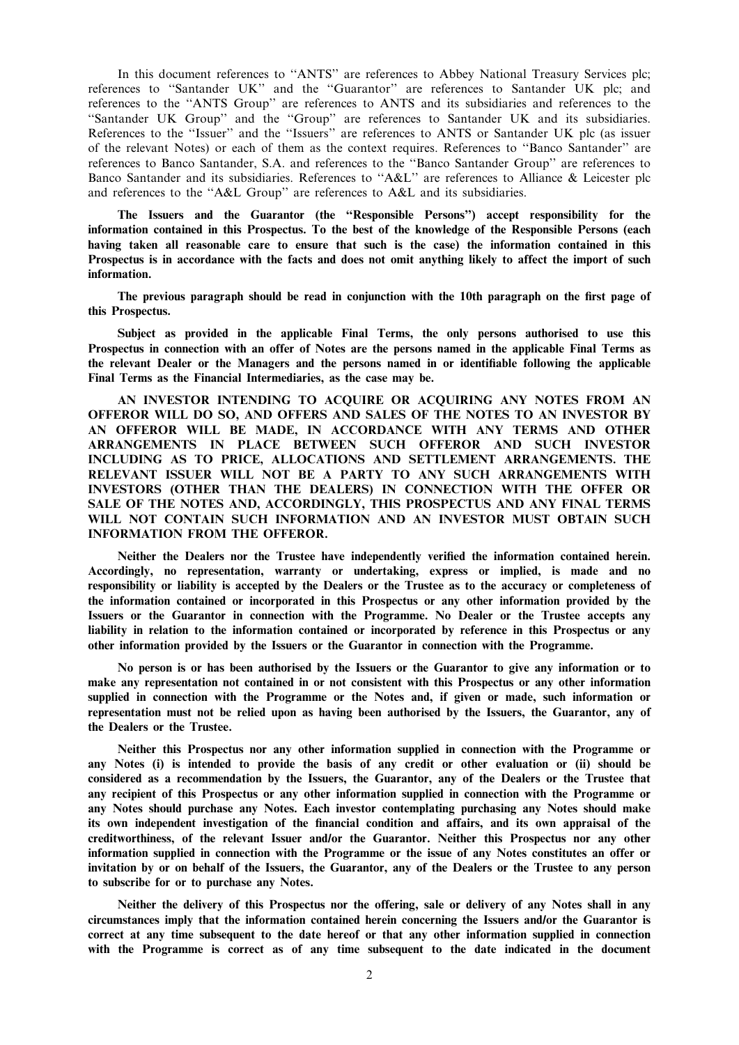In this document references to ''ANTS'' are references to Abbey National Treasury Services plc; references to ''Santander UK'' and the ''Guarantor'' are references to Santander UK plc; and references to the ''ANTS Group'' are references to ANTS and its subsidiaries and references to the ''Santander UK Group'' and the ''Group'' are references to Santander UK and its subsidiaries. References to the ''Issuer'' and the ''Issuers'' are references to ANTS or Santander UK plc (as issuer of the relevant Notes) or each of them as the context requires. References to ''Banco Santander'' are references to Banco Santander, S.A. and references to the ''Banco Santander Group'' are references to Banco Santander and its subsidiaries. References to ''A&L'' are references to Alliance & Leicester plc and references to the ''A&L Group'' are references to A&L and its subsidiaries.

**The Issuers and the Guarantor (the ''Responsible Persons'') accept responsibility for the information contained in this Prospectus. To the best of the knowledge of the Responsible Persons (each having taken all reasonable care to ensure that such is the case) the information contained in this Prospectus is in accordance with the facts and does not omit anything likely to affect the import of such information.**

**The previous paragraph should be read in conjunction with the 10th paragraph on the first page of this Prospectus.**

**Subject as provided in the applicable Final Terms, the only persons authorised to use this Prospectus in connection with an offer of Notes are the persons named in the applicable Final Terms as the relevant Dealer or the Managers and the persons named in or identifiable following the applicable Final Terms as the Financial Intermediaries, as the case may be.**

**AN INVESTOR INTENDING TO ACQUIRE OR ACQUIRING ANY NOTES FROM AN OFFEROR WILL DO SO, AND OFFERS AND SALES OF THE NOTES TO AN INVESTOR BY AN OFFEROR WILL BE MADE, IN ACCORDANCE WITH ANY TERMS AND OTHER ARRANGEMENTS IN PLACE BETWEEN SUCH OFFEROR AND SUCH INVESTOR INCLUDING AS TO PRICE, ALLOCATIONS AND SETTLEMENT ARRANGEMENTS. THE RELEVANT ISSUER WILL NOT BE A PARTY TO ANY SUCH ARRANGEMENTS WITH INVESTORS (OTHER THAN THE DEALERS) IN CONNECTION WITH THE OFFER OR SALE OF THE NOTES AND, ACCORDINGLY, THIS PROSPECTUS AND ANY FINAL TERMS WILL NOT CONTAIN SUCH INFORMATION AND AN INVESTOR MUST OBTAIN SUCH INFORMATION FROM THE OFFEROR.**

**Neither the Dealers nor the Trustee have independently verified the information contained herein. Accordingly, no representation, warranty or undertaking, express or implied, is made and no responsibility or liability is accepted by the Dealers or the Trustee as to the accuracy or completeness of the information contained or incorporated in this Prospectus or any other information provided by the Issuers or the Guarantor in connection with the Programme. No Dealer or the Trustee accepts any liability in relation to the information contained or incorporated by reference in this Prospectus or any other information provided by the Issuers or the Guarantor in connection with the Programme.**

**No person is or has been authorised by the Issuers or the Guarantor to give any information or to make any representation not contained in or not consistent with this Prospectus or any other information supplied in connection with the Programme or the Notes and, if given or made, such information or representation must not be relied upon as having been authorised by the Issuers, the Guarantor, any of the Dealers or the Trustee.**

**Neither this Prospectus nor any other information supplied in connection with the Programme or any Notes (i) is intended to provide the basis of any credit or other evaluation or (ii) should be considered as a recommendation by the Issuers, the Guarantor, any of the Dealers or the Trustee that any recipient of this Prospectus or any other information supplied in connection with the Programme or any Notes should purchase any Notes. Each investor contemplating purchasing any Notes should make its own independent investigation of the financial condition and affairs, and its own appraisal of the creditworthiness, of the relevant Issuer and/or the Guarantor. Neither this Prospectus nor any other information supplied in connection with the Programme or the issue of any Notes constitutes an offer or invitation by or on behalf of the Issuers, the Guarantor, any of the Dealers or the Trustee to any person to subscribe for or to purchase any Notes.**

**Neither the delivery of this Prospectus nor the offering, sale or delivery of any Notes shall in any circumstances imply that the information contained herein concerning the Issuers and/or the Guarantor is correct at any time subsequent to the date hereof or that any other information supplied in connection with the Programme is correct as of any time subsequent to the date indicated in the document**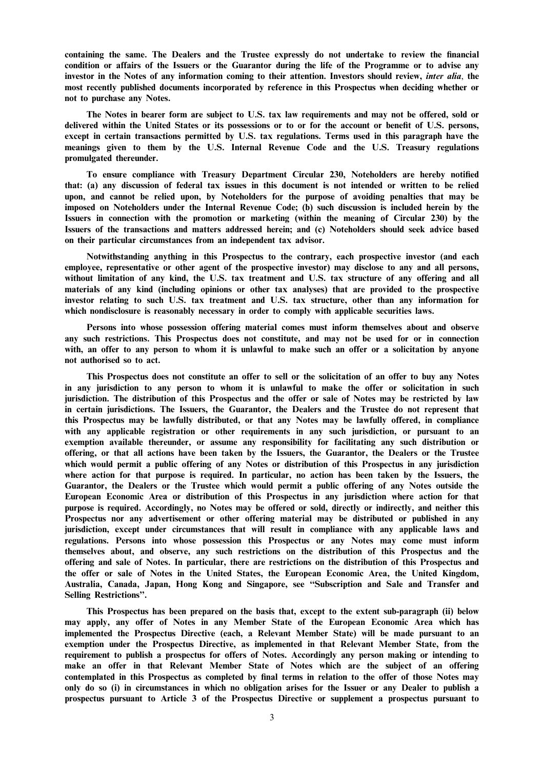**containing the same. The Dealers and the Trustee expressly do not undertake to review the financial condition or affairs of the Issuers or the Guarantor during the life of the Programme or to advise any investor in the Notes of any information coming to their attention. Investors should review, *inter alia*, the most recently published documents incorporated by reference in this Prospectus when deciding whether or not to purchase any Notes.**

**The Notes in bearer form are subject to U.S. tax law requirements and may not be offered, sold or delivered within the United States or its possessions or to or for the account or benefit of U.S. persons, except in certain transactions permitted by U.S. tax regulations. Terms used in this paragraph have the meanings given to them by the U.S. Internal Revenue Code and the U.S. Treasury regulations promulgated thereunder.**

**To ensure compliance with Treasury Department Circular 230, Noteholders are hereby notified that: (a) any discussion of federal tax issues in this document is not intended or written to be relied upon, and cannot be relied upon, by Noteholders for the purpose of avoiding penalties that may be imposed on Noteholders under the Internal Revenue Code; (b) such discussion is included herein by the Issuers in connection with the promotion or marketing (within the meaning of Circular 230) by the Issuers of the transactions and matters addressed herein; and (c) Noteholders should seek advice based on their particular circumstances from an independent tax advisor.**

**Notwithstanding anything in this Prospectus to the contrary, each prospective investor (and each employee, representative or other agent of the prospective investor) may disclose to any and all persons, without limitation of any kind, the U.S. tax treatment and U.S. tax structure of any offering and all materials of any kind (including opinions or other tax analyses) that are provided to the prospective investor relating to such U.S. tax treatment and U.S. tax structure, other than any information for which nondisclosure is reasonably necessary in order to comply with applicable securities laws.**

**Persons into whose possession offering material comes must inform themselves about and observe any such restrictions. This Prospectus does not constitute, and may not be used for or in connection with, an offer to any person to whom it is unlawful to make such an offer or a solicitation by anyone not authorised so to act.**

**This Prospectus does not constitute an offer to sell or the solicitation of an offer to buy any Notes in any jurisdiction to any person to whom it is unlawful to make the offer or solicitation in such jurisdiction. The distribution of this Prospectus and the offer or sale of Notes may be restricted by law in certain jurisdictions. The Issuers, the Guarantor, the Dealers and the Trustee do not represent that this Prospectus may be lawfully distributed, or that any Notes may be lawfully offered, in compliance with any applicable registration or other requirements in any such jurisdiction, or pursuant to an exemption available thereunder, or assume any responsibility for facilitating any such distribution or offering, or that all actions have been taken by the Issuers, the Guarantor, the Dealers or the Trustee which would permit a public offering of any Notes or distribution of this Prospectus in any jurisdiction where action for that purpose is required. In particular, no action has been taken by the Issuers, the Guarantor, the Dealers or the Trustee which would permit a public offering of any Notes outside the European Economic Area or distribution of this Prospectus in any jurisdiction where action for that purpose is required. Accordingly, no Notes may be offered or sold, directly or indirectly, and neither this Prospectus nor any advertisement or other offering material may be distributed or published in any jurisdiction, except under circumstances that will result in compliance with any applicable laws and regulations. Persons into whose possession this Prospectus or any Notes may come must inform themselves about, and observe, any such restrictions on the distribution of this Prospectus and the offering and sale of Notes. In particular, there are restrictions on the distribution of this Prospectus and the offer or sale of Notes in the United States, the European Economic Area, the United Kingdom, Australia, Canada, Japan, Hong Kong and Singapore, see "Subscription and Sale and Transfer and Selling Restrictions".**

**This Prospectus has been prepared on the basis that, except to the extent sub-paragraph (ii) below may apply, any offer of Notes in any Member State of the European Economic Area which has implemented the Prospectus Directive (each, a Relevant Member State) will be made pursuant to an exemption under the Prospectus Directive, as implemented in that Relevant Member State, from the requirement to publish a prospectus for offers of Notes. Accordingly any person making or intending to make an offer in that Relevant Member State of Notes which are the subject of an offering contemplated in this Prospectus as completed by final terms in relation to the offer of those Notes may only do so (i) in circumstances in which no obligation arises for the Issuer or any Dealer to publish a prospectus pursuant to Article 3 of the Prospectus Directive or supplement a prospectus pursuant to**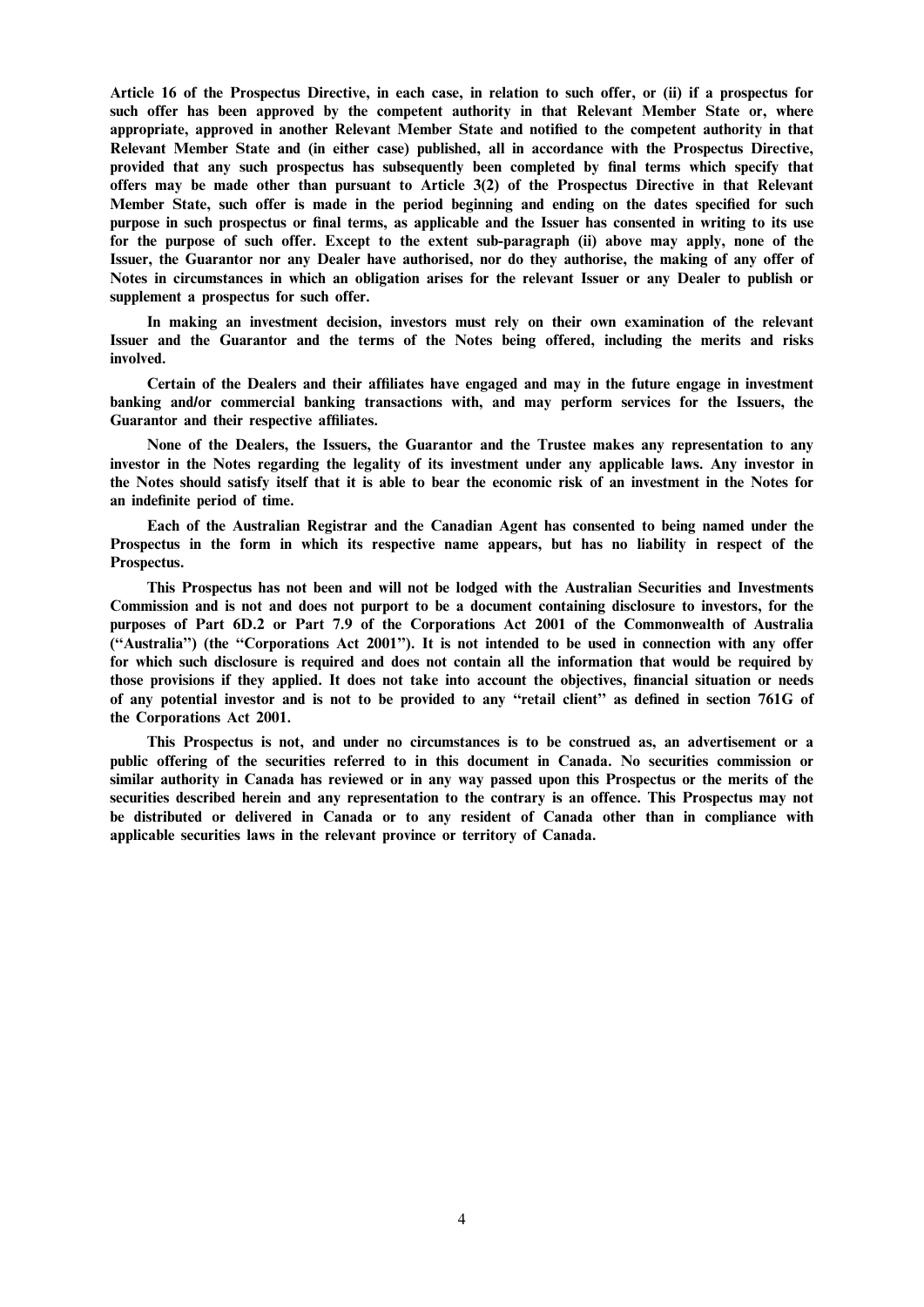**Article 16 of the Prospectus Directive, in each case, in relation to such offer, or (ii) if a prospectus for such offer has been approved by the competent authority in that Relevant Member State or, where appropriate, approved in another Relevant Member State and notified to the competent authority in that Relevant Member State and (in either case) published, all in accordance with the Prospectus Directive, provided that any such prospectus has subsequently been completed by final terms which specify that offers may be made other than pursuant to Article 3(2) of the Prospectus Directive in that Relevant Member State, such offer is made in the period beginning and ending on the dates specified for such purpose in such prospectus or final terms, as applicable and the Issuer has consented in writing to its use for the purpose of such offer. Except to the extent sub-paragraph (ii) above may apply, none of the Issuer, the Guarantor nor any Dealer have authorised, nor do they authorise, the making of any offer of Notes in circumstances in which an obligation arises for the relevant Issuer or any Dealer to publish or supplement a prospectus for such offer.**

**In making an investment decision, investors must rely on their own examination of the relevant Issuer and the Guarantor and the terms of the Notes being offered, including the merits and risks involved.**

**Certain of the Dealers and their affiliates have engaged and may in the future engage in investment banking and/or commercial banking transactions with, and may perform services for the Issuers, the Guarantor and their respective affiliates.**

**None of the Dealers, the Issuers, the Guarantor and the Trustee makes any representation to any investor in the Notes regarding the legality of its investment under any applicable laws. Any investor in the Notes should satisfy itself that it is able to bear the economic risk of an investment in the Notes for an indefinite period of time.**

**Each of the Australian Registrar and the Canadian Agent has consented to being named under the Prospectus in the form in which its respective name appears, but has no liability in respect of the Prospectus.**

**This Prospectus has not been and will not be lodged with the Australian Securities and Investments Commission and is not and does not purport to be a document containing disclosure to investors, for the purposes of Part 6D.2 or Part 7.9 of the Corporations Act 2001 of the Commonwealth of Australia ("Australia") (the "Corporations Act 2001"). It is not intended to be used in connection with any offer for which such disclosure is required and does not contain all the information that would be required by those provisions if they applied. It does not take into account the objectives, financial situation or needs of any potential investor and is not to be provided to any "retail client" as defined in section 761G of the Corporations Act 2001.**

**This Prospectus is not, and under no circumstances is to be construed as, an advertisement or a public offering of the securities referred to in this document in Canada. No securities commission or similar authority in Canada has reviewed or in any way passed upon this Prospectus or the merits of the securities described herein and any representation to the contrary is an offence. This Prospectus may not be distributed or delivered in Canada or to any resident of Canada other than in compliance with applicable securities laws in the relevant province or territory of Canada.**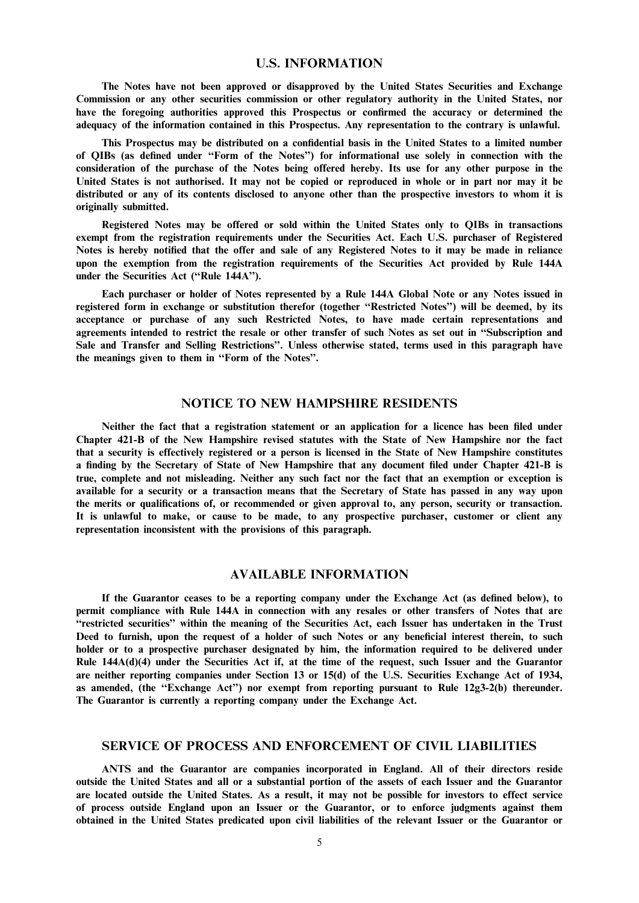## U.S. INFORMATION

**The Notes have not been approved or disapproved by the United States Securities and Exchange Commission or any other securities commission or other regulatory authority in the United States, nor have the foregoing authorities approved this Prospectus or confirmed the accuracy or determined the adequacy of the information contained in this Prospectus. Any representation to the contrary is unlawful.**

**This Prospectus may be distributed on a confidential basis in the United States to a limited number of QIBs (as defined under "Form of the Notes") for informational use solely in connection with the consideration of the purchase of the Notes being offered hereby. Its use for any other purpose in the United States is not authorised. It may not be copied or reproduced in whole or in part nor may it be distributed or any of its contents disclosed to anyone other than the prospective investors to whom it is originally submitted.**

**Registered Notes may be offered or sold within the United States only to QIBs in transactions exempt from the registration requirements under the Securities Act. Each U.S. purchaser of Registered Notes is hereby notified that the offer and sale of any Registered Notes to it may be made in reliance upon the exemption from the registration requirements of the Securities Act provided by Rule 144A under the Securities Act ("Rule 144A").**

**Each purchaser or holder of Notes represented by a Rule 144A Global Note or any Notes issued in registered form in exchange or substitution therefor (together "Restricted Notes") will be deemed, by its acceptance or purchase of any such Restricted Notes, to have made certain representations and agreements intended to restrict the resale or other transfer of such Notes as set out in "Subscription and Sale and Transfer and Selling Restrictions". Unless otherwise stated, terms used in this paragraph have the meanings given to them in "Form of the Notes".**

## NOTICE TO NEW HAMPSHIRE RESIDENTS

**Neither the fact that a registration statement or an application for a licence has been filed under Chapter 421-B of the New Hampshire revised statutes with the State of New Hampshire nor the fact that a security is effectively registered or a person is licensed in the State of New Hampshire constitutes a finding by the Secretary of State of New Hampshire that any document filed under Chapter 421-B is true, complete and not misleading. Neither any such fact nor the fact that an exemption or exception is available for a security or a transaction means that the Secretary of State has passed in any way upon the merits or qualifications of, or recommended or given approval to, any person, security or transaction. It is unlawful to make, or cause to be made, to any prospective purchaser, customer or client any representation inconsistent with the provisions of this paragraph.**

## AVAILABLE INFORMATION

**If the Guarantor ceases to be a reporting company under the Exchange Act (as defined below), to permit compliance with Rule 144A in connection with any resales or other transfers of Notes that are "restricted securities" within the meaning of the Securities Act, each Issuer has undertaken in the Trust Deed to furnish, upon the request of a holder of such Notes or any beneficial interest therein, to such holder or to a prospective purchaser designated by him, the information required to be delivered under Rule 144A(d)(4) under the Securities Act if, at the time of the request, such Issuer and the Guarantor are neither reporting companies under Section 13 or 15(d) of the U.S. Securities Exchange Act of 1934, as amended, (the "Exchange Act") nor exempt from reporting pursuant to Rule 12g3-2(b) thereunder. The Guarantor is currently a reporting company under the Exchange Act.**

## SERVICE OF PROCESS AND ENFORCEMENT OF CIVIL LIABILITIES

**ANTS and the Guarantor are companies incorporated in England. All of their directors reside outside the United States and all or a substantial portion of the assets of each Issuer and the Guarantor are located outside the United States. As a result, it may not be possible for investors to effect service of process outside England upon an Issuer or the Guarantor, or to enforce judgments against them obtained in the United States predicated upon civil liabilities of the relevant Issuer or the Guarantor or**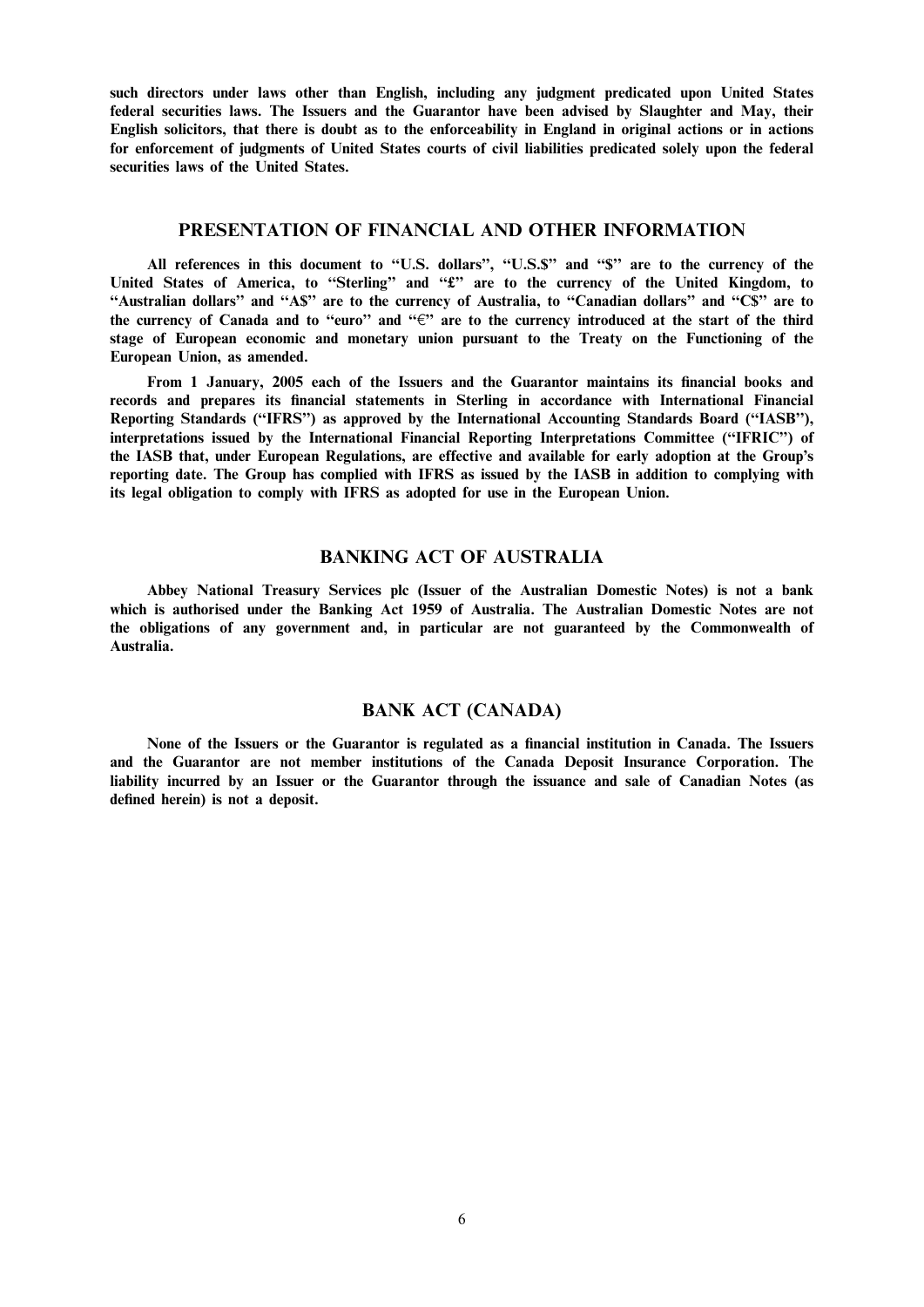**such directors under laws other than English, including any judgment predicated upon United States federal securities laws. The Issuers and the Guarantor have been advised by Slaughter and May, their English solicitors, that there is doubt as to the enforceability in England in original actions or in actions for enforcement of judgments of United States courts of civil liabilities predicated solely upon the federal securities laws of the United States.**

## PRESENTATION OF FINANCIAL AND OTHER INFORMATION

**All references in this document to "U.S. dollars", "U.S.$" and "$" are to the currency of the United States of America, to "Sterling" and "£" are to the currency of the United Kingdom, to "Australian dollars" and "A$" are to the currency of Australia, to "Canadian dollars" and "C$" are to the currency of Canada and to "euro" and "€" are to the currency introduced at the start of the third stage of European economic and monetary union pursuant to the Treaty on the Functioning of the European Union, as amended.**

**From 1 January, 2005 each of the Issuers and the Guarantor maintains its financial books and records and prepares its financial statements in Sterling in accordance with International Financial Reporting Standards ("IFRS") as approved by the International Accounting Standards Board ("IASB"), interpretations issued by the International Financial Reporting Interpretations Committee ("IFRIC") of the IASB that, under European Regulations, are effective and available for early adoption at the Group's reporting date. The Group has complied with IFRS as issued by the IASB in addition to complying with its legal obligation to comply with IFRS as adopted for use in the European Union.**

## BANKING ACT OF AUSTRALIA

**Abbey National Treasury Services plc (Issuer of the Australian Domestic Notes) is not a bank which is authorised under the Banking Act 1959 of Australia. The Australian Domestic Notes are not the obligations of any government and, in particular are not guaranteed by the Commonwealth of Australia.**

## BANK ACT (CANADA)

**None of the Issuers or the Guarantor is regulated as a financial institution in Canada. The Issuers and the Guarantor are not member institutions of the Canada Deposit Insurance Corporation. The liability incurred by an Issuer or the Guarantor through the issuance and sale of Canadian Notes (as defined herein) is not a deposit.**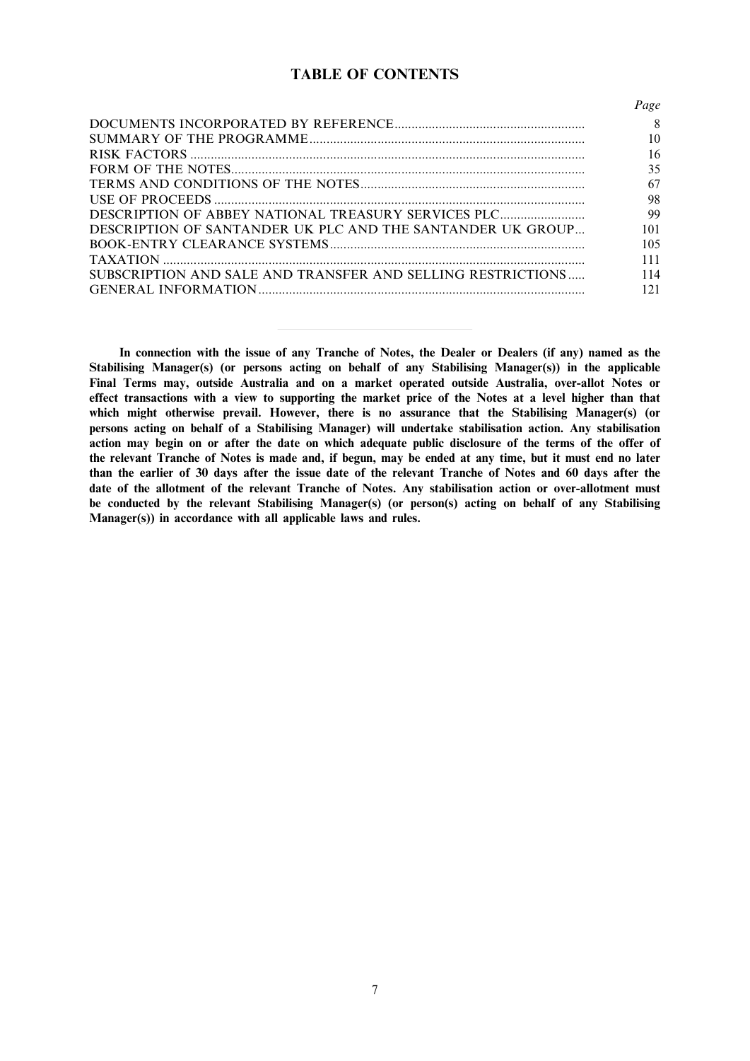## TABLE OF CONTENTS

| | Page |
|---|---|
| DOCUMENTS INCORPORATED BY REFERENCE | 8 |
| SUMMARY OF THE PROGRAMME | 10 |
| RISK FACTORS | 16 |
| FORM OF THE NOTES | 35 |
| TERMS AND CONDITIONS OF THE NOTES | 67 |
| USE OF PROCEEDS | 98 |
| DESCRIPTION OF ABBEY NATIONAL TREASURY SERVICES PLC | 99 |
| DESCRIPTION OF SANTANDER UK PLC AND THE SANTANDER UK GROUP | 101 |
| BOOK-ENTRY CLEARANCE SYSTEMS | 105 |
| TAXATION | 111 |
| SUBSCRIPTION AND SALE AND TRANSFER AND SELLING RESTRICTIONS | 114 |
| GENERAL INFORMATION | 121 |

---

**In connection with the issue of any Tranche of Notes, the Dealer or Dealers (if any) named as the Stabilising Manager(s) (or persons acting on behalf of any Stabilising Manager(s)) in the applicable Final Terms may, outside Australia and on a market operated outside Australia, over-allot Notes or effect transactions with a view to supporting the market price of the Notes at a level higher than that which might otherwise prevail. However, there is no assurance that the Stabilising Manager(s) (or persons acting on behalf of a Stabilising Manager) will undertake stabilisation action. Any stabilisation action may begin on or after the date on which adequate public disclosure of the terms of the offer of the relevant Tranche of Notes is made and, if begun, may be ended at any time, but it must end no later than the earlier of 30 days after the issue date of the relevant Tranche of Notes and 60 days after the date of the allotment of the relevant Tranche of Notes. Any stabilisation action or over-allotment must be conducted by the relevant Stabilising Manager(s) (or person(s) acting on behalf of any Stabilising Manager(s)) in accordance with all applicable laws and rules.**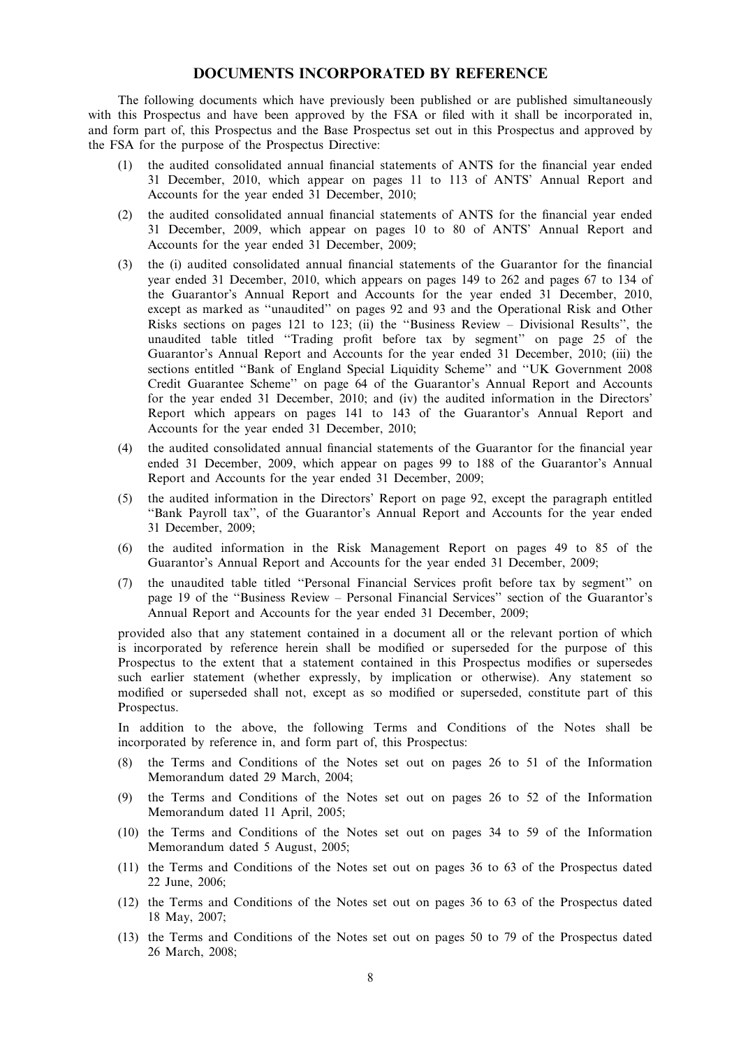# DOCUMENTS INCORPORATED BY REFERENCE

The following documents which have previously been published or are published simultaneously with this Prospectus and have been approved by the FSA or filed with it shall be incorporated in, and form part of, this Prospectus and the Base Prospectus set out in this Prospectus and approved by the FSA for the purpose of the Prospectus Directive:

(1) the audited consolidated annual financial statements of ANTS for the financial year ended 31 December, 2010, which appear on pages 11 to 113 of ANTS' Annual Report and Accounts for the year ended 31 December, 2010;

(2) the audited consolidated annual financial statements of ANTS for the financial year ended 31 December, 2009, which appear on pages 10 to 80 of ANTS' Annual Report and Accounts for the year ended 31 December, 2009;

(3) the (i) audited consolidated annual financial statements of the Guarantor for the financial year ended 31 December, 2010, which appears on pages 149 to 262 and pages 67 to 134 of the Guarantor's Annual Report and Accounts for the year ended 31 December, 2010, except as marked as ''unaudited'' on pages 92 and 93 and the Operational Risk and Other Risks sections on pages 121 to 123; (ii) the ''Business Review – Divisional Results'', the unaudited table titled ''Trading profit before tax by segment'' on page 25 of the Guarantor's Annual Report and Accounts for the year ended 31 December, 2010; (iii) the sections entitled ''Bank of England Special Liquidity Scheme'' and ''UK Government 2008 Credit Guarantee Scheme'' on page 64 of the Guarantor's Annual Report and Accounts for the year ended 31 December, 2010; and (iv) the audited information in the Directors' Report which appears on pages 141 to 143 of the Guarantor's Annual Report and Accounts for the year ended 31 December, 2010;

(4) the audited consolidated annual financial statements of the Guarantor for the financial year ended 31 December, 2009, which appear on pages 99 to 188 of the Guarantor's Annual Report and Accounts for the year ended 31 December, 2009;

(5) the audited information in the Directors' Report on page 92, except the paragraph entitled ''Bank Payroll tax'', of the Guarantor's Annual Report and Accounts for the year ended 31 December, 2009;

(6) the audited information in the Risk Management Report on pages 49 to 85 of the Guarantor's Annual Report and Accounts for the year ended 31 December, 2009;

(7) the unaudited table titled ''Personal Financial Services profit before tax by segment'' on page 19 of the ''Business Review – Personal Financial Services'' section of the Guarantor's Annual Report and Accounts for the year ended 31 December, 2009;

provided also that any statement contained in a document all or the relevant portion of which is incorporated by reference herein shall be modified or superseded for the purpose of this Prospectus to the extent that a statement contained in this Prospectus modifies or supersedes such earlier statement (whether expressly, by implication or otherwise). Any statement so modified or superseded shall not, except as so modified or superseded, constitute part of this Prospectus.

In addition to the above, the following Terms and Conditions of the Notes shall be incorporated by reference in, and form part of, this Prospectus:

(8) the Terms and Conditions of the Notes set out on pages 26 to 51 of the Information Memorandum dated 29 March, 2004;

(9) the Terms and Conditions of the Notes set out on pages 26 to 52 of the Information Memorandum dated 11 April, 2005;

(10) the Terms and Conditions of the Notes set out on pages 34 to 59 of the Information Memorandum dated 5 August, 2005;

(11) the Terms and Conditions of the Notes set out on pages 36 to 63 of the Prospectus dated 22 June, 2006;

(12) the Terms and Conditions of the Notes set out on pages 36 to 63 of the Prospectus dated 18 May, 2007;

(13) the Terms and Conditions of the Notes set out on pages 50 to 79 of the Prospectus dated 26 March, 2008;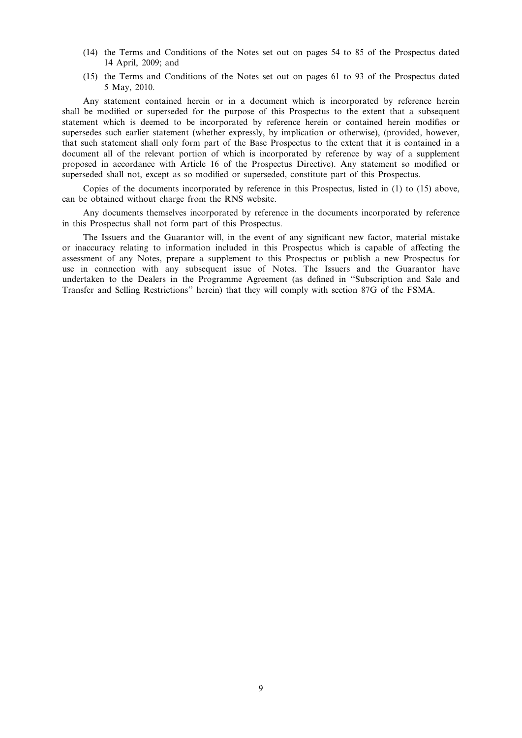(14) the Terms and Conditions of the Notes set out on pages 54 to 85 of the Prospectus dated 14 April, 2009; and

(15) the Terms and Conditions of the Notes set out on pages 61 to 93 of the Prospectus dated 5 May, 2010.

Any statement contained herein or in a document which is incorporated by reference herein shall be modified or superseded for the purpose of this Prospectus to the extent that a subsequent statement which is deemed to be incorporated by reference herein or contained herein modifies or supersedes such earlier statement (whether expressly, by implication or otherwise), (provided, however, that such statement shall only form part of the Base Prospectus to the extent that it is contained in a document all of the relevant portion of which is incorporated by reference by way of a supplement proposed in accordance with Article 16 of the Prospectus Directive). Any statement so modified or superseded shall not, except as so modified or superseded, constitute part of this Prospectus.

Copies of the documents incorporated by reference in this Prospectus, listed in (1) to (15) above, can be obtained without charge from the RNS website.

Any documents themselves incorporated by reference in the documents incorporated by reference in this Prospectus shall not form part of this Prospectus.

The Issuers and the Guarantor will, in the event of any significant new factor, material mistake or inaccuracy relating to information included in this Prospectus which is capable of affecting the assessment of any Notes, prepare a supplement to this Prospectus or publish a new Prospectus for use in connection with any subsequent issue of Notes. The Issuers and the Guarantor have undertaken to the Dealers in the Programme Agreement (as defined in ''Subscription and Sale and Transfer and Selling Restrictions'' herein) that they will comply with section 87G of the FSMA.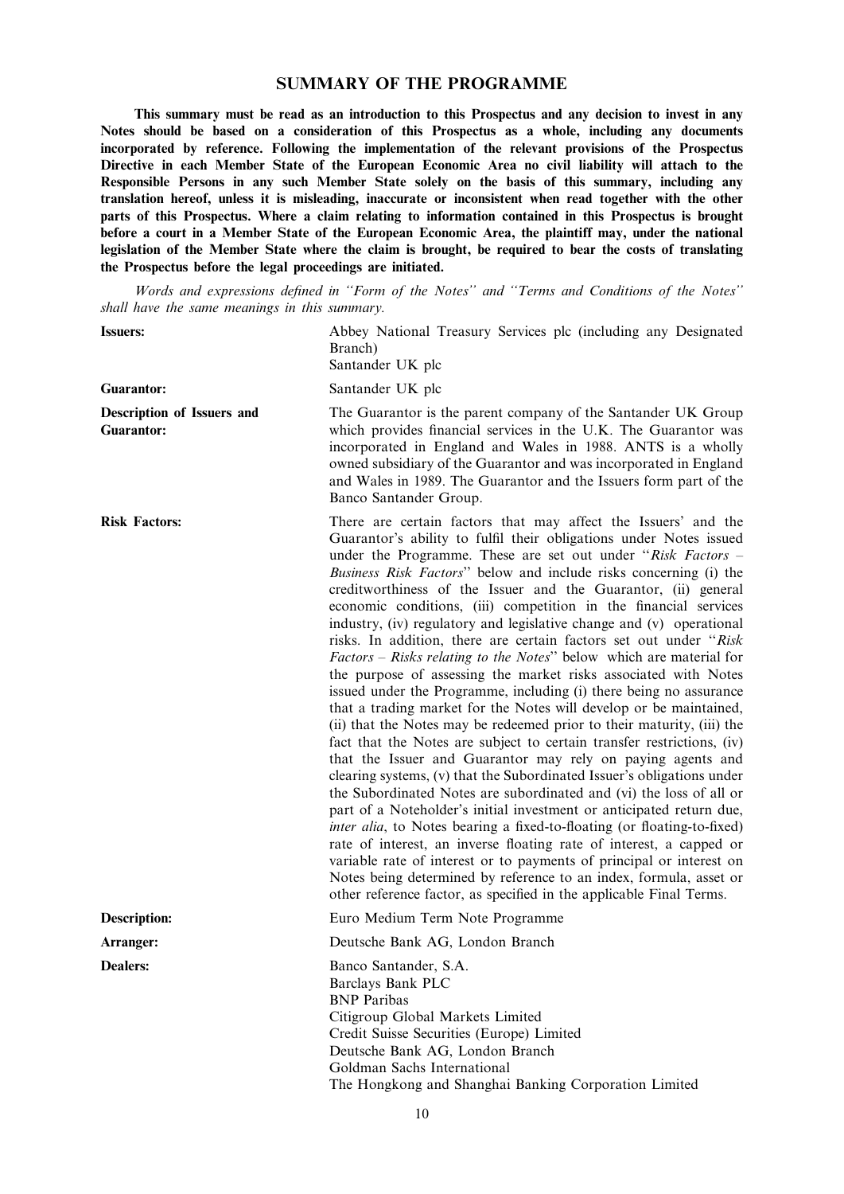# SUMMARY OF THE PROGRAMME

**This summary must be read as an introduction to this Prospectus and any decision to invest in any Notes should be based on a consideration of this Prospectus as a whole, including any documents incorporated by reference. Following the implementation of the relevant provisions of the Prospectus Directive in each Member State of the European Economic Area no civil liability will attach to the Responsible Persons in any such Member State solely on the basis of this summary, including any translation hereof, unless it is misleading, inaccurate or inconsistent when read together with the other parts of this Prospectus. Where a claim relating to information contained in this Prospectus is brought before a court in a Member State of the European Economic Area, the plaintiff may, under the national legislation of the Member State where the claim is brought, be required to bear the costs of translating the Prospectus before the legal proceedings are initiated.**

*Words and expressions defined in ''Form of the Notes'' and ''Terms and Conditions of the Notes'' shall have the same meanings in this summary.*

| | |
|---|---|
| **Issuers:** | Abbey National Treasury Services plc (including any Designated Branch)<br>Santander UK plc |
| **Guarantor:** | Santander UK plc |
| **Description of Issuers and Guarantor:** | The Guarantor is the parent company of the Santander UK Group which provides financial services in the U.K. The Guarantor was incorporated in England and Wales in 1988. ANTS is a wholly owned subsidiary of the Guarantor and was incorporated in England and Wales in 1989. The Guarantor and the Issuers form part of the Banco Santander Group. |
| **Risk Factors:** | There are certain factors that may affect the Issuers' and the Guarantor's ability to fulfil their obligations under Notes issued under the Programme. These are set out under ''*Risk Factors – Business Risk Factors*'' below and include risks concerning (i) the creditworthiness of the Issuer and the Guarantor, (ii) general economic conditions, (iii) competition in the financial services industry, (iv) regulatory and legislative change and (v) operational risks. In addition, there are certain factors set out under ''*Risk Factors – Risks relating to the Notes*'' below which are material for the purpose of assessing the market risks associated with Notes issued under the Programme, including (i) there being no assurance that a trading market for the Notes will develop or be maintained, (ii) that the Notes may be redeemed prior to their maturity, (iii) the fact that the Notes are subject to certain transfer restrictions, (iv) that the Issuer and Guarantor may rely on paying agents and clearing systems, (v) that the Subordinated Issuer's obligations under the Subordinated Notes are subordinated and (vi) the loss of all or part of a Noteholder's initial investment or anticipated return due, *inter alia*, to Notes bearing a fixed-to-floating (or floating-to-fixed) rate of interest, an inverse floating rate of interest, a capped or variable rate of interest or to payments of principal or interest on Notes being determined by reference to an index, formula, asset or other reference factor, as specified in the applicable Final Terms. |
| **Description:** | Euro Medium Term Note Programme |
| **Arranger:** | Deutsche Bank AG, London Branch |
| **Dealers:** | Banco Santander, S.A.<br>Barclays Bank PLC<br>BNP Paribas<br>Citigroup Global Markets Limited<br>Credit Suisse Securities (Europe) Limited<br>Deutsche Bank AG, London Branch<br>Goldman Sachs International<br>The Hongkong and Shanghai Banking Corporation Limited |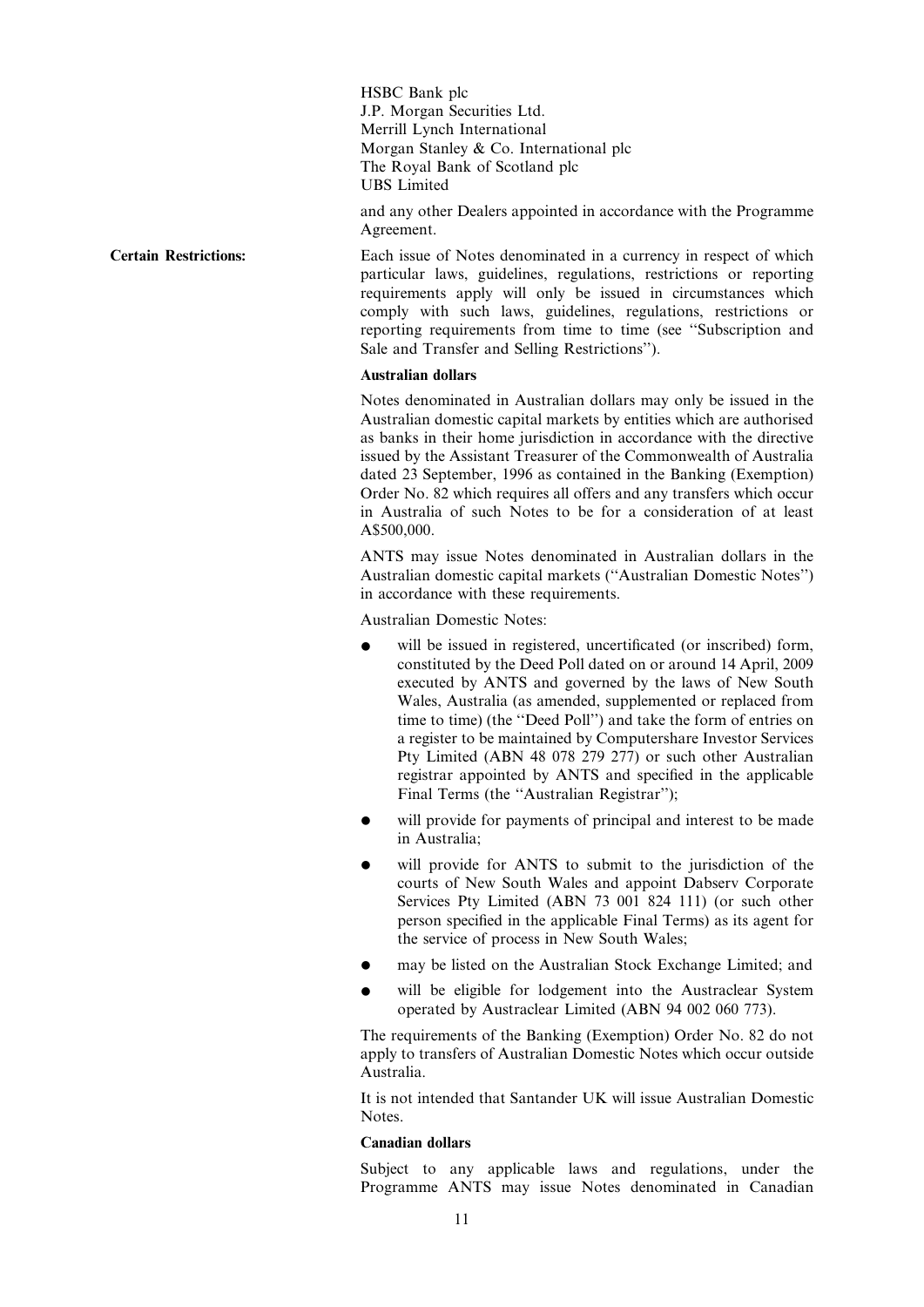HSBC Bank plc
J.P. Morgan Securities Ltd.
Merrill Lynch International
Morgan Stanley & Co. International plc
The Royal Bank of Scotland plc
UBS Limited

and any other Dealers appointed in accordance with the Programme Agreement.

**Certain Restrictions:**

Each issue of Notes denominated in a currency in respect of which particular laws, guidelines, regulations, restrictions or reporting requirements apply will only be issued in circumstances which comply with such laws, guidelines, regulations, restrictions or reporting requirements from time to time (see ''Subscription and Sale and Transfer and Selling Restrictions'').

**Australian dollars**

Notes denominated in Australian dollars may only be issued in the Australian domestic capital markets by entities which are authorised as banks in their home jurisdiction in accordance with the directive issued by the Assistant Treasurer of the Commonwealth of Australia dated 23 September, 1996 as contained in the Banking (Exemption) Order No. 82 which requires all offers and any transfers which occur in Australia of such Notes to be for a consideration of at least A$500,000.

ANTS may issue Notes denominated in Australian dollars in the Australian domestic capital markets (''Australian Domestic Notes'') in accordance with these requirements.

Australian Domestic Notes:

- will be issued in registered, uncertificated (or inscribed) form, constituted by the Deed Poll dated on or around 14 April, 2009 executed by ANTS and governed by the laws of New South Wales, Australia (as amended, supplemented or replaced from time to time) (the ''Deed Poll'') and take the form of entries on a register to be maintained by Computershare Investor Services Pty Limited (ABN 48 078 279 277) or such other Australian registrar appointed by ANTS and specified in the applicable Final Terms (the ''Australian Registrar'');
- will provide for payments of principal and interest to be made in Australia;
- will provide for ANTS to submit to the jurisdiction of the courts of New South Wales and appoint Dabserv Corporate Services Pty Limited (ABN 73 001 824 111) (or such other person specified in the applicable Final Terms) as its agent for the service of process in New South Wales;
- may be listed on the Australian Stock Exchange Limited; and
- will be eligible for lodgement into the Austraclear System operated by Austraclear Limited (ABN 94 002 060 773).

The requirements of the Banking (Exemption) Order No. 82 do not apply to transfers of Australian Domestic Notes which occur outside Australia.

It is not intended that Santander UK will issue Australian Domestic Notes.

**Canadian dollars**

Subject to any applicable laws and regulations, under the Programme ANTS may issue Notes denominated in Canadian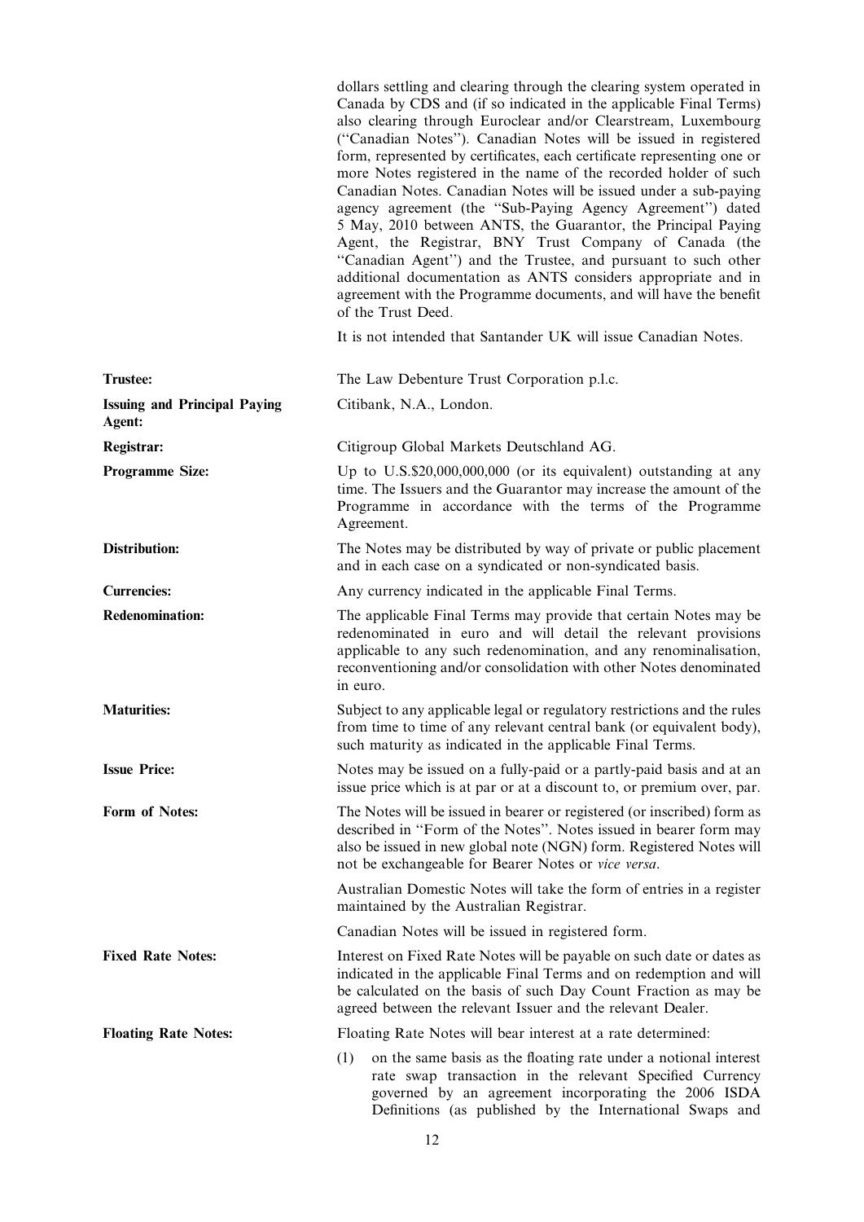dollars settling and clearing through the clearing system operated in Canada by CDS and (if so indicated in the applicable Final Terms) also clearing through Euroclear and/or Clearstream, Luxembourg (''Canadian Notes''). Canadian Notes will be issued in registered form, represented by certificates, each certificate representing one or more Notes registered in the name of the recorded holder of such Canadian Notes. Canadian Notes will be issued under a sub-paying agency agreement (the ''Sub-Paying Agency Agreement'') dated 5 May, 2010 between ANTS, the Guarantor, the Principal Paying Agent, the Registrar, BNY Trust Company of Canada (the ''Canadian Agent'') and the Trustee, and pursuant to such other additional documentation as ANTS considers appropriate and in agreement with the Programme documents, and will have the benefit of the Trust Deed.

It is not intended that Santander UK will issue Canadian Notes.

**Trustee:** The Law Debenture Trust Corporation p.l.c.

**Issuing and Principal Paying Agent:** Citibank, N.A., London.

**Registrar:** Citigroup Global Markets Deutschland AG.

**Programme Size:** Up to U.S.$20,000,000,000 (or its equivalent) outstanding at any time. The Issuers and the Guarantor may increase the amount of the Programme in accordance with the terms of the Programme Agreement.

**Distribution:** The Notes may be distributed by way of private or public placement and in each case on a syndicated or non-syndicated basis.

**Currencies:** Any currency indicated in the applicable Final Terms.

**Redenomination:** The applicable Final Terms may provide that certain Notes may be redenominated in euro and will detail the relevant provisions applicable to any such redenomination, and any renominalisation, reconventioning and/or consolidation with other Notes denominated in euro.

**Maturities:** Subject to any applicable legal or regulatory restrictions and the rules from time to time of any relevant central bank (or equivalent body), such maturity as indicated in the applicable Final Terms.

**Issue Price:** Notes may be issued on a fully-paid or a partly-paid basis and at an issue price which is at par or at a discount to, or premium over, par.

**Form of Notes:** The Notes will be issued in bearer or registered (or inscribed) form as described in ''Form of the Notes''. Notes issued in bearer form may also be issued in new global note (NGN) form. Registered Notes will not be exchangeable for Bearer Notes or *vice versa*.

Australian Domestic Notes will take the form of entries in a register maintained by the Australian Registrar.

Canadian Notes will be issued in registered form.

**Fixed Rate Notes:** Interest on Fixed Rate Notes will be payable on such date or dates as indicated in the applicable Final Terms and on redemption and will be calculated on the basis of such Day Count Fraction as may be agreed between the relevant Issuer and the relevant Dealer.

**Floating Rate Notes:** Floating Rate Notes will bear interest at a rate determined:

(1) on the same basis as the floating rate under a notional interest rate swap transaction in the relevant Specified Currency governed by an agreement incorporating the 2006 ISDA Definitions (as published by the International Swaps and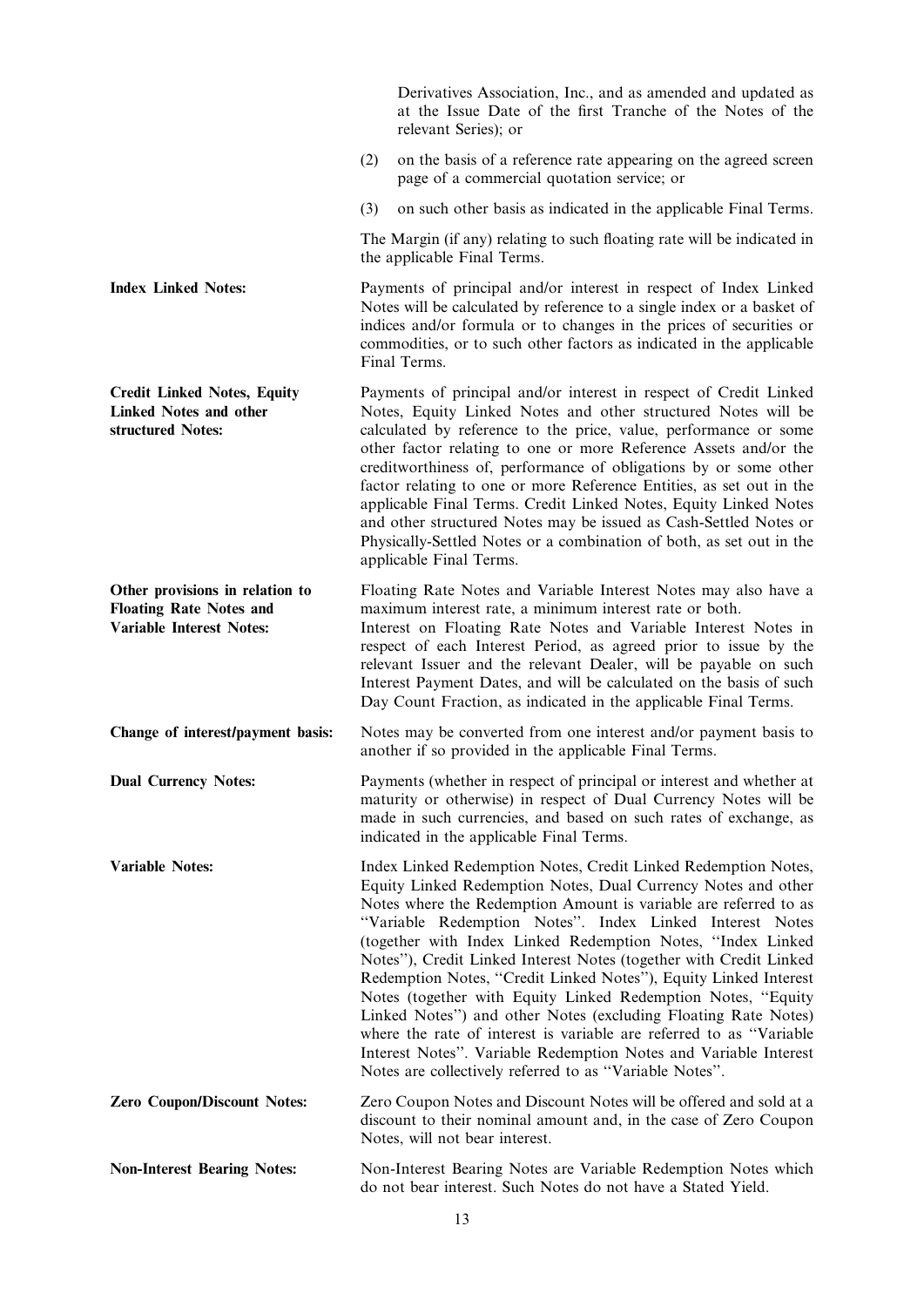Derivatives Association, Inc., and as amended and updated as at the Issue Date of the first Tranche of the Notes of the relevant Series); or

(2) on the basis of a reference rate appearing on the agreed screen page of a commercial quotation service; or

(3) on such other basis as indicated in the applicable Final Terms.

The Margin (if any) relating to such floating rate will be indicated in the applicable Final Terms.

**Index Linked Notes:** Payments of principal and/or interest in respect of Index Linked Notes will be calculated by reference to a single index or a basket of indices and/or formula or to changes in the prices of securities or commodities, or to such other factors as indicated in the applicable Final Terms.

**Credit Linked Notes, Equity Linked Notes and other structured Notes:** Payments of principal and/or interest in respect of Credit Linked Notes, Equity Linked Notes and other structured Notes will be calculated by reference to the price, value, performance or some other factor relating to one or more Reference Assets and/or the creditworthiness of, performance of obligations by or some other factor relating to one or more Reference Entities, as set out in the applicable Final Terms. Credit Linked Notes, Equity Linked Notes and other structured Notes may be issued as Cash-Settled Notes or Physically-Settled Notes or a combination of both, as set out in the applicable Final Terms.

**Other provisions in relation to Floating Rate Notes and Variable Interest Notes:** Floating Rate Notes and Variable Interest Notes may also have a maximum interest rate, a minimum interest rate or both.

Interest on Floating Rate Notes and Variable Interest Notes in respect of each Interest Period, as agreed prior to issue by the relevant Issuer and the relevant Dealer, will be payable on such Interest Payment Dates, and will be calculated on the basis of such Day Count Fraction, as indicated in the applicable Final Terms.

**Change of interest/payment basis:** Notes may be converted from one interest and/or payment basis to another if so provided in the applicable Final Terms.

**Dual Currency Notes:** Payments (whether in respect of principal or interest and whether at maturity or otherwise) in respect of Dual Currency Notes will be made in such currencies, and based on such rates of exchange, as indicated in the applicable Final Terms.

**Variable Notes:** Index Linked Redemption Notes, Credit Linked Redemption Notes, Equity Linked Redemption Notes, Dual Currency Notes and other Notes where the Redemption Amount is variable are referred to as "Variable Redemption Notes". Index Linked Interest Notes (together with Index Linked Redemption Notes, "Index Linked Notes"), Credit Linked Interest Notes (together with Credit Linked Redemption Notes, "Credit Linked Notes"), Equity Linked Interest Notes (together with Equity Linked Redemption Notes, "Equity Linked Notes") and other Notes (excluding Floating Rate Notes) where the rate of interest is variable are referred to as "Variable Interest Notes". Variable Redemption Notes and Variable Interest Notes are collectively referred to as "Variable Notes".

**Zero Coupon/Discount Notes:** Zero Coupon Notes and Discount Notes will be offered and sold at a discount to their nominal amount and, in the case of Zero Coupon Notes, will not bear interest.

**Non-Interest Bearing Notes:** Non-Interest Bearing Notes are Variable Redemption Notes which do not bear interest. Such Notes do not have a Stated Yield.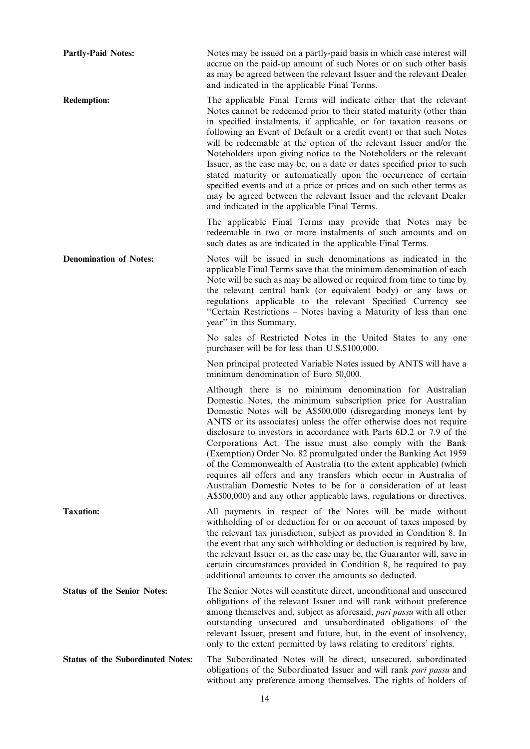**Partly-Paid Notes:** Notes may be issued on a partly-paid basis in which case interest will accrue on the paid-up amount of such Notes or on such other basis as may be agreed between the relevant Issuer and the relevant Dealer and indicated in the applicable Final Terms.

**Redemption:** The applicable Final Terms will indicate either that the relevant Notes cannot be redeemed prior to their stated maturity (other than in specified instalments, if applicable, or for taxation reasons or following an Event of Default or a credit event) or that such Notes will be redeemable at the option of the relevant Issuer and/or the Noteholders upon giving notice to the Noteholders or the relevant Issuer, as the case may be, on a date or dates specified prior to such stated maturity or automatically upon the occurrence of certain specified events and at a price or prices and on such other terms as may be agreed between the relevant Issuer and the relevant Dealer and indicated in the applicable Final Terms.

The applicable Final Terms may provide that Notes may be redeemable in two or more instalments of such amounts and on such dates as are indicated in the applicable Final Terms.

**Denomination of Notes:** Notes will be issued in such denominations as indicated in the applicable Final Terms save that the minimum denomination of each Note will be such as may be allowed or required from time to time by the relevant central bank (or equivalent body) or any laws or regulations applicable to the relevant Specified Currency see "Certain Restrictions – Notes having a Maturity of less than one year" in this Summary.

No sales of Restricted Notes in the United States to any one purchaser will be for less than U.S.$100,000.

Non principal protected Variable Notes issued by ANTS will have a minimum denomination of Euro 50,000.

Although there is no minimum denomination for Australian Domestic Notes, the minimum subscription price for Australian Domestic Notes will be A$500,000 (disregarding moneys lent by ANTS or its associates) unless the offer otherwise does not require disclosure to investors in accordance with Parts 6D.2 or 7.9 of the Corporations Act. The issue must also comply with the Bank (Exemption) Order No. 82 promulgated under the Banking Act 1959 of the Commonwealth of Australia (to the extent applicable) (which requires all offers and any transfers which occur in Australia of Australian Domestic Notes to be for a consideration of at least A$500,000) and any other applicable laws, regulations or directives.

**Taxation:** All payments in respect of the Notes will be made without withholding of or deduction for or on account of taxes imposed by the relevant tax jurisdiction, subject as provided in Condition 8. In the event that any such withholding or deduction is required by law, the relevant Issuer or, as the case may be, the Guarantor will, save in certain circumstances provided in Condition 8, be required to pay additional amounts to cover the amounts so deducted.

**Status of the Senior Notes:** The Senior Notes will constitute direct, unconditional and unsecured obligations of the relevant Issuer and will rank without preference among themselves and, subject as aforesaid, *pari passu* with all other outstanding unsecured and unsubordinated obligations of the relevant Issuer, present and future, but, in the event of insolvency, only to the extent permitted by laws relating to creditors' rights.

**Status of the Subordinated Notes:** The Subordinated Notes will be direct, unsecured, subordinated obligations of the Subordinated Issuer and will rank *pari passu* and without any preference among themselves. The rights of holders of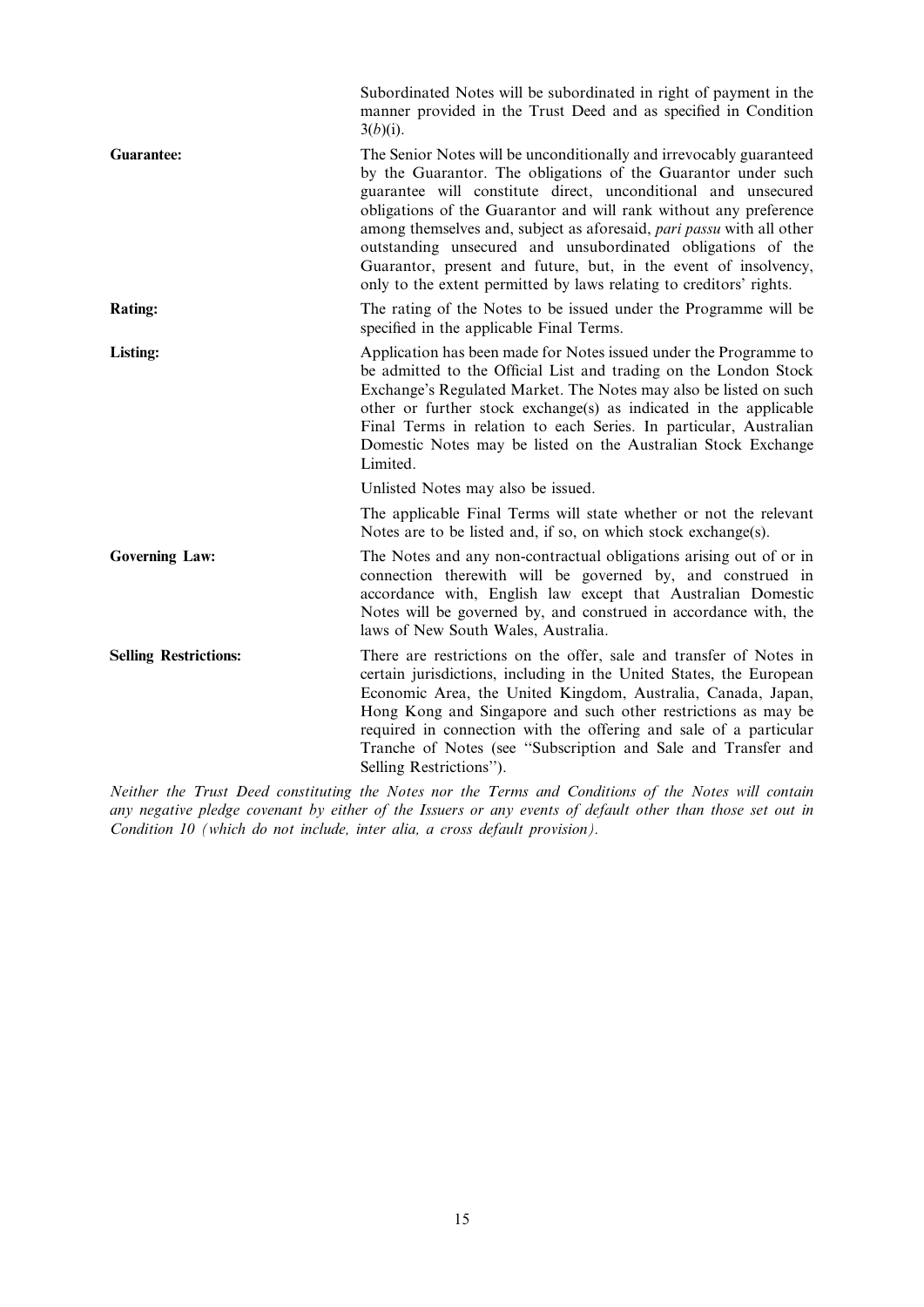Subordinated Notes will be subordinated in right of payment in the manner provided in the Trust Deed and as specified in Condition 3(*b*)(i).

**Guarantee:**

The Senior Notes will be unconditionally and irrevocably guaranteed by the Guarantor. The obligations of the Guarantor under such guarantee will constitute direct, unconditional and unsecured obligations of the Guarantor and will rank without any preference among themselves and, subject as aforesaid, *pari passu* with all other outstanding unsecured and unsubordinated obligations of the Guarantor, present and future, but, in the event of insolvency, only to the extent permitted by laws relating to creditors' rights.

**Rating:**

The rating of the Notes to be issued under the Programme will be specified in the applicable Final Terms.

**Listing:**

Application has been made for Notes issued under the Programme to be admitted to the Official List and trading on the London Stock Exchange's Regulated Market. The Notes may also be listed on such other or further stock exchange(s) as indicated in the applicable Final Terms in relation to each Series. In particular, Australian Domestic Notes may be listed on the Australian Stock Exchange Limited.

Unlisted Notes may also be issued.

The applicable Final Terms will state whether or not the relevant Notes are to be listed and, if so, on which stock exchange(s).

**Governing Law:**

The Notes and any non-contractual obligations arising out of or in connection therewith will be governed by, and construed in accordance with, English law except that Australian Domestic Notes will be governed by, and construed in accordance with, the laws of New South Wales, Australia.

**Selling Restrictions:**

There are restrictions on the offer, sale and transfer of Notes in certain jurisdictions, including in the United States, the European Economic Area, the United Kingdom, Australia, Canada, Japan, Hong Kong and Singapore and such other restrictions as may be required in connection with the offering and sale of a particular Tranche of Notes (see "Subscription and Sale and Transfer and Selling Restrictions").

*Neither the Trust Deed constituting the Notes nor the Terms and Conditions of the Notes will contain any negative pledge covenant by either of the Issuers or any events of default other than those set out in Condition 10 (which do not include, inter alia, a cross default provision).*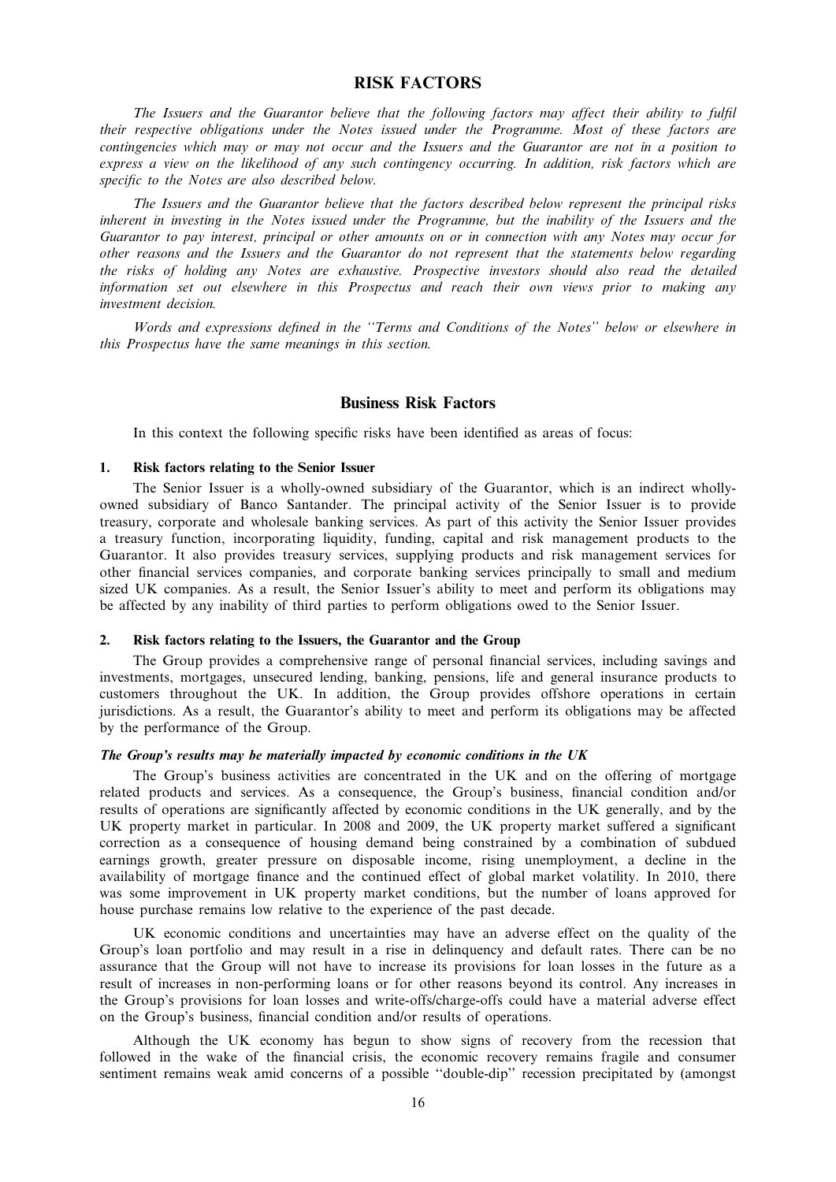# RISK FACTORS

*The Issuers and the Guarantor believe that the following factors may affect their ability to fulfil their respective obligations under the Notes issued under the Programme. Most of these factors are contingencies which may or may not occur and the Issuers and the Guarantor are not in a position to express a view on the likelihood of any such contingency occurring. In addition, risk factors which are specific to the Notes are also described below.*

*The Issuers and the Guarantor believe that the factors described below represent the principal risks inherent in investing in the Notes issued under the Programme, but the inability of the Issuers and the Guarantor to pay interest, principal or other amounts on or in connection with any Notes may occur for other reasons and the Issuers and the Guarantor do not represent that the statements below regarding the risks of holding any Notes are exhaustive. Prospective investors should also read the detailed information set out elsewhere in this Prospectus and reach their own views prior to making any investment decision.*

*Words and expressions defined in the ''Terms and Conditions of the Notes'' below or elsewhere in this Prospectus have the same meanings in this section.*

## Business Risk Factors

In this context the following specific risks have been identified as areas of focus:

### 1. Risk factors relating to the Senior Issuer

The Senior Issuer is a wholly-owned subsidiary of the Guarantor, which is an indirect wholly-owned subsidiary of Banco Santander. The principal activity of the Senior Issuer is to provide treasury, corporate and wholesale banking services. As part of this activity the Senior Issuer provides a treasury function, incorporating liquidity, funding, capital and risk management products to the Guarantor. It also provides treasury services, supplying products and risk management services for other financial services companies, and corporate banking services principally to small and medium sized UK companies. As a result, the Senior Issuer's ability to meet and perform its obligations may be affected by any inability of third parties to perform obligations owed to the Senior Issuer.

### 2. Risk factors relating to the Issuers, the Guarantor and the Group

The Group provides a comprehensive range of personal financial services, including savings and investments, mortgages, unsecured lending, banking, pensions, life and general insurance products to customers throughout the UK. In addition, the Group provides offshore operations in certain jurisdictions. As a result, the Guarantor's ability to meet and perform its obligations may be affected by the performance of the Group.

***The Group's results may be materially impacted by economic conditions in the UK***

The Group's business activities are concentrated in the UK and on the offering of mortgage related products and services. As a consequence, the Group's business, financial condition and/or results of operations are significantly affected by economic conditions in the UK generally, and by the UK property market in particular. In 2008 and 2009, the UK property market suffered a significant correction as a consequence of housing demand being constrained by a combination of subdued earnings growth, greater pressure on disposable income, rising unemployment, a decline in the availability of mortgage finance and the continued effect of global market volatility. In 2010, there was some improvement in UK property market conditions, but the number of loans approved for house purchase remains low relative to the experience of the past decade.

UK economic conditions and uncertainties may have an adverse effect on the quality of the Group's loan portfolio and may result in a rise in delinquency and default rates. There can be no assurance that the Group will not have to increase its provisions for loan losses in the future as a result of increases in non-performing loans or for other reasons beyond its control. Any increases in the Group's provisions for loan losses and write-offs/charge-offs could have a material adverse effect on the Group's business, financial condition and/or results of operations.

Although the UK economy has begun to show signs of recovery from the recession that followed in the wake of the financial crisis, the economic recovery remains fragile and consumer sentiment remains weak amid concerns of a possible ''double-dip'' recession precipitated by (amongst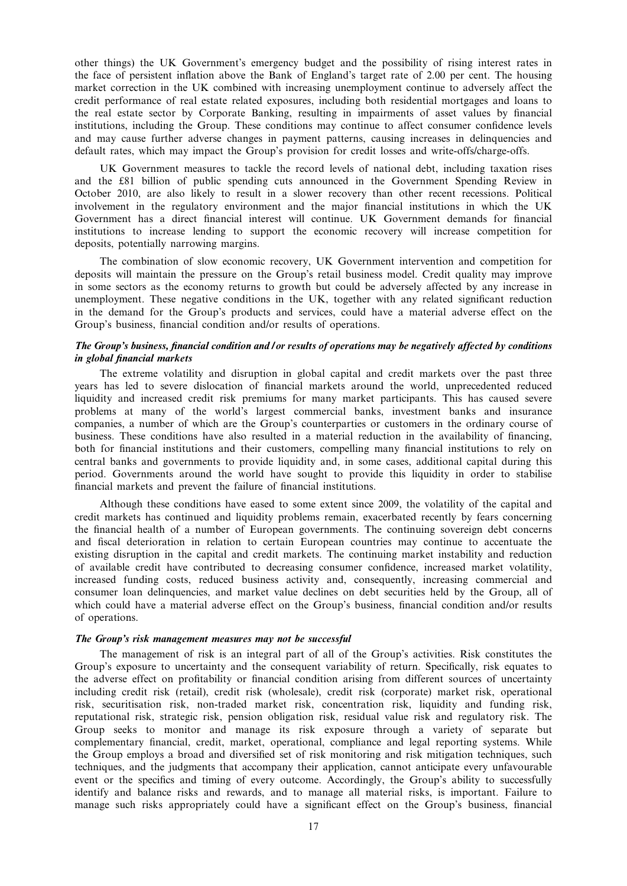other things) the UK Government's emergency budget and the possibility of rising interest rates in the face of persistent inflation above the Bank of England's target rate of 2.00 per cent. The housing market correction in the UK combined with increasing unemployment continue to adversely affect the credit performance of real estate related exposures, including both residential mortgages and loans to the real estate sector by Corporate Banking, resulting in impairments of asset values by financial institutions, including the Group. These conditions may continue to affect consumer confidence levels and may cause further adverse changes in payment patterns, causing increases in delinquencies and default rates, which may impact the Group's provision for credit losses and write-offs/charge-offs.

UK Government measures to tackle the record levels of national debt, including taxation rises and the £81 billion of public spending cuts announced in the Government Spending Review in October 2010, are also likely to result in a slower recovery than other recent recessions. Political involvement in the regulatory environment and the major financial institutions in which the UK Government has a direct financial interest will continue. UK Government demands for financial institutions to increase lending to support the economic recovery will increase competition for deposits, potentially narrowing margins.

The combination of slow economic recovery, UK Government intervention and competition for deposits will maintain the pressure on the Group's retail business model. Credit quality may improve in some sectors as the economy returns to growth but could be adversely affected by any increase in unemployment. These negative conditions in the UK, together with any related significant reduction in the demand for the Group's products and services, could have a material adverse effect on the Group's business, financial condition and/or results of operations.

***The Group's business, financial condition and/or results of operations may be negatively affected by conditions in global financial markets***

The extreme volatility and disruption in global capital and credit markets over the past three years has led to severe dislocation of financial markets around the world, unprecedented reduced liquidity and increased credit risk premiums for many market participants. This has caused severe problems at many of the world's largest commercial banks, investment banks and insurance companies, a number of which are the Group's counterparties or customers in the ordinary course of business. These conditions have also resulted in a material reduction in the availability of financing, both for financial institutions and their customers, compelling many financial institutions to rely on central banks and governments to provide liquidity and, in some cases, additional capital during this period. Governments around the world have sought to provide this liquidity in order to stabilise financial markets and prevent the failure of financial institutions.

Although these conditions have eased to some extent since 2009, the volatility of the capital and credit markets has continued and liquidity problems remain, exacerbated recently by fears concerning the financial health of a number of European governments. The continuing sovereign debt concerns and fiscal deterioration in relation to certain European countries may continue to accentuate the existing disruption in the capital and credit markets. The continuing market instability and reduction of available credit have contributed to decreasing consumer confidence, increased market volatility, increased funding costs, reduced business activity and, consequently, increasing commercial and consumer loan delinquencies, and market value declines on debt securities held by the Group, all of which could have a material adverse effect on the Group's business, financial condition and/or results of operations.

***The Group's risk management measures may not be successful***

The management of risk is an integral part of all of the Group's activities. Risk constitutes the Group's exposure to uncertainty and the consequent variability of return. Specifically, risk equates to the adverse effect on profitability or financial condition arising from different sources of uncertainty including credit risk (retail), credit risk (wholesale), credit risk (corporate) market risk, operational risk, securitisation risk, non-traded market risk, concentration risk, liquidity and funding risk, reputational risk, strategic risk, pension obligation risk, residual value risk and regulatory risk. The Group seeks to monitor and manage its risk exposure through a variety of separate but complementary financial, credit, market, operational, compliance and legal reporting systems. While the Group employs a broad and diversified set of risk monitoring and risk mitigation techniques, such techniques, and the judgments that accompany their application, cannot anticipate every unfavourable event or the specifics and timing of every outcome. Accordingly, the Group's ability to successfully identify and balance risks and rewards, and to manage all material risks, is important. Failure to manage such risks appropriately could have a significant effect on the Group's business, financial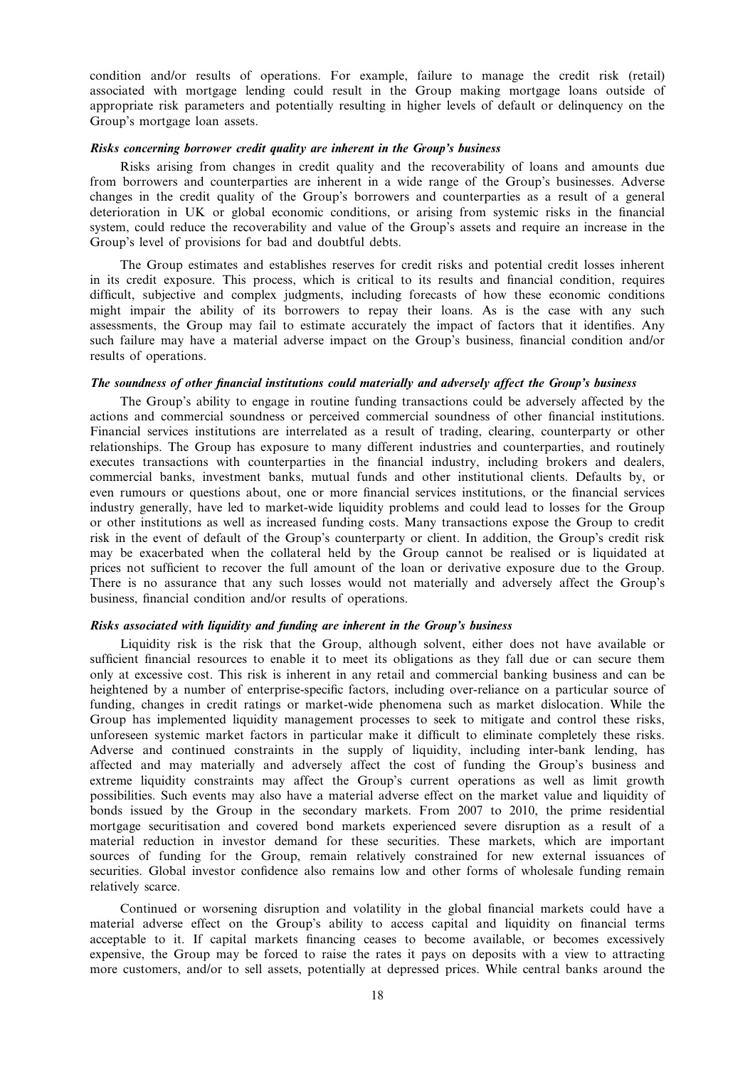condition and/or results of operations. For example, failure to manage the credit risk (retail) associated with mortgage lending could result in the Group making mortgage loans outside of appropriate risk parameters and potentially resulting in higher levels of default or delinquency on the Group's mortgage loan assets.

***Risks concerning borrower credit quality are inherent in the Group's business***

Risks arising from changes in credit quality and the recoverability of loans and amounts due from borrowers and counterparties are inherent in a wide range of the Group's businesses. Adverse changes in the credit quality of the Group's borrowers and counterparties as a result of a general deterioration in UK or global economic conditions, or arising from systemic risks in the financial system, could reduce the recoverability and value of the Group's assets and require an increase in the Group's level of provisions for bad and doubtful debts.

The Group estimates and establishes reserves for credit risks and potential credit losses inherent in its credit exposure. This process, which is critical to its results and financial condition, requires difficult, subjective and complex judgments, including forecasts of how these economic conditions might impair the ability of its borrowers to repay their loans. As is the case with any such assessments, the Group may fail to estimate accurately the impact of factors that it identifies. Any such failure may have a material adverse impact on the Group's business, financial condition and/or results of operations.

***The soundness of other financial institutions could materially and adversely affect the Group's business***

The Group's ability to engage in routine funding transactions could be adversely affected by the actions and commercial soundness or perceived commercial soundness of other financial institutions. Financial services institutions are interrelated as a result of trading, clearing, counterparty or other relationships. The Group has exposure to many different industries and counterparties, and routinely executes transactions with counterparties in the financial industry, including brokers and dealers, commercial banks, investment banks, mutual funds and other institutional clients. Defaults by, or even rumours or questions about, one or more financial services institutions, or the financial services industry generally, have led to market-wide liquidity problems and could lead to losses for the Group or other institutions as well as increased funding costs. Many transactions expose the Group to credit risk in the event of default of the Group's counterparty or client. In addition, the Group's credit risk may be exacerbated when the collateral held by the Group cannot be realised or is liquidated at prices not sufficient to recover the full amount of the loan or derivative exposure due to the Group. There is no assurance that any such losses would not materially and adversely affect the Group's business, financial condition and/or results of operations.

***Risks associated with liquidity and funding are inherent in the Group's business***

Liquidity risk is the risk that the Group, although solvent, either does not have available or sufficient financial resources to enable it to meet its obligations as they fall due or can secure them only at excessive cost. This risk is inherent in any retail and commercial banking business and can be heightened by a number of enterprise-specific factors, including over-reliance on a particular source of funding, changes in credit ratings or market-wide phenomena such as market dislocation. While the Group has implemented liquidity management processes to seek to mitigate and control these risks, unforeseen systemic market factors in particular make it difficult to eliminate completely these risks. Adverse and continued constraints in the supply of liquidity, including inter-bank lending, has affected and may materially and adversely affect the cost of funding the Group's business and extreme liquidity constraints may affect the Group's current operations as well as limit growth possibilities. Such events may also have a material adverse effect on the market value and liquidity of bonds issued by the Group in the secondary markets. From 2007 to 2010, the prime residential mortgage securitisation and covered bond markets experienced severe disruption as a result of a material reduction in investor demand for these securities. These markets, which are important sources of funding for the Group, remain relatively constrained for new external issuances of securities. Global investor confidence also remains low and other forms of wholesale funding remain relatively scarce.

Continued or worsening disruption and volatility in the global financial markets could have a material adverse effect on the Group's ability to access capital and liquidity on financial terms acceptable to it. If capital markets financing ceases to become available, or becomes excessively expensive, the Group may be forced to raise the rates it pays on deposits with a view to attracting more customers, and/or to sell assets, potentially at depressed prices. While central banks around the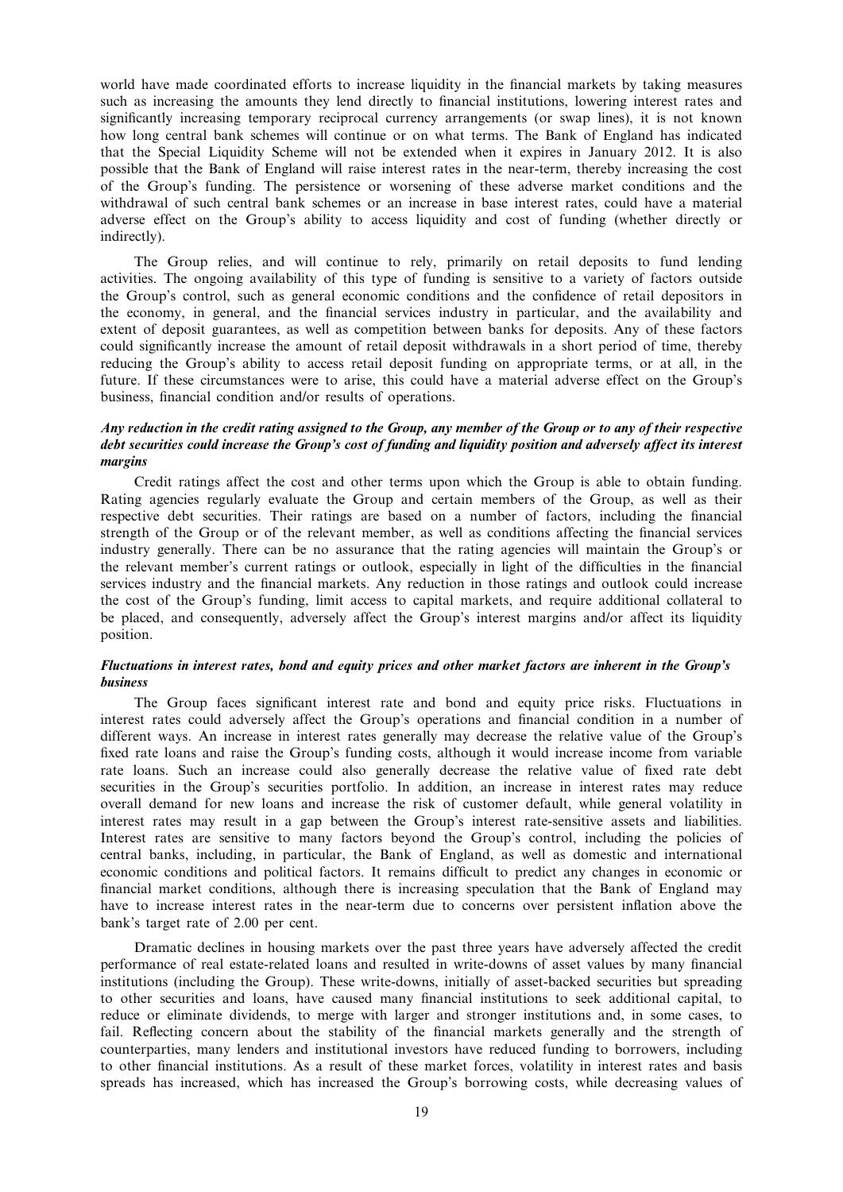world have made coordinated efforts to increase liquidity in the financial markets by taking measures such as increasing the amounts they lend directly to financial institutions, lowering interest rates and significantly increasing temporary reciprocal currency arrangements (or swap lines), it is not known how long central bank schemes will continue or on what terms. The Bank of England has indicated that the Special Liquidity Scheme will not be extended when it expires in January 2012. It is also possible that the Bank of England will raise interest rates in the near-term, thereby increasing the cost of the Group's funding. The persistence or worsening of these adverse market conditions and the withdrawal of such central bank schemes or an increase in base interest rates, could have a material adverse effect on the Group's ability to access liquidity and cost of funding (whether directly or indirectly).

The Group relies, and will continue to rely, primarily on retail deposits to fund lending activities. The ongoing availability of this type of funding is sensitive to a variety of factors outside the Group's control, such as general economic conditions and the confidence of retail depositors in the economy, in general, and the financial services industry in particular, and the availability and extent of deposit guarantees, as well as competition between banks for deposits. Any of these factors could significantly increase the amount of retail deposit withdrawals in a short period of time, thereby reducing the Group's ability to access retail deposit funding on appropriate terms, or at all, in the future. If these circumstances were to arise, this could have a material adverse effect on the Group's business, financial condition and/or results of operations.

***Any reduction in the credit rating assigned to the Group, any member of the Group or to any of their respective debt securities could increase the Group's cost of funding and liquidity position and adversely affect its interest margins***

Credit ratings affect the cost and other terms upon which the Group is able to obtain funding. Rating agencies regularly evaluate the Group and certain members of the Group, as well as their respective debt securities. Their ratings are based on a number of factors, including the financial strength of the Group or of the relevant member, as well as conditions affecting the financial services industry generally. There can be no assurance that the rating agencies will maintain the Group's or the relevant member's current ratings or outlook, especially in light of the difficulties in the financial services industry and the financial markets. Any reduction in those ratings and outlook could increase the cost of the Group's funding, limit access to capital markets, and require additional collateral to be placed, and consequently, adversely affect the Group's interest margins and/or affect its liquidity position.

***Fluctuations in interest rates, bond and equity prices and other market factors are inherent in the Group's business***

The Group faces significant interest rate and bond and equity price risks. Fluctuations in interest rates could adversely affect the Group's operations and financial condition in a number of different ways. An increase in interest rates generally may decrease the relative value of the Group's fixed rate loans and raise the Group's funding costs, although it would increase income from variable rate loans. Such an increase could also generally decrease the relative value of fixed rate debt securities in the Group's securities portfolio. In addition, an increase in interest rates may reduce overall demand for new loans and increase the risk of customer default, while general volatility in interest rates may result in a gap between the Group's interest rate-sensitive assets and liabilities. Interest rates are sensitive to many factors beyond the Group's control, including the policies of central banks, including, in particular, the Bank of England, as well as domestic and international economic conditions and political factors. It remains difficult to predict any changes in economic or financial market conditions, although there is increasing speculation that the Bank of England may have to increase interest rates in the near-term due to concerns over persistent inflation above the bank's target rate of 2.00 per cent.

Dramatic declines in housing markets over the past three years have adversely affected the credit performance of real estate-related loans and resulted in write-downs of asset values by many financial institutions (including the Group). These write-downs, initially of asset-backed securities but spreading to other securities and loans, have caused many financial institutions to seek additional capital, to reduce or eliminate dividends, to merge with larger and stronger institutions and, in some cases, to fail. Reflecting concern about the stability of the financial markets generally and the strength of counterparties, many lenders and institutional investors have reduced funding to borrowers, including to other financial institutions. As a result of these market forces, volatility in interest rates and basis spreads has increased, which has increased the Group's borrowing costs, while decreasing values of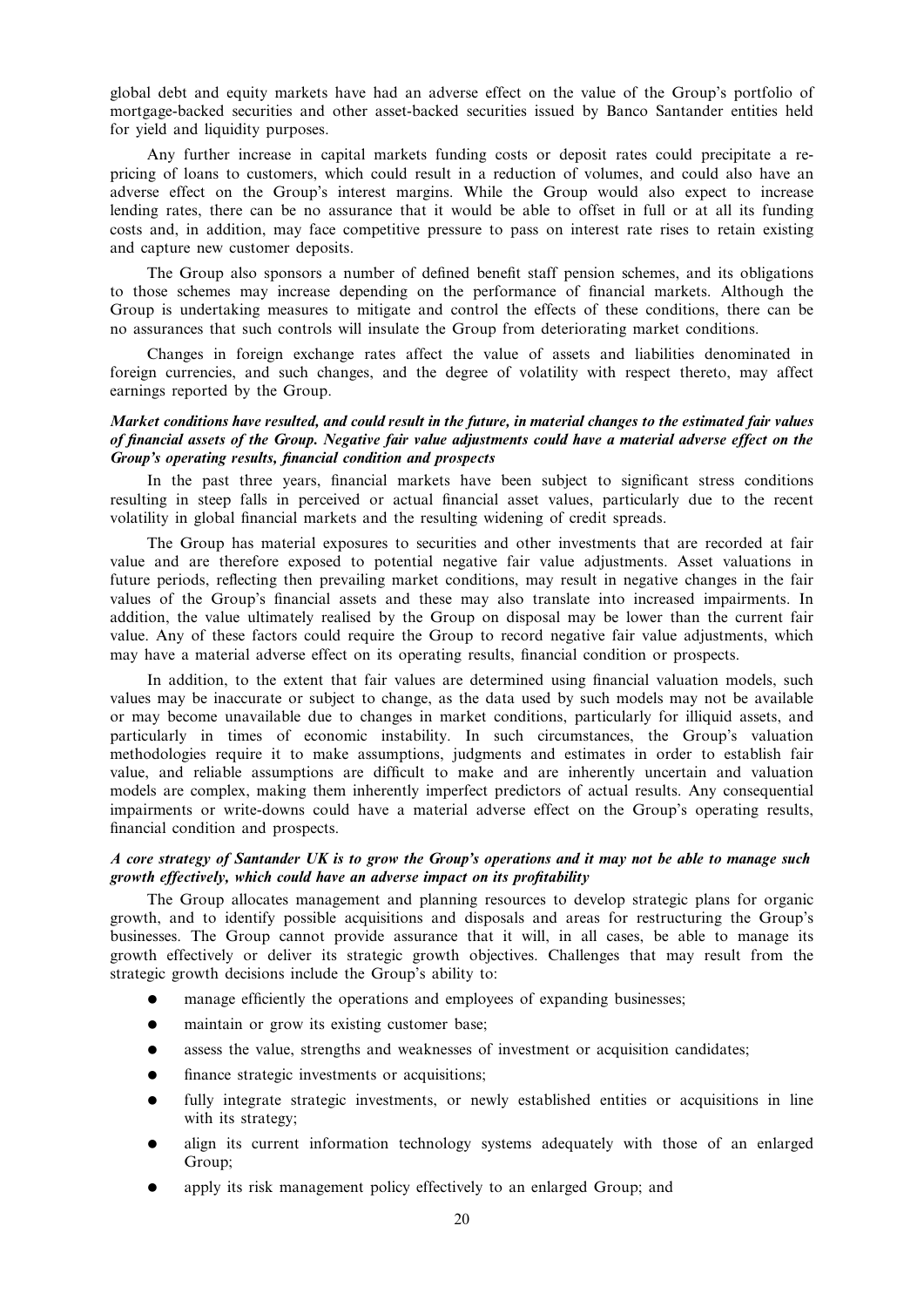global debt and equity markets have had an adverse effect on the value of the Group's portfolio of mortgage-backed securities and other asset-backed securities issued by Banco Santander entities held for yield and liquidity purposes.

Any further increase in capital markets funding costs or deposit rates could precipitate a re-pricing of loans to customers, which could result in a reduction of volumes, and could also have an adverse effect on the Group's interest margins. While the Group would also expect to increase lending rates, there can be no assurance that it would be able to offset in full or at all its funding costs and, in addition, may face competitive pressure to pass on interest rate rises to retain existing and capture new customer deposits.

The Group also sponsors a number of defined benefit staff pension schemes, and its obligations to those schemes may increase depending on the performance of financial markets. Although the Group is undertaking measures to mitigate and control the effects of these conditions, there can be no assurances that such controls will insulate the Group from deteriorating market conditions.

Changes in foreign exchange rates affect the value of assets and liabilities denominated in foreign currencies, and such changes, and the degree of volatility with respect thereto, may affect earnings reported by the Group.

***Market conditions have resulted, and could result in the future, in material changes to the estimated fair values of financial assets of the Group. Negative fair value adjustments could have a material adverse effect on the Group's operating results, financial condition and prospects***

In the past three years, financial markets have been subject to significant stress conditions resulting in steep falls in perceived or actual financial asset values, particularly due to the recent volatility in global financial markets and the resulting widening of credit spreads.

The Group has material exposures to securities and other investments that are recorded at fair value and are therefore exposed to potential negative fair value adjustments. Asset valuations in future periods, reflecting then prevailing market conditions, may result in negative changes in the fair values of the Group's financial assets and these may also translate into increased impairments. In addition, the value ultimately realised by the Group on disposal may be lower than the current fair value. Any of these factors could require the Group to record negative fair value adjustments, which may have a material adverse effect on its operating results, financial condition or prospects.

In addition, to the extent that fair values are determined using financial valuation models, such values may be inaccurate or subject to change, as the data used by such models may not be available or may become unavailable due to changes in market conditions, particularly for illiquid assets, and particularly in times of economic instability. In such circumstances, the Group's valuation methodologies require it to make assumptions, judgments and estimates in order to establish fair value, and reliable assumptions are difficult to make and are inherently uncertain and valuation models are complex, making them inherently imperfect predictors of actual results. Any consequential impairments or write-downs could have a material adverse effect on the Group's operating results, financial condition and prospects.

***A core strategy of Santander UK is to grow the Group's operations and it may not be able to manage such growth effectively, which could have an adverse impact on its profitability***

The Group allocates management and planning resources to develop strategic plans for organic growth, and to identify possible acquisitions and disposals and areas for restructuring the Group's businesses. The Group cannot provide assurance that it will, in all cases, be able to manage its growth effectively or deliver its strategic growth objectives. Challenges that may result from the strategic growth decisions include the Group's ability to:

- manage efficiently the operations and employees of expanding businesses;
- maintain or grow its existing customer base;
- assess the value, strengths and weaknesses of investment or acquisition candidates;
- finance strategic investments or acquisitions;
- fully integrate strategic investments, or newly established entities or acquisitions in line with its strategy;
- align its current information technology systems adequately with those of an enlarged Group;
- apply its risk management policy effectively to an enlarged Group; and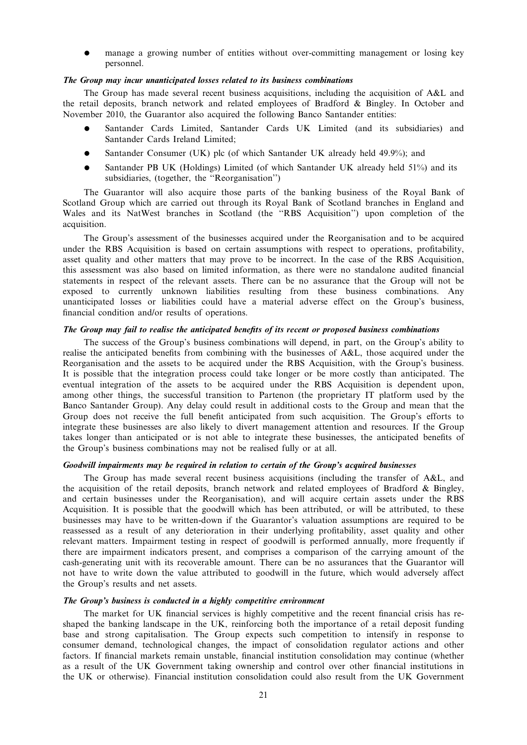- manage a growing number of entities without over-committing management or losing key personnel.

***The Group may incur unanticipated losses related to its business combinations***

The Group has made several recent business acquisitions, including the acquisition of A&L and the retail deposits, branch network and related employees of Bradford & Bingley. In October and November 2010, the Guarantor also acquired the following Banco Santander entities:

- Santander Cards Limited, Santander Cards UK Limited (and its subsidiaries) and Santander Cards Ireland Limited;
- Santander Consumer (UK) plc (of which Santander UK already held 49.9%); and
- Santander PB UK (Holdings) Limited (of which Santander UK already held 51%) and its subsidiaries, (together, the ''Reorganisation'')

The Guarantor will also acquire those parts of the banking business of the Royal Bank of Scotland Group which are carried out through its Royal Bank of Scotland branches in England and Wales and its NatWest branches in Scotland (the ''RBS Acquisition'') upon completion of the acquisition.

The Group's assessment of the businesses acquired under the Reorganisation and to be acquired under the RBS Acquisition is based on certain assumptions with respect to operations, profitability, asset quality and other matters that may prove to be incorrect. In the case of the RBS Acquisition, this assessment was also based on limited information, as there were no standalone audited financial statements in respect of the relevant assets. There can be no assurance that the Group will not be exposed to currently unknown liabilities resulting from these business combinations. Any unanticipated losses or liabilities could have a material adverse effect on the Group's business, financial condition and/or results of operations.

***The Group may fail to realise the anticipated benefits of its recent or proposed business combinations***

The success of the Group's business combinations will depend, in part, on the Group's ability to realise the anticipated benefits from combining with the businesses of A&L, those acquired under the Reorganisation and the assets to be acquired under the RBS Acquisition, with the Group's business. It is possible that the integration process could take longer or be more costly than anticipated. The eventual integration of the assets to be acquired under the RBS Acquisition is dependent upon, among other things, the successful transition to Partenon (the proprietary IT platform used by the Banco Santander Group). Any delay could result in additional costs to the Group and mean that the Group does not receive the full benefit anticipated from such acquisition. The Group's efforts to integrate these businesses are also likely to divert management attention and resources. If the Group takes longer than anticipated or is not able to integrate these businesses, the anticipated benefits of the Group's business combinations may not be realised fully or at all.

***Goodwill impairments may be required in relation to certain of the Group's acquired businesses***

The Group has made several recent business acquisitions (including the transfer of A&L, and the acquisition of the retail deposits, branch network and related employees of Bradford & Bingley, and certain businesses under the Reorganisation), and will acquire certain assets under the RBS Acquisition. It is possible that the goodwill which has been attributed, or will be attributed, to these businesses may have to be written-down if the Guarantor's valuation assumptions are required to be reassessed as a result of any deterioration in their underlying profitability, asset quality and other relevant matters. Impairment testing in respect of goodwill is performed annually, more frequently if there are impairment indicators present, and comprises a comparison of the carrying amount of the cash-generating unit with its recoverable amount. There can be no assurances that the Guarantor will not have to write down the value attributed to goodwill in the future, which would adversely affect the Group's results and net assets.

***The Group's business is conducted in a highly competitive environment***

The market for UK financial services is highly competitive and the recent financial crisis has re-shaped the banking landscape in the UK, reinforcing both the importance of a retail deposit funding base and strong capitalisation. The Group expects such competition to intensify in response to consumer demand, technological changes, the impact of consolidation regulator actions and other factors. If financial markets remain unstable, financial institution consolidation may continue (whether as a result of the UK Government taking ownership and control over other financial institutions in the UK or otherwise). Financial institution consolidation could also result from the UK Government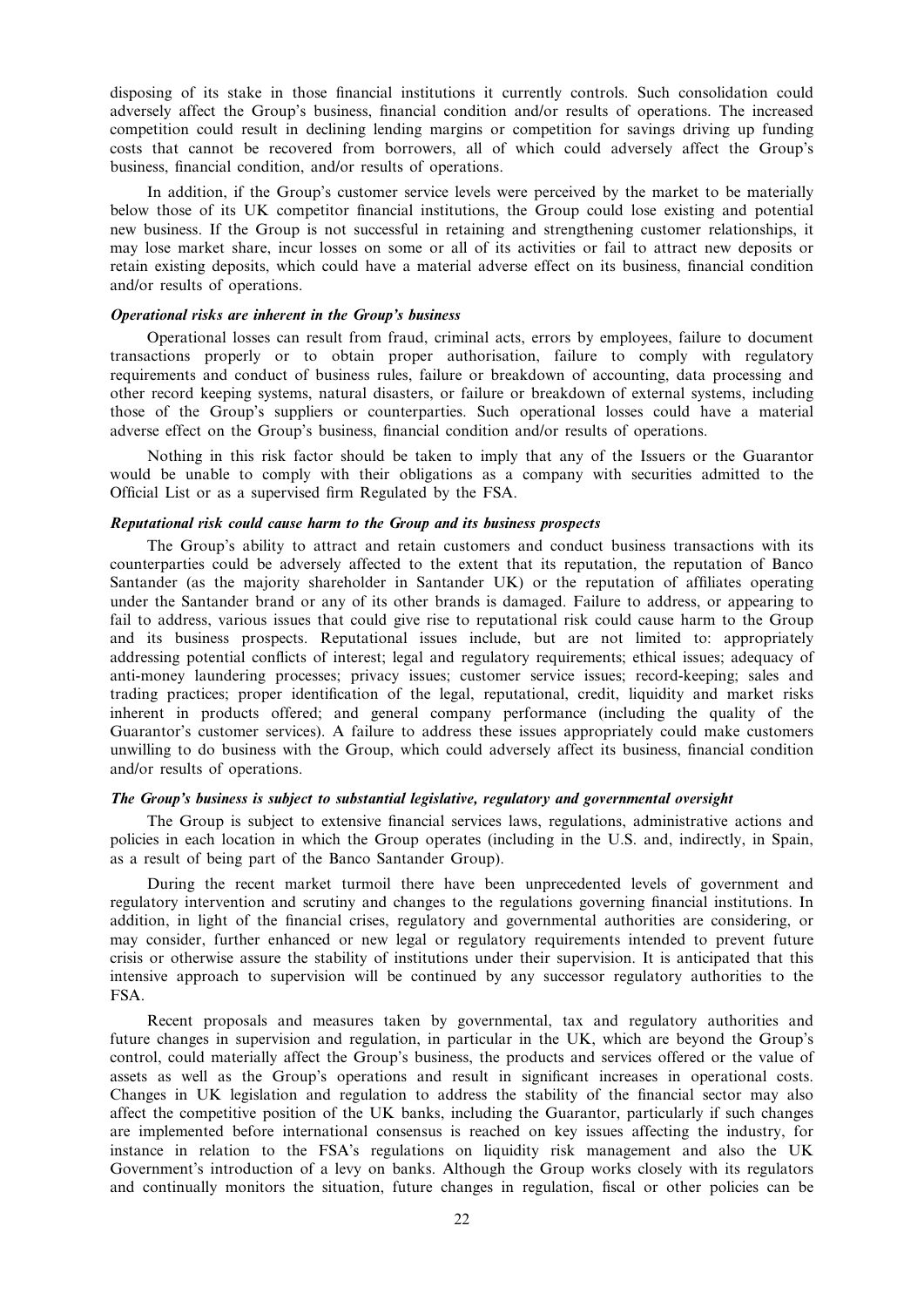disposing of its stake in those financial institutions it currently controls. Such consolidation could adversely affect the Group's business, financial condition and/or results of operations. The increased competition could result in declining lending margins or competition for savings driving up funding costs that cannot be recovered from borrowers, all of which could adversely affect the Group's business, financial condition, and/or results of operations.

In addition, if the Group's customer service levels were perceived by the market to be materially below those of its UK competitor financial institutions, the Group could lose existing and potential new business. If the Group is not successful in retaining and strengthening customer relationships, it may lose market share, incur losses on some or all of its activities or fail to attract new deposits or retain existing deposits, which could have a material adverse effect on its business, financial condition and/or results of operations.

***Operational risks are inherent in the Group's business***

Operational losses can result from fraud, criminal acts, errors by employees, failure to document transactions properly or to obtain proper authorisation, failure to comply with regulatory requirements and conduct of business rules, failure or breakdown of accounting, data processing and other record keeping systems, natural disasters, or failure or breakdown of external systems, including those of the Group's suppliers or counterparties. Such operational losses could have a material adverse effect on the Group's business, financial condition and/or results of operations.

Nothing in this risk factor should be taken to imply that any of the Issuers or the Guarantor would be unable to comply with their obligations as a company with securities admitted to the Official List or as a supervised firm Regulated by the FSA.

***Reputational risk could cause harm to the Group and its business prospects***

The Group's ability to attract and retain customers and conduct business transactions with its counterparties could be adversely affected to the extent that its reputation, the reputation of Banco Santander (as the majority shareholder in Santander UK) or the reputation of affiliates operating under the Santander brand or any of its other brands is damaged. Failure to address, or appearing to fail to address, various issues that could give rise to reputational risk could cause harm to the Group and its business prospects. Reputational issues include, but are not limited to: appropriately addressing potential conflicts of interest; legal and regulatory requirements; ethical issues; adequacy of anti-money laundering processes; privacy issues; customer service issues; record-keeping; sales and trading practices; proper identification of the legal, reputational, credit, liquidity and market risks inherent in products offered; and general company performance (including the quality of the Guarantor's customer services). A failure to address these issues appropriately could make customers unwilling to do business with the Group, which could adversely affect its business, financial condition and/or results of operations.

***The Group's business is subject to substantial legislative, regulatory and governmental oversight***

The Group is subject to extensive financial services laws, regulations, administrative actions and policies in each location in which the Group operates (including in the U.S. and, indirectly, in Spain, as a result of being part of the Banco Santander Group).

During the recent market turmoil there have been unprecedented levels of government and regulatory intervention and scrutiny and changes to the regulations governing financial institutions. In addition, in light of the financial crises, regulatory and governmental authorities are considering, or may consider, further enhanced or new legal or regulatory requirements intended to prevent future crisis or otherwise assure the stability of institutions under their supervision. It is anticipated that this intensive approach to supervision will be continued by any successor regulatory authorities to the FSA.

Recent proposals and measures taken by governmental, tax and regulatory authorities and future changes in supervision and regulation, in particular in the UK, which are beyond the Group's control, could materially affect the Group's business, the products and services offered or the value of assets as well as the Group's operations and result in significant increases in operational costs. Changes in UK legislation and regulation to address the stability of the financial sector may also affect the competitive position of the UK banks, including the Guarantor, particularly if such changes are implemented before international consensus is reached on key issues affecting the industry, for instance in relation to the FSA's regulations on liquidity risk management and also the UK Government's introduction of a levy on banks. Although the Group works closely with its regulators and continually monitors the situation, future changes in regulation, fiscal or other policies can be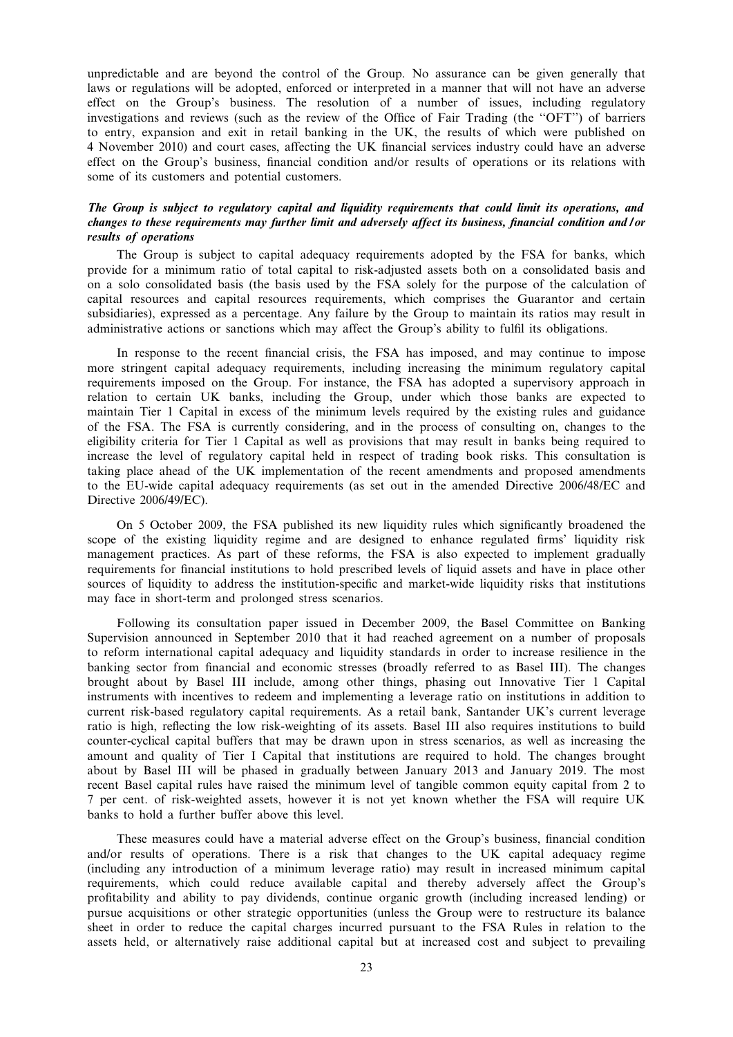unpredictable and are beyond the control of the Group. No assurance can be given generally that laws or regulations will be adopted, enforced or interpreted in a manner that will not have an adverse effect on the Group's business. The resolution of a number of issues, including regulatory investigations and reviews (such as the review of the Office of Fair Trading (the "OFT") of barriers to entry, expansion and exit in retail banking in the UK, the results of which were published on 4 November 2010) and court cases, affecting the UK financial services industry could have an adverse effect on the Group's business, financial condition and/or results of operations or its relations with some of its customers and potential customers.

***The Group is subject to regulatory capital and liquidity requirements that could limit its operations, and changes to these requirements may further limit and adversely affect its business, financial condition and/or results of operations***

The Group is subject to capital adequacy requirements adopted by the FSA for banks, which provide for a minimum ratio of total capital to risk-adjusted assets both on a consolidated basis and on a solo consolidated basis (the basis used by the FSA solely for the purpose of the calculation of capital resources and capital resources requirements, which comprises the Guarantor and certain subsidiaries), expressed as a percentage. Any failure by the Group to maintain its ratios may result in administrative actions or sanctions which may affect the Group's ability to fulfil its obligations.

In response to the recent financial crisis, the FSA has imposed, and may continue to impose more stringent capital adequacy requirements, including increasing the minimum regulatory capital requirements imposed on the Group. For instance, the FSA has adopted a supervisory approach in relation to certain UK banks, including the Group, under which those banks are expected to maintain Tier 1 Capital in excess of the minimum levels required by the existing rules and guidance of the FSA. The FSA is currently considering, and in the process of consulting on, changes to the eligibility criteria for Tier 1 Capital as well as provisions that may result in banks being required to increase the level of regulatory capital held in respect of trading book risks. This consultation is taking place ahead of the UK implementation of the recent amendments and proposed amendments to the EU-wide capital adequacy requirements (as set out in the amended Directive 2006/48/EC and Directive 2006/49/EC).

On 5 October 2009, the FSA published its new liquidity rules which significantly broadened the scope of the existing liquidity regime and are designed to enhance regulated firms' liquidity risk management practices. As part of these reforms, the FSA is also expected to implement gradually requirements for financial institutions to hold prescribed levels of liquid assets and have in place other sources of liquidity to address the institution-specific and market-wide liquidity risks that institutions may face in short-term and prolonged stress scenarios.

Following its consultation paper issued in December 2009, the Basel Committee on Banking Supervision announced in September 2010 that it had reached agreement on a number of proposals to reform international capital adequacy and liquidity standards in order to increase resilience in the banking sector from financial and economic stresses (broadly referred to as Basel III). The changes brought about by Basel III include, among other things, phasing out Innovative Tier 1 Capital instruments with incentives to redeem and implementing a leverage ratio on institutions in addition to current risk-based regulatory capital requirements. As a retail bank, Santander UK's current leverage ratio is high, reflecting the low risk-weighting of its assets. Basel III also requires institutions to build counter-cyclical capital buffers that may be drawn upon in stress scenarios, as well as increasing the amount and quality of Tier I Capital that institutions are required to hold. The changes brought about by Basel III will be phased in gradually between January 2013 and January 2019. The most recent Basel capital rules have raised the minimum level of tangible common equity capital from 2 to 7 per cent. of risk-weighted assets, however it is not yet known whether the FSA will require UK banks to hold a further buffer above this level.

These measures could have a material adverse effect on the Group's business, financial condition and/or results of operations. There is a risk that changes to the UK capital adequacy regime (including any introduction of a minimum leverage ratio) may result in increased minimum capital requirements, which could reduce available capital and thereby adversely affect the Group's profitability and ability to pay dividends, continue organic growth (including increased lending) or pursue acquisitions or other strategic opportunities (unless the Group were to restructure its balance sheet in order to reduce the capital charges incurred pursuant to the FSA Rules in relation to the assets held, or alternatively raise additional capital but at increased cost and subject to prevailing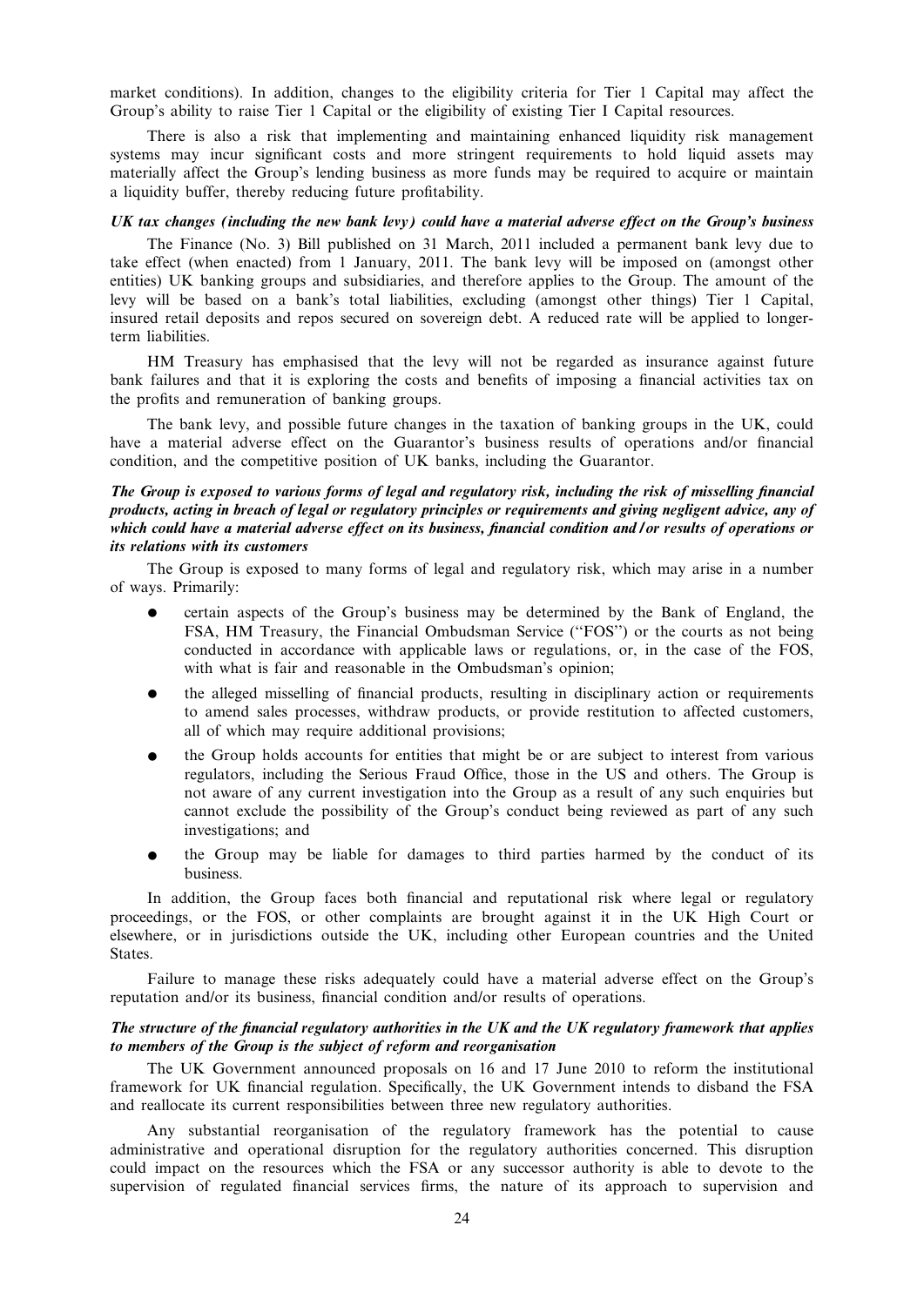market conditions). In addition, changes to the eligibility criteria for Tier 1 Capital may affect the Group's ability to raise Tier 1 Capital or the eligibility of existing Tier I Capital resources.

There is also a risk that implementing and maintaining enhanced liquidity risk management systems may incur significant costs and more stringent requirements to hold liquid assets may materially affect the Group's lending business as more funds may be required to acquire or maintain a liquidity buffer, thereby reducing future profitability.

***UK tax changes (including the new bank levy) could have a material adverse effect on the Group's business***

The Finance (No. 3) Bill published on 31 March, 2011 included a permanent bank levy due to take effect (when enacted) from 1 January, 2011. The bank levy will be imposed on (amongst other entities) UK banking groups and subsidiaries, and therefore applies to the Group. The amount of the levy will be based on a bank's total liabilities, excluding (amongst other things) Tier 1 Capital, insured retail deposits and repos secured on sovereign debt. A reduced rate will be applied to longer-term liabilities.

HM Treasury has emphasised that the levy will not be regarded as insurance against future bank failures and that it is exploring the costs and benefits of imposing a financial activities tax on the profits and remuneration of banking groups.

The bank levy, and possible future changes in the taxation of banking groups in the UK, could have a material adverse effect on the Guarantor's business results of operations and/or financial condition, and the competitive position of UK banks, including the Guarantor.

***The Group is exposed to various forms of legal and regulatory risk, including the risk of misselling financial products, acting in breach of legal or regulatory principles or requirements and giving negligent advice, any of which could have a material adverse effect on its business, financial condition and/or results of operations or its relations with its customers***

The Group is exposed to many forms of legal and regulatory risk, which may arise in a number of ways. Primarily:

- certain aspects of the Group's business may be determined by the Bank of England, the FSA, HM Treasury, the Financial Ombudsman Service ("FOS") or the courts as not being conducted in accordance with applicable laws or regulations, or, in the case of the FOS, with what is fair and reasonable in the Ombudsman's opinion;
- the alleged misselling of financial products, resulting in disciplinary action or requirements to amend sales processes, withdraw products, or provide restitution to affected customers, all of which may require additional provisions;
- the Group holds accounts for entities that might be or are subject to interest from various regulators, including the Serious Fraud Office, those in the US and others. The Group is not aware of any current investigation into the Group as a result of any such enquiries but cannot exclude the possibility of the Group's conduct being reviewed as part of any such investigations; and
- the Group may be liable for damages to third parties harmed by the conduct of its business.

In addition, the Group faces both financial and reputational risk where legal or regulatory proceedings, or the FOS, or other complaints are brought against it in the UK High Court or elsewhere, or in jurisdictions outside the UK, including other European countries and the United States.

Failure to manage these risks adequately could have a material adverse effect on the Group's reputation and/or its business, financial condition and/or results of operations.

***The structure of the financial regulatory authorities in the UK and the UK regulatory framework that applies to members of the Group is the subject of reform and reorganisation***

The UK Government announced proposals on 16 and 17 June 2010 to reform the institutional framework for UK financial regulation. Specifically, the UK Government intends to disband the FSA and reallocate its current responsibilities between three new regulatory authorities.

Any substantial reorganisation of the regulatory framework has the potential to cause administrative and operational disruption for the regulatory authorities concerned. This disruption could impact on the resources which the FSA or any successor authority is able to devote to the supervision of regulated financial services firms, the nature of its approach to supervision and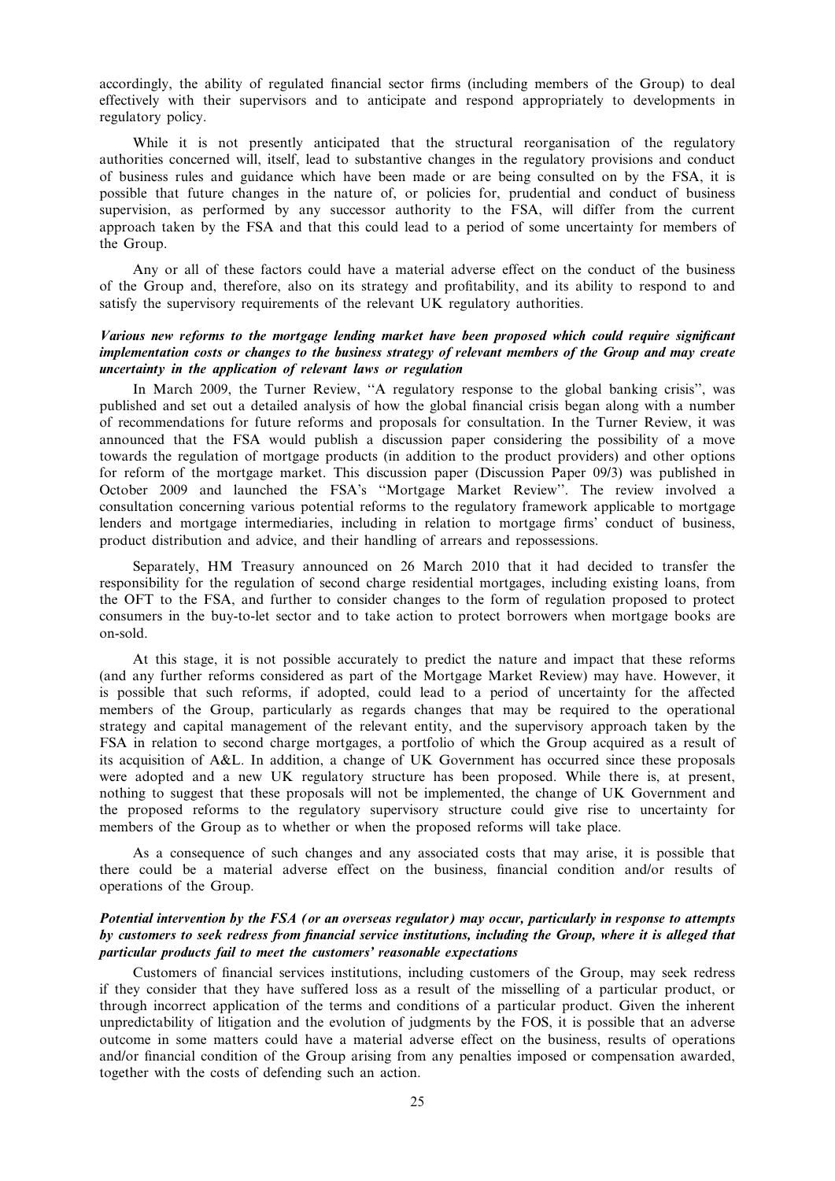accordingly, the ability of regulated financial sector firms (including members of the Group) to deal effectively with their supervisors and to anticipate and respond appropriately to developments in regulatory policy.

While it is not presently anticipated that the structural reorganisation of the regulatory authorities concerned will, itself, lead to substantive changes in the regulatory provisions and conduct of business rules and guidance which have been made or are being consulted on by the FSA, it is possible that future changes in the nature of, or policies for, prudential and conduct of business supervision, as performed by any successor authority to the FSA, will differ from the current approach taken by the FSA and that this could lead to a period of some uncertainty for members of the Group.

Any or all of these factors could have a material adverse effect on the conduct of the business of the Group and, therefore, also on its strategy and profitability, and its ability to respond to and satisfy the supervisory requirements of the relevant UK regulatory authorities.

***Various new reforms to the mortgage lending market have been proposed which could require significant implementation costs or changes to the business strategy of relevant members of the Group and may create uncertainty in the application of relevant laws or regulation***

In March 2009, the Turner Review, ''A regulatory response to the global banking crisis'', was published and set out a detailed analysis of how the global financial crisis began along with a number of recommendations for future reforms and proposals for consultation. In the Turner Review, it was announced that the FSA would publish a discussion paper considering the possibility of a move towards the regulation of mortgage products (in addition to the product providers) and other options for reform of the mortgage market. This discussion paper (Discussion Paper 09/3) was published in October 2009 and launched the FSA's ''Mortgage Market Review''. The review involved a consultation concerning various potential reforms to the regulatory framework applicable to mortgage lenders and mortgage intermediaries, including in relation to mortgage firms' conduct of business, product distribution and advice, and their handling of arrears and repossessions.

Separately, HM Treasury announced on 26 March 2010 that it had decided to transfer the responsibility for the regulation of second charge residential mortgages, including existing loans, from the OFT to the FSA, and further to consider changes to the form of regulation proposed to protect consumers in the buy-to-let sector and to take action to protect borrowers when mortgage books are on-sold.

At this stage, it is not possible accurately to predict the nature and impact that these reforms (and any further reforms considered as part of the Mortgage Market Review) may have. However, it is possible that such reforms, if adopted, could lead to a period of uncertainty for the affected members of the Group, particularly as regards changes that may be required to the operational strategy and capital management of the relevant entity, and the supervisory approach taken by the FSA in relation to second charge mortgages, a portfolio of which the Group acquired as a result of its acquisition of A&L. In addition, a change of UK Government has occurred since these proposals were adopted and a new UK regulatory structure has been proposed. While there is, at present, nothing to suggest that these proposals will not be implemented, the change of UK Government and the proposed reforms to the regulatory supervisory structure could give rise to uncertainty for members of the Group as to whether or when the proposed reforms will take place.

As a consequence of such changes and any associated costs that may arise, it is possible that there could be a material adverse effect on the business, financial condition and/or results of operations of the Group.

***Potential intervention by the FSA (or an overseas regulator) may occur, particularly in response to attempts by customers to seek redress from financial service institutions, including the Group, where it is alleged that particular products fail to meet the customers' reasonable expectations***

Customers of financial services institutions, including customers of the Group, may seek redress if they consider that they have suffered loss as a result of the misselling of a particular product, or through incorrect application of the terms and conditions of a particular product. Given the inherent unpredictability of litigation and the evolution of judgments by the FOS, it is possible that an adverse outcome in some matters could have a material adverse effect on the business, results of operations and/or financial condition of the Group arising from any penalties imposed or compensation awarded, together with the costs of defending such an action.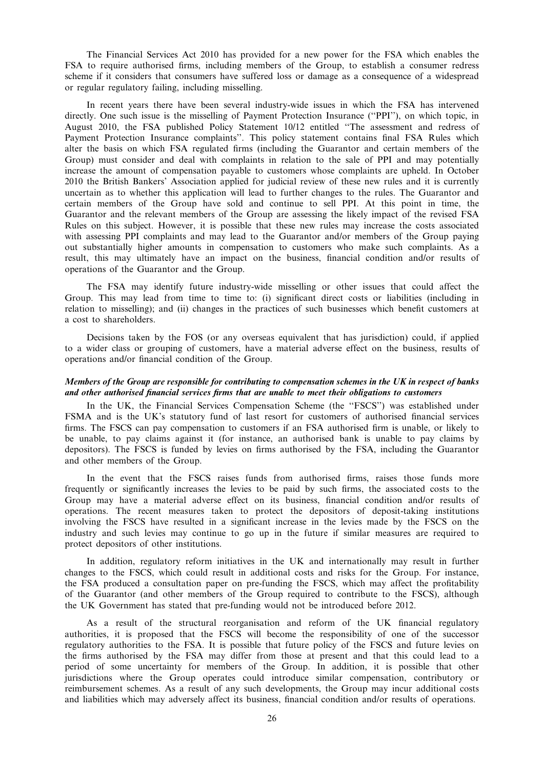The Financial Services Act 2010 has provided for a new power for the FSA which enables the FSA to require authorised firms, including members of the Group, to establish a consumer redress scheme if it considers that consumers have suffered loss or damage as a consequence of a widespread or regular regulatory failing, including misselling.

In recent years there have been several industry-wide issues in which the FSA has intervened directly. One such issue is the misselling of Payment Protection Insurance (''PPI''), on which topic, in August 2010, the FSA published Policy Statement 10/12 entitled ''The assessment and redress of Payment Protection Insurance complaints''. This policy statement contains final FSA Rules which alter the basis on which FSA regulated firms (including the Guarantor and certain members of the Group) must consider and deal with complaints in relation to the sale of PPI and may potentially increase the amount of compensation payable to customers whose complaints are upheld. In October 2010 the British Bankers' Association applied for judicial review of these new rules and it is currently uncertain as to whether this application will lead to further changes to the rules. The Guarantor and certain members of the Group have sold and continue to sell PPI. At this point in time, the Guarantor and the relevant members of the Group are assessing the likely impact of the revised FSA Rules on this subject. However, it is possible that these new rules may increase the costs associated with assessing PPI complaints and may lead to the Guarantor and/or members of the Group paying out substantially higher amounts in compensation to customers who make such complaints. As a result, this may ultimately have an impact on the business, financial condition and/or results of operations of the Guarantor and the Group.

The FSA may identify future industry-wide misselling or other issues that could affect the Group. This may lead from time to time to: (i) significant direct costs or liabilities (including in relation to misselling); and (ii) changes in the practices of such businesses which benefit customers at a cost to shareholders.

Decisions taken by the FOS (or any overseas equivalent that has jurisdiction) could, if applied to a wider class or grouping of customers, have a material adverse effect on the business, results of operations and/or financial condition of the Group.

***Members of the Group are responsible for contributing to compensation schemes in the UK in respect of banks and other authorised financial services firms that are unable to meet their obligations to customers***

In the UK, the Financial Services Compensation Scheme (the ''FSCS'') was established under FSMA and is the UK's statutory fund of last resort for customers of authorised financial services firms. The FSCS can pay compensation to customers if an FSA authorised firm is unable, or likely to be unable, to pay claims against it (for instance, an authorised bank is unable to pay claims by depositors). The FSCS is funded by levies on firms authorised by the FSA, including the Guarantor and other members of the Group.

In the event that the FSCS raises funds from authorised firms, raises those funds more frequently or significantly increases the levies to be paid by such firms, the associated costs to the Group may have a material adverse effect on its business, financial condition and/or results of operations. The recent measures taken to protect the depositors of deposit-taking institutions involving the FSCS have resulted in a significant increase in the levies made by the FSCS on the industry and such levies may continue to go up in the future if similar measures are required to protect depositors of other institutions.

In addition, regulatory reform initiatives in the UK and internationally may result in further changes to the FSCS, which could result in additional costs and risks for the Group. For instance, the FSA produced a consultation paper on pre-funding the FSCS, which may affect the profitability of the Guarantor (and other members of the Group required to contribute to the FSCS), although the UK Government has stated that pre-funding would not be introduced before 2012.

As a result of the structural reorganisation and reform of the UK financial regulatory authorities, it is proposed that the FSCS will become the responsibility of one of the successor regulatory authorities to the FSA. It is possible that future policy of the FSCS and future levies on the firms authorised by the FSA may differ from those at present and that this could lead to a period of some uncertainty for members of the Group. In addition, it is possible that other jurisdictions where the Group operates could introduce similar compensation, contributory or reimbursement schemes. As a result of any such developments, the Group may incur additional costs and liabilities which may adversely affect its business, financial condition and/or results of operations.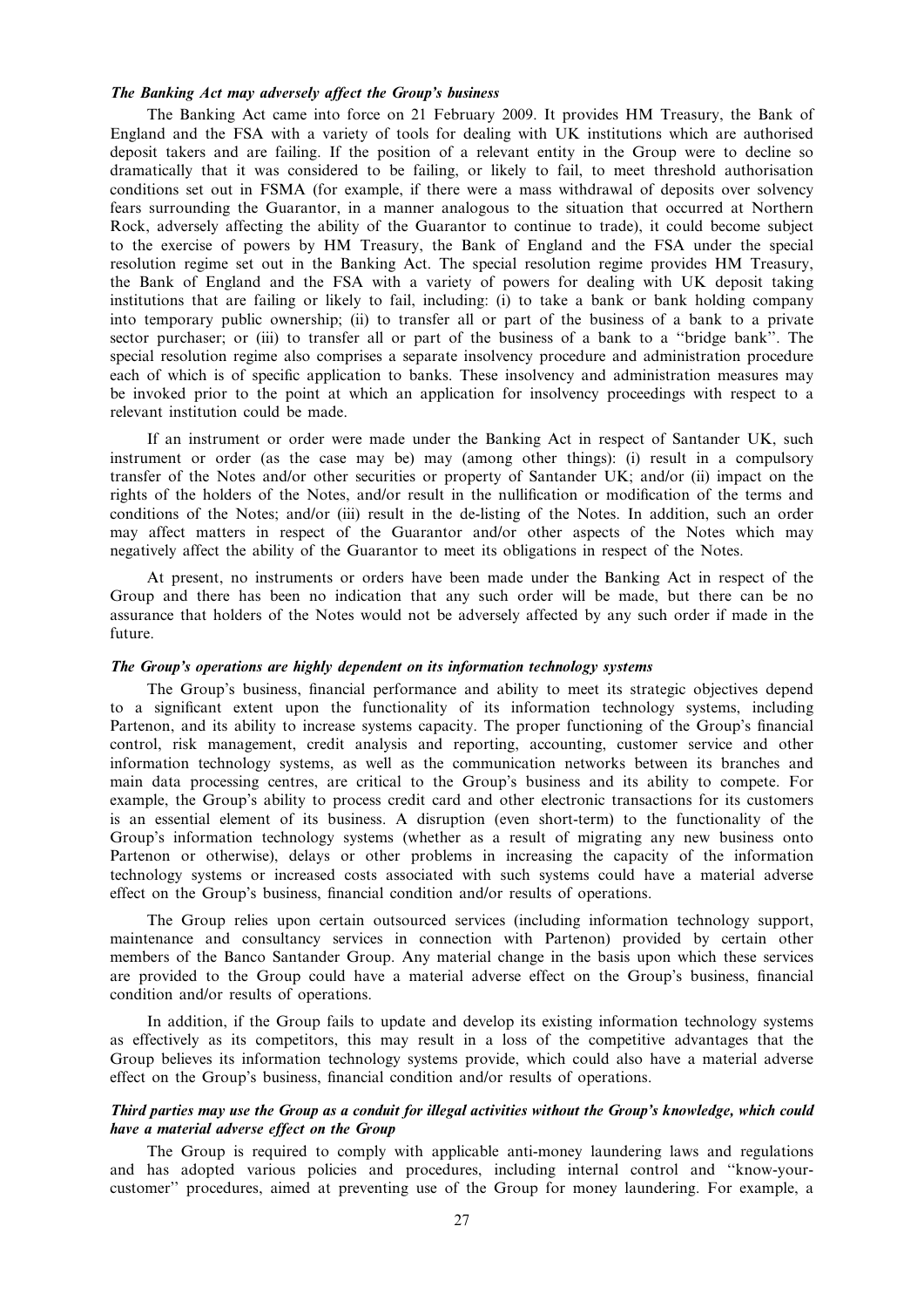***The Banking Act may adversely affect the Group's business***

The Banking Act came into force on 21 February 2009. It provides HM Treasury, the Bank of England and the FSA with a variety of tools for dealing with UK institutions which are authorised deposit takers and are failing. If the position of a relevant entity in the Group were to decline so dramatically that it was considered to be failing, or likely to fail, to meet threshold authorisation conditions set out in FSMA (for example, if there were a mass withdrawal of deposits over solvency fears surrounding the Guarantor, in a manner analogous to the situation that occurred at Northern Rock, adversely affecting the ability of the Guarantor to continue to trade), it could become subject to the exercise of powers by HM Treasury, the Bank of England and the FSA under the special resolution regime set out in the Banking Act. The special resolution regime provides HM Treasury, the Bank of England and the FSA with a variety of powers for dealing with UK deposit taking institutions that are failing or likely to fail, including: (i) to take a bank or bank holding company into temporary public ownership; (ii) to transfer all or part of the business of a bank to a private sector purchaser; or (iii) to transfer all or part of the business of a bank to a ''bridge bank''. The special resolution regime also comprises a separate insolvency procedure and administration procedure each of which is of specific application to banks. These insolvency and administration measures may be invoked prior to the point at which an application for insolvency proceedings with respect to a relevant institution could be made.

If an instrument or order were made under the Banking Act in respect of Santander UK, such instrument or order (as the case may be) may (among other things): (i) result in a compulsory transfer of the Notes and/or other securities or property of Santander UK; and/or (ii) impact on the rights of the holders of the Notes, and/or result in the nullification or modification of the terms and conditions of the Notes; and/or (iii) result in the de-listing of the Notes. In addition, such an order may affect matters in respect of the Guarantor and/or other aspects of the Notes which may negatively affect the ability of the Guarantor to meet its obligations in respect of the Notes.

At present, no instruments or orders have been made under the Banking Act in respect of the Group and there has been no indication that any such order will be made, but there can be no assurance that holders of the Notes would not be adversely affected by any such order if made in the future.

***The Group's operations are highly dependent on its information technology systems***

The Group's business, financial performance and ability to meet its strategic objectives depend to a significant extent upon the functionality of its information technology systems, including Partenon, and its ability to increase systems capacity. The proper functioning of the Group's financial control, risk management, credit analysis and reporting, accounting, customer service and other information technology systems, as well as the communication networks between its branches and main data processing centres, are critical to the Group's business and its ability to compete. For example, the Group's ability to process credit card and other electronic transactions for its customers is an essential element of its business. A disruption (even short-term) to the functionality of the Group's information technology systems (whether as a result of migrating any new business onto Partenon or otherwise), delays or other problems in increasing the capacity of the information technology systems or increased costs associated with such systems could have a material adverse effect on the Group's business, financial condition and/or results of operations.

The Group relies upon certain outsourced services (including information technology support, maintenance and consultancy services in connection with Partenon) provided by certain other members of the Banco Santander Group. Any material change in the basis upon which these services are provided to the Group could have a material adverse effect on the Group's business, financial condition and/or results of operations.

In addition, if the Group fails to update and develop its existing information technology systems as effectively as its competitors, this may result in a loss of the competitive advantages that the Group believes its information technology systems provide, which could also have a material adverse effect on the Group's business, financial condition and/or results of operations.

***Third parties may use the Group as a conduit for illegal activities without the Group's knowledge, which could have a material adverse effect on the Group***

The Group is required to comply with applicable anti-money laundering laws and regulations and has adopted various policies and procedures, including internal control and ''know-your-customer'' procedures, aimed at preventing use of the Group for money laundering. For example, a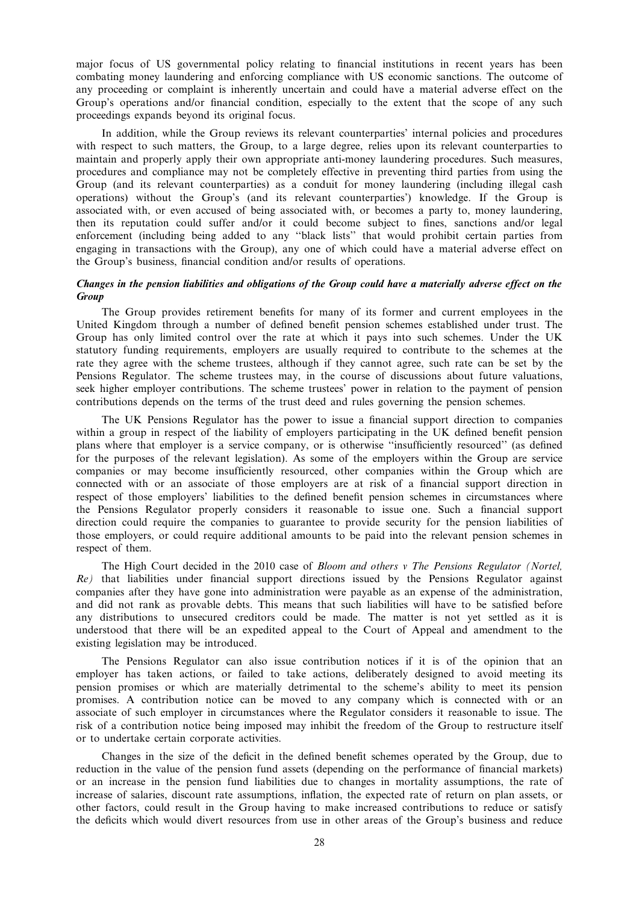major focus of US governmental policy relating to financial institutions in recent years has been combating money laundering and enforcing compliance with US economic sanctions. The outcome of any proceeding or complaint is inherently uncertain and could have a material adverse effect on the Group's operations and/or financial condition, especially to the extent that the scope of any such proceedings expands beyond its original focus.

In addition, while the Group reviews its relevant counterparties' internal policies and procedures with respect to such matters, the Group, to a large degree, relies upon its relevant counterparties to maintain and properly apply their own appropriate anti-money laundering procedures. Such measures, procedures and compliance may not be completely effective in preventing third parties from using the Group (and its relevant counterparties) as a conduit for money laundering (including illegal cash operations) without the Group's (and its relevant counterparties') knowledge. If the Group is associated with, or even accused of being associated with, or becomes a party to, money laundering, then its reputation could suffer and/or it could become subject to fines, sanctions and/or legal enforcement (including being added to any ''black lists'' that would prohibit certain parties from engaging in transactions with the Group), any one of which could have a material adverse effect on the Group's business, financial condition and/or results of operations.

***Changes in the pension liabilities and obligations of the Group could have a materially adverse effect on the Group***

The Group provides retirement benefits for many of its former and current employees in the United Kingdom through a number of defined benefit pension schemes established under trust. The Group has only limited control over the rate at which it pays into such schemes. Under the UK statutory funding requirements, employers are usually required to contribute to the schemes at the rate they agree with the scheme trustees, although if they cannot agree, such rate can be set by the Pensions Regulator. The scheme trustees may, in the course of discussions about future valuations, seek higher employer contributions. The scheme trustees' power in relation to the payment of pension contributions depends on the terms of the trust deed and rules governing the pension schemes.

The UK Pensions Regulator has the power to issue a financial support direction to companies within a group in respect of the liability of employers participating in the UK defined benefit pension plans where that employer is a service company, or is otherwise ''insufficiently resourced'' (as defined for the purposes of the relevant legislation). As some of the employers within the Group are service companies or may become insufficiently resourced, other companies within the Group which are connected with or an associate of those employers are at risk of a financial support direction in respect of those employers' liabilities to the defined benefit pension schemes in circumstances where the Pensions Regulator properly considers it reasonable to issue one. Such a financial support direction could require the companies to guarantee to provide security for the pension liabilities of those employers, or could require additional amounts to be paid into the relevant pension schemes in respect of them.

The High Court decided in the 2010 case of *Bloom and others v The Pensions Regulator (Nortel, Re)* that liabilities under financial support directions issued by the Pensions Regulator against companies after they have gone into administration were payable as an expense of the administration, and did not rank as provable debts. This means that such liabilities will have to be satisfied before any distributions to unsecured creditors could be made. The matter is not yet settled as it is understood that there will be an expedited appeal to the Court of Appeal and amendment to the existing legislation may be introduced.

The Pensions Regulator can also issue contribution notices if it is of the opinion that an employer has taken actions, or failed to take actions, deliberately designed to avoid meeting its pension promises or which are materially detrimental to the scheme's ability to meet its pension promises. A contribution notice can be moved to any company which is connected with or an associate of such employer in circumstances where the Regulator considers it reasonable to issue. The risk of a contribution notice being imposed may inhibit the freedom of the Group to restructure itself or to undertake certain corporate activities.

Changes in the size of the deficit in the defined benefit schemes operated by the Group, due to reduction in the value of the pension fund assets (depending on the performance of financial markets) or an increase in the pension fund liabilities due to changes in mortality assumptions, the rate of increase of salaries, discount rate assumptions, inflation, the expected rate of return on plan assets, or other factors, could result in the Group having to make increased contributions to reduce or satisfy the deficits which would divert resources from use in other areas of the Group's business and reduce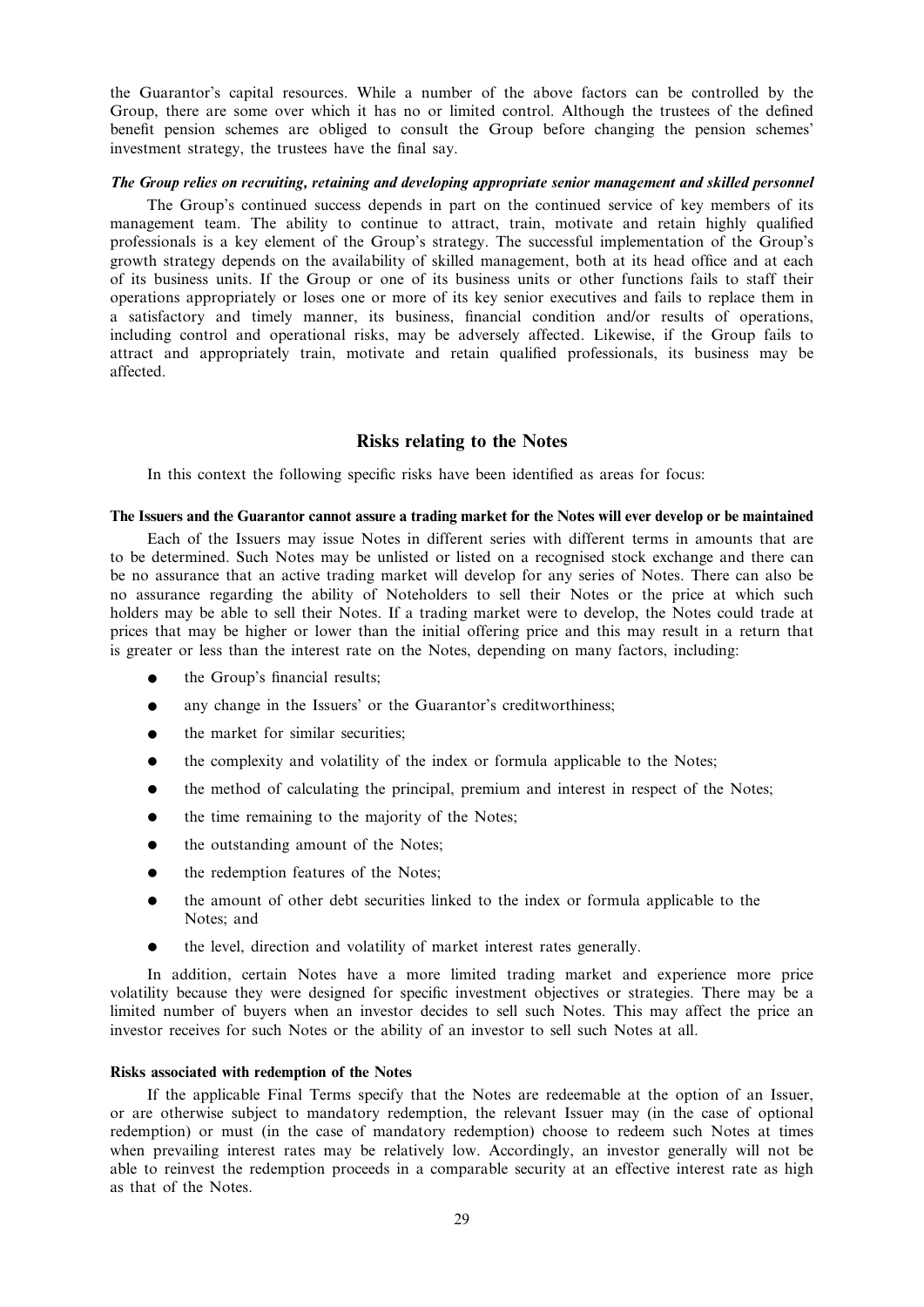the Guarantor's capital resources. While a number of the above factors can be controlled by the Group, there are some over which it has no or limited control. Although the trustees of the defined benefit pension schemes are obliged to consult the Group before changing the pension schemes' investment strategy, the trustees have the final say.

***The Group relies on recruiting, retaining and developing appropriate senior management and skilled personnel***

The Group's continued success depends in part on the continued service of key members of its management team. The ability to continue to attract, train, motivate and retain highly qualified professionals is a key element of the Group's strategy. The successful implementation of the Group's growth strategy depends on the availability of skilled management, both at its head office and at each of its business units. If the Group or one of its business units or other functions fails to staff their operations appropriately or loses one or more of its key senior executives and fails to replace them in a satisfactory and timely manner, its business, financial condition and/or results of operations, including control and operational risks, may be adversely affected. Likewise, if the Group fails to attract and appropriately train, motivate and retain qualified professionals, its business may be affected.

## Risks relating to the Notes

In this context the following specific risks have been identified as areas for focus:

**The Issuers and the Guarantor cannot assure a trading market for the Notes will ever develop or be maintained**

Each of the Issuers may issue Notes in different series with different terms in amounts that are to be determined. Such Notes may be unlisted or listed on a recognised stock exchange and there can be no assurance that an active trading market will develop for any series of Notes. There can also be no assurance regarding the ability of Noteholders to sell their Notes or the price at which such holders may be able to sell their Notes. If a trading market were to develop, the Notes could trade at prices that may be higher or lower than the initial offering price and this may result in a return that is greater or less than the interest rate on the Notes, depending on many factors, including:

- the Group's financial results;
- any change in the Issuers' or the Guarantor's creditworthiness;
- the market for similar securities;
- the complexity and volatility of the index or formula applicable to the Notes;
- the method of calculating the principal, premium and interest in respect of the Notes;
- the time remaining to the majority of the Notes;
- the outstanding amount of the Notes;
- the redemption features of the Notes;
- the amount of other debt securities linked to the index or formula applicable to the Notes; and
- the level, direction and volatility of market interest rates generally.

In addition, certain Notes have a more limited trading market and experience more price volatility because they were designed for specific investment objectives or strategies. There may be a limited number of buyers when an investor decides to sell such Notes. This may affect the price an investor receives for such Notes or the ability of an investor to sell such Notes at all.

**Risks associated with redemption of the Notes**

If the applicable Final Terms specify that the Notes are redeemable at the option of an Issuer, or are otherwise subject to mandatory redemption, the relevant Issuer may (in the case of optional redemption) or must (in the case of mandatory redemption) choose to redeem such Notes at times when prevailing interest rates may be relatively low. Accordingly, an investor generally will not be able to reinvest the redemption proceeds in a comparable security at an effective interest rate as high as that of the Notes.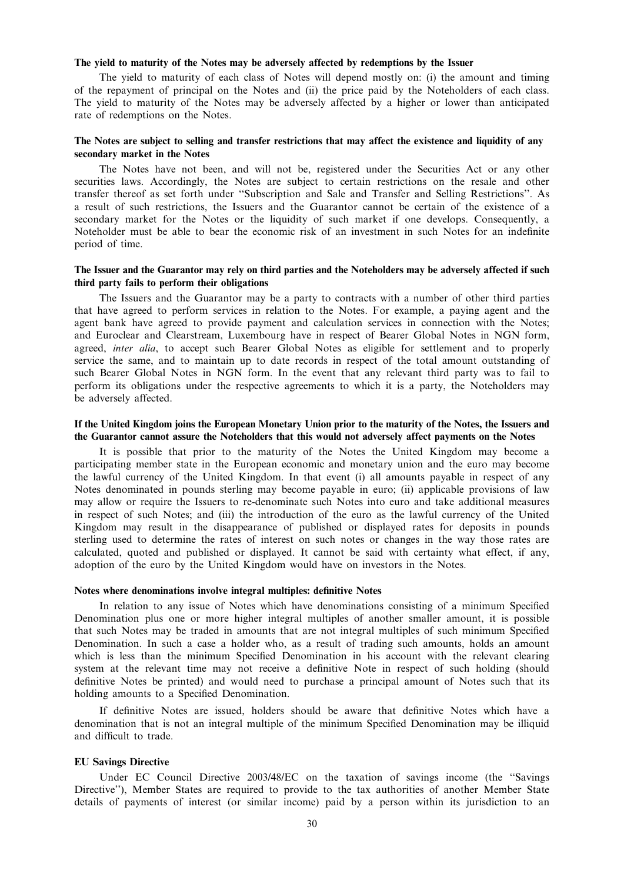**The yield to maturity of the Notes may be adversely affected by redemptions by the Issuer**

The yield to maturity of each class of Notes will depend mostly on: (i) the amount and timing of the repayment of principal on the Notes and (ii) the price paid by the Noteholders of each class. The yield to maturity of the Notes may be adversely affected by a higher or lower than anticipated rate of redemptions on the Notes.

**The Notes are subject to selling and transfer restrictions that may affect the existence and liquidity of any secondary market in the Notes**

The Notes have not been, and will not be, registered under the Securities Act or any other securities laws. Accordingly, the Notes are subject to certain restrictions on the resale and other transfer thereof as set forth under ''Subscription and Sale and Transfer and Selling Restrictions''. As a result of such restrictions, the Issuers and the Guarantor cannot be certain of the existence of a secondary market for the Notes or the liquidity of such market if one develops. Consequently, a Noteholder must be able to bear the economic risk of an investment in such Notes for an indefinite period of time.

**The Issuer and the Guarantor may rely on third parties and the Noteholders may be adversely affected if such third party fails to perform their obligations**

The Issuers and the Guarantor may be a party to contracts with a number of other third parties that have agreed to perform services in relation to the Notes. For example, a paying agent and the agent bank have agreed to provide payment and calculation services in connection with the Notes; and Euroclear and Clearstream, Luxembourg have in respect of Bearer Global Notes in NGN form, agreed, *inter alia*, to accept such Bearer Global Notes as eligible for settlement and to properly service the same, and to maintain up to date records in respect of the total amount outstanding of such Bearer Global Notes in NGN form. In the event that any relevant third party was to fail to perform its obligations under the respective agreements to which it is a party, the Noteholders may be adversely affected.

**If the United Kingdom joins the European Monetary Union prior to the maturity of the Notes, the Issuers and the Guarantor cannot assure the Noteholders that this would not adversely affect payments on the Notes**

It is possible that prior to the maturity of the Notes the United Kingdom may become a participating member state in the European economic and monetary union and the euro may become the lawful currency of the United Kingdom. In that event (i) all amounts payable in respect of any Notes denominated in pounds sterling may become payable in euro; (ii) applicable provisions of law may allow or require the Issuers to re-denominate such Notes into euro and take additional measures in respect of such Notes; and (iii) the introduction of the euro as the lawful currency of the United Kingdom may result in the disappearance of published or displayed rates for deposits in pounds sterling used to determine the rates of interest on such notes or changes in the way those rates are calculated, quoted and published or displayed. It cannot be said with certainty what effect, if any, adoption of the euro by the United Kingdom would have on investors in the Notes.

**Notes where denominations involve integral multiples: definitive Notes**

In relation to any issue of Notes which have denominations consisting of a minimum Specified Denomination plus one or more higher integral multiples of another smaller amount, it is possible that such Notes may be traded in amounts that are not integral multiples of such minimum Specified Denomination. In such a case a holder who, as a result of trading such amounts, holds an amount which is less than the minimum Specified Denomination in his account with the relevant clearing system at the relevant time may not receive a definitive Note in respect of such holding (should definitive Notes be printed) and would need to purchase a principal amount of Notes such that its holding amounts to a Specified Denomination.

If definitive Notes are issued, holders should be aware that definitive Notes which have a denomination that is not an integral multiple of the minimum Specified Denomination may be illiquid and difficult to trade.

**EU Savings Directive**

Under EC Council Directive 2003/48/EC on the taxation of savings income (the ''Savings Directive''), Member States are required to provide to the tax authorities of another Member State details of payments of interest (or similar income) paid by a person within its jurisdiction to an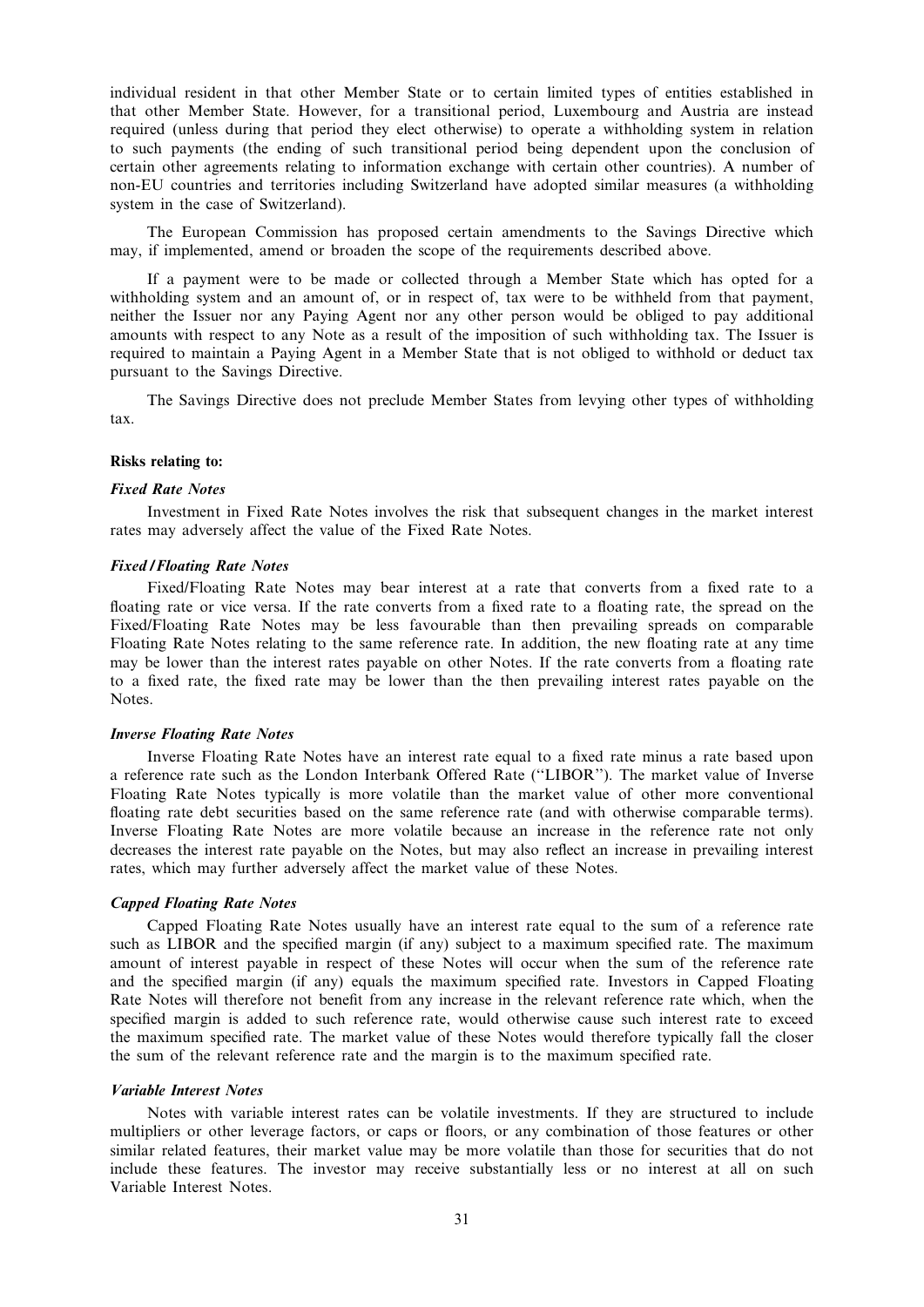individual resident in that other Member State or to certain limited types of entities established in that other Member State. However, for a transitional period, Luxembourg and Austria are instead required (unless during that period they elect otherwise) to operate a withholding system in relation to such payments (the ending of such transitional period being dependent upon the conclusion of certain other agreements relating to information exchange with certain other countries). A number of non-EU countries and territories including Switzerland have adopted similar measures (a withholding system in the case of Switzerland).

The European Commission has proposed certain amendments to the Savings Directive which may, if implemented, amend or broaden the scope of the requirements described above.

If a payment were to be made or collected through a Member State which has opted for a withholding system and an amount of, or in respect of, tax were to be withheld from that payment, neither the Issuer nor any Paying Agent nor any other person would be obliged to pay additional amounts with respect to any Note as a result of the imposition of such withholding tax. The Issuer is required to maintain a Paying Agent in a Member State that is not obliged to withhold or deduct tax pursuant to the Savings Directive.

The Savings Directive does not preclude Member States from levying other types of withholding tax.

**Risks relating to:**

***Fixed Rate Notes***

Investment in Fixed Rate Notes involves the risk that subsequent changes in the market interest rates may adversely affect the value of the Fixed Rate Notes.

***Fixed/Floating Rate Notes***

Fixed/Floating Rate Notes may bear interest at a rate that converts from a fixed rate to a floating rate or vice versa. If the rate converts from a fixed rate to a floating rate, the spread on the Fixed/Floating Rate Notes may be less favourable than then prevailing spreads on comparable Floating Rate Notes relating to the same reference rate. In addition, the new floating rate at any time may be lower than the interest rates payable on other Notes. If the rate converts from a floating rate to a fixed rate, the fixed rate may be lower than the then prevailing interest rates payable on the Notes.

***Inverse Floating Rate Notes***

Inverse Floating Rate Notes have an interest rate equal to a fixed rate minus a rate based upon a reference rate such as the London Interbank Offered Rate ("LIBOR"). The market value of Inverse Floating Rate Notes typically is more volatile than the market value of other more conventional floating rate debt securities based on the same reference rate (and with otherwise comparable terms). Inverse Floating Rate Notes are more volatile because an increase in the reference rate not only decreases the interest rate payable on the Notes, but may also reflect an increase in prevailing interest rates, which may further adversely affect the market value of these Notes.

***Capped Floating Rate Notes***

Capped Floating Rate Notes usually have an interest rate equal to the sum of a reference rate such as LIBOR and the specified margin (if any) subject to a maximum specified rate. The maximum amount of interest payable in respect of these Notes will occur when the sum of the reference rate and the specified margin (if any) equals the maximum specified rate. Investors in Capped Floating Rate Notes will therefore not benefit from any increase in the relevant reference rate which, when the specified margin is added to such reference rate, would otherwise cause such interest rate to exceed the maximum specified rate. The market value of these Notes would therefore typically fall the closer the sum of the relevant reference rate and the margin is to the maximum specified rate.

***Variable Interest Notes***

Notes with variable interest rates can be volatile investments. If they are structured to include multipliers or other leverage factors, or caps or floors, or any combination of those features or other similar related features, their market value may be more volatile than those for securities that do not include these features. The investor may receive substantially less or no interest at all on such Variable Interest Notes.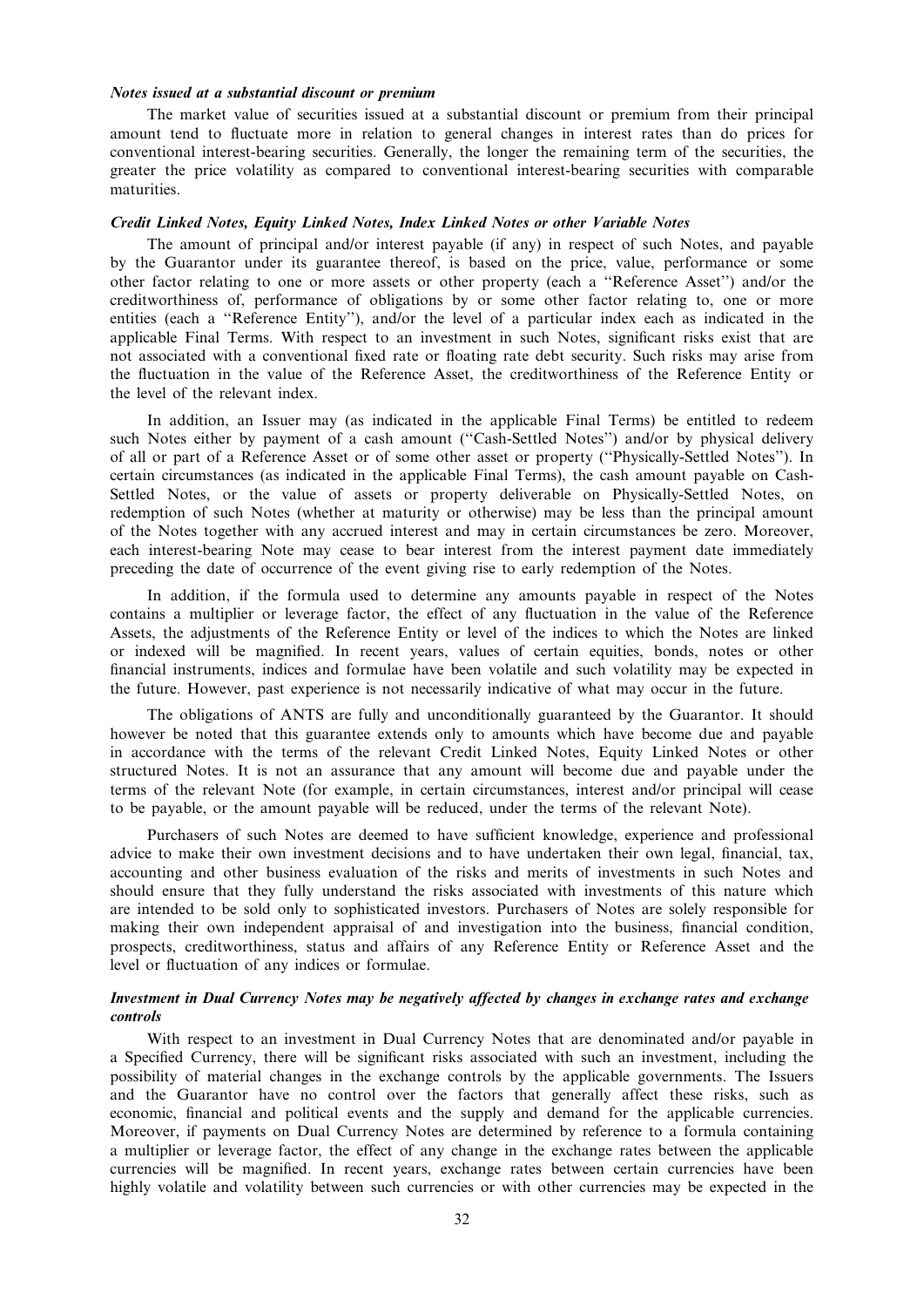***Notes issued at a substantial discount or premium***

The market value of securities issued at a substantial discount or premium from their principal amount tend to fluctuate more in relation to general changes in interest rates than do prices for conventional interest-bearing securities. Generally, the longer the remaining term of the securities, the greater the price volatility as compared to conventional interest-bearing securities with comparable maturities.

***Credit Linked Notes, Equity Linked Notes, Index Linked Notes or other Variable Notes***

The amount of principal and/or interest payable (if any) in respect of such Notes, and payable by the Guarantor under its guarantee thereof, is based on the price, value, performance or some other factor relating to one or more assets or other property (each a ''Reference Asset'') and/or the creditworthiness of, performance of obligations by or some other factor relating to, one or more entities (each a ''Reference Entity''), and/or the level of a particular index each as indicated in the applicable Final Terms. With respect to an investment in such Notes, significant risks exist that are not associated with a conventional fixed rate or floating rate debt security. Such risks may arise from the fluctuation in the value of the Reference Asset, the creditworthiness of the Reference Entity or the level of the relevant index.

In addition, an Issuer may (as indicated in the applicable Final Terms) be entitled to redeem such Notes either by payment of a cash amount (''Cash-Settled Notes'') and/or by physical delivery of all or part of a Reference Asset or of some other asset or property (''Physically-Settled Notes''). In certain circumstances (as indicated in the applicable Final Terms), the cash amount payable on Cash-Settled Notes, or the value of assets or property deliverable on Physically-Settled Notes, on redemption of such Notes (whether at maturity or otherwise) may be less than the principal amount of the Notes together with any accrued interest and may in certain circumstances be zero. Moreover, each interest-bearing Note may cease to bear interest from the interest payment date immediately preceding the date of occurrence of the event giving rise to early redemption of the Notes.

In addition, if the formula used to determine any amounts payable in respect of the Notes contains a multiplier or leverage factor, the effect of any fluctuation in the value of the Reference Assets, the adjustments of the Reference Entity or level of the indices to which the Notes are linked or indexed will be magnified. In recent years, values of certain equities, bonds, notes or other financial instruments, indices and formulae have been volatile and such volatility may be expected in the future. However, past experience is not necessarily indicative of what may occur in the future.

The obligations of ANTS are fully and unconditionally guaranteed by the Guarantor. It should however be noted that this guarantee extends only to amounts which have become due and payable in accordance with the terms of the relevant Credit Linked Notes, Equity Linked Notes or other structured Notes. It is not an assurance that any amount will become due and payable under the terms of the relevant Note (for example, in certain circumstances, interest and/or principal will cease to be payable, or the amount payable will be reduced, under the terms of the relevant Note).

Purchasers of such Notes are deemed to have sufficient knowledge, experience and professional advice to make their own investment decisions and to have undertaken their own legal, financial, tax, accounting and other business evaluation of the risks and merits of investments in such Notes and should ensure that they fully understand the risks associated with investments of this nature which are intended to be sold only to sophisticated investors. Purchasers of Notes are solely responsible for making their own independent appraisal of and investigation into the business, financial condition, prospects, creditworthiness, status and affairs of any Reference Entity or Reference Asset and the level or fluctuation of any indices or formulae.

***Investment in Dual Currency Notes may be negatively affected by changes in exchange rates and exchange controls***

With respect to an investment in Dual Currency Notes that are denominated and/or payable in a Specified Currency, there will be significant risks associated with such an investment, including the possibility of material changes in the exchange controls by the applicable governments. The Issuers and the Guarantor have no control over the factors that generally affect these risks, such as economic, financial and political events and the supply and demand for the applicable currencies. Moreover, if payments on Dual Currency Notes are determined by reference to a formula containing a multiplier or leverage factor, the effect of any change in the exchange rates between the applicable currencies will be magnified. In recent years, exchange rates between certain currencies have been highly volatile and volatility between such currencies or with other currencies may be expected in the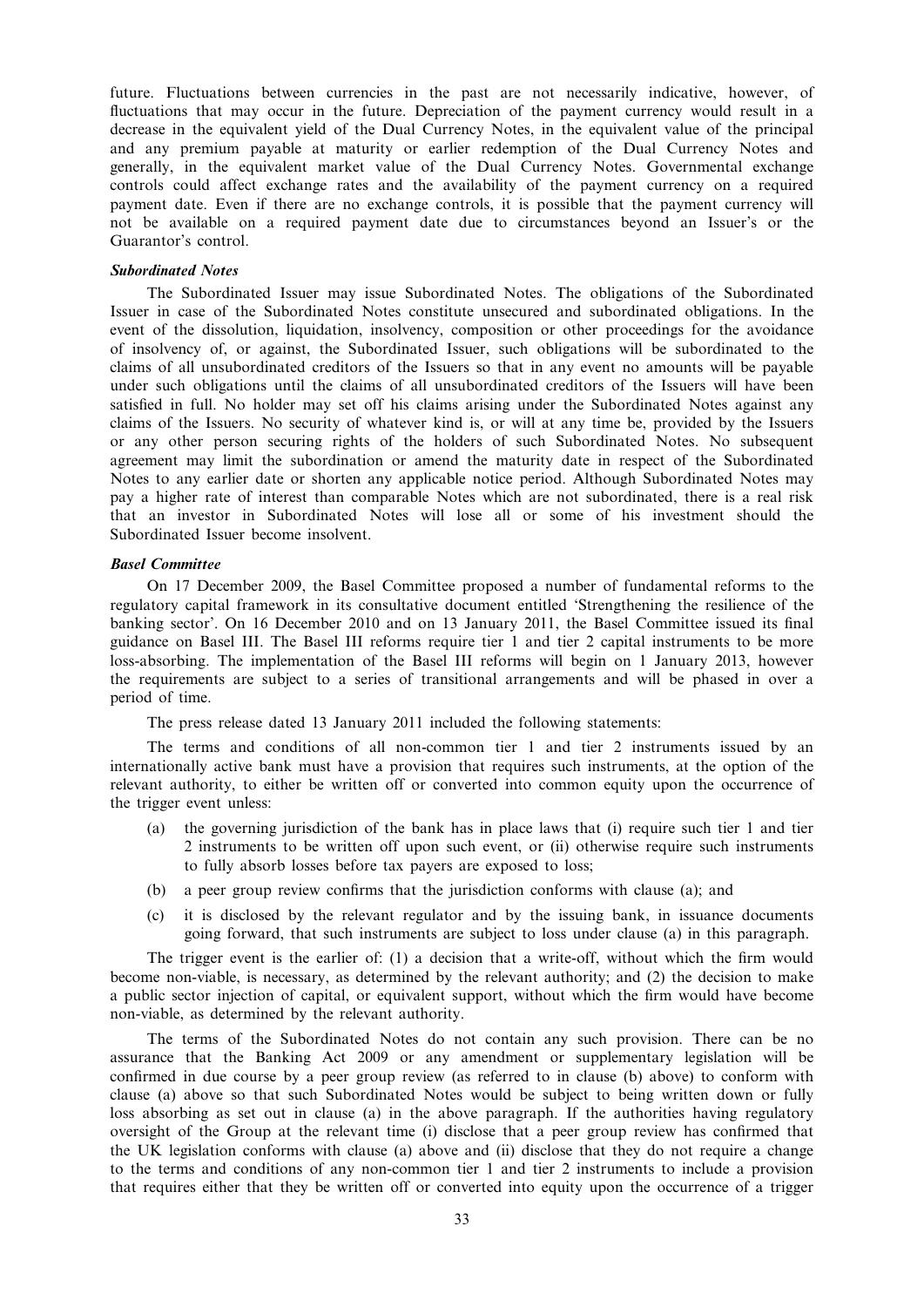future. Fluctuations between currencies in the past are not necessarily indicative, however, of fluctuations that may occur in the future. Depreciation of the payment currency would result in a decrease in the equivalent yield of the Dual Currency Notes, in the equivalent value of the principal and any premium payable at maturity or earlier redemption of the Dual Currency Notes and generally, in the equivalent market value of the Dual Currency Notes. Governmental exchange controls could affect exchange rates and the availability of the payment currency on a required payment date. Even if there are no exchange controls, it is possible that the payment currency will not be available on a required payment date due to circumstances beyond an Issuer's or the Guarantor's control.

***Subordinated Notes***

The Subordinated Issuer may issue Subordinated Notes. The obligations of the Subordinated Issuer in case of the Subordinated Notes constitute unsecured and subordinated obligations. In the event of the dissolution, liquidation, insolvency, composition or other proceedings for the avoidance of insolvency of, or against, the Subordinated Issuer, such obligations will be subordinated to the claims of all unsubordinated creditors of the Issuers so that in any event no amounts will be payable under such obligations until the claims of all unsubordinated creditors of the Issuers will have been satisfied in full. No holder may set off his claims arising under the Subordinated Notes against any claims of the Issuers. No security of whatever kind is, or will at any time be, provided by the Issuers or any other person securing rights of the holders of such Subordinated Notes. No subsequent agreement may limit the subordination or amend the maturity date in respect of the Subordinated Notes to any earlier date or shorten any applicable notice period. Although Subordinated Notes may pay a higher rate of interest than comparable Notes which are not subordinated, there is a real risk that an investor in Subordinated Notes will lose all or some of his investment should the Subordinated Issuer become insolvent.

***Basel Committee***

On 17 December 2009, the Basel Committee proposed a number of fundamental reforms to the regulatory capital framework in its consultative document entitled 'Strengthening the resilience of the banking sector'. On 16 December 2010 and on 13 January 2011, the Basel Committee issued its final guidance on Basel III. The Basel III reforms require tier 1 and tier 2 capital instruments to be more loss-absorbing. The implementation of the Basel III reforms will begin on 1 January 2013, however the requirements are subject to a series of transitional arrangements and will be phased in over a period of time.

The press release dated 13 January 2011 included the following statements:

The terms and conditions of all non-common tier 1 and tier 2 instruments issued by an internationally active bank must have a provision that requires such instruments, at the option of the relevant authority, to either be written off or converted into common equity upon the occurrence of the trigger event unless:

(a) the governing jurisdiction of the bank has in place laws that (i) require such tier 1 and tier 2 instruments to be written off upon such event, or (ii) otherwise require such instruments to fully absorb losses before tax payers are exposed to loss;

(b) a peer group review confirms that the jurisdiction conforms with clause (a); and

(c) it is disclosed by the relevant regulator and by the issuing bank, in issuance documents going forward, that such instruments are subject to loss under clause (a) in this paragraph.

The trigger event is the earlier of: (1) a decision that a write-off, without which the firm would become non-viable, is necessary, as determined by the relevant authority; and (2) the decision to make a public sector injection of capital, or equivalent support, without which the firm would have become non-viable, as determined by the relevant authority.

The terms of the Subordinated Notes do not contain any such provision. There can be no assurance that the Banking Act 2009 or any amendment or supplementary legislation will be confirmed in due course by a peer group review (as referred to in clause (b) above) to conform with clause (a) above so that such Subordinated Notes would be subject to being written down or fully loss absorbing as set out in clause (a) in the above paragraph. If the authorities having regulatory oversight of the Group at the relevant time (i) disclose that a peer group review has confirmed that the UK legislation conforms with clause (a) above and (ii) disclose that they do not require a change to the terms and conditions of any non-common tier 1 and tier 2 instruments to include a provision that requires either that they be written off or converted into equity upon the occurrence of a trigger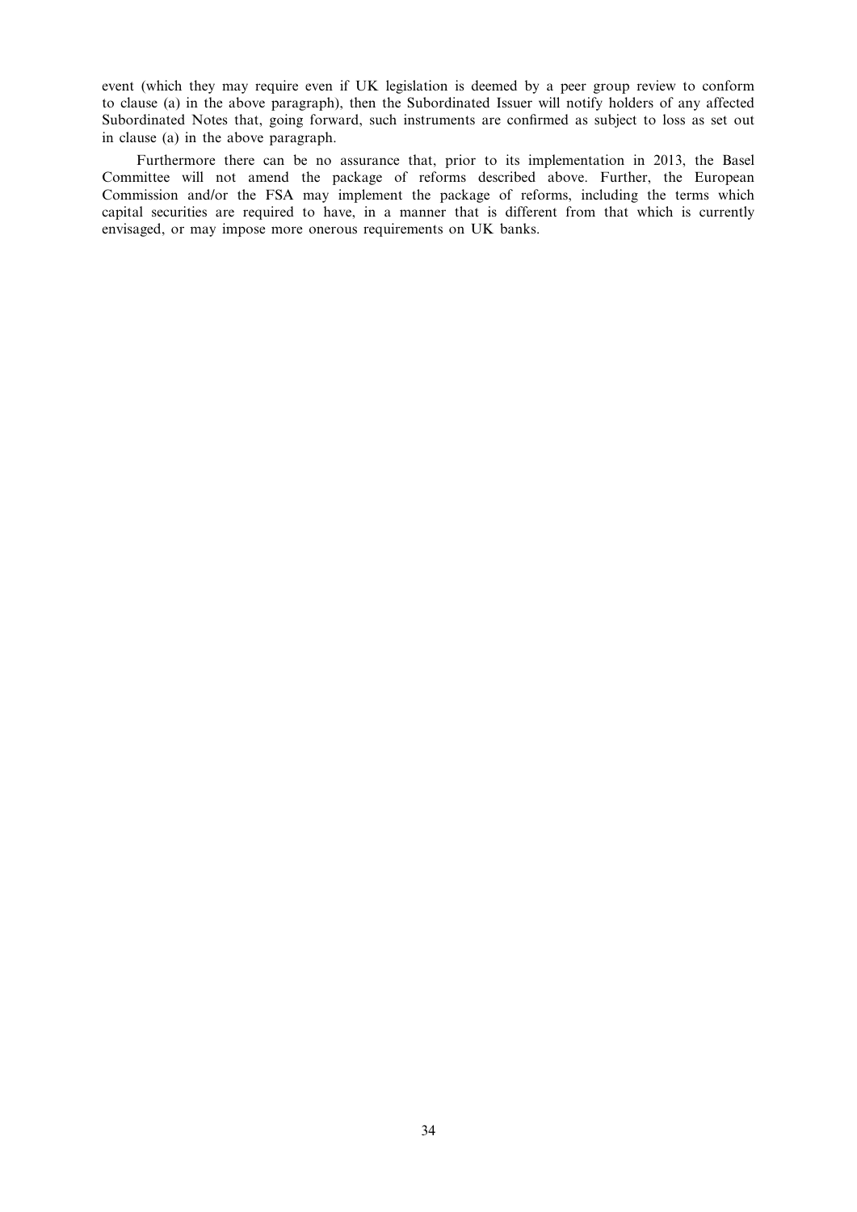event (which they may require even if UK legislation is deemed by a peer group review to conform to clause (a) in the above paragraph), then the Subordinated Issuer will notify holders of any affected Subordinated Notes that, going forward, such instruments are confirmed as subject to loss as set out in clause (a) in the above paragraph.

Furthermore there can be no assurance that, prior to its implementation in 2013, the Basel Committee will not amend the package of reforms described above. Further, the European Commission and/or the FSA may implement the package of reforms, including the terms which capital securities are required to have, in a manner that is different from that which is currently envisaged, or may impose more onerous requirements on UK banks.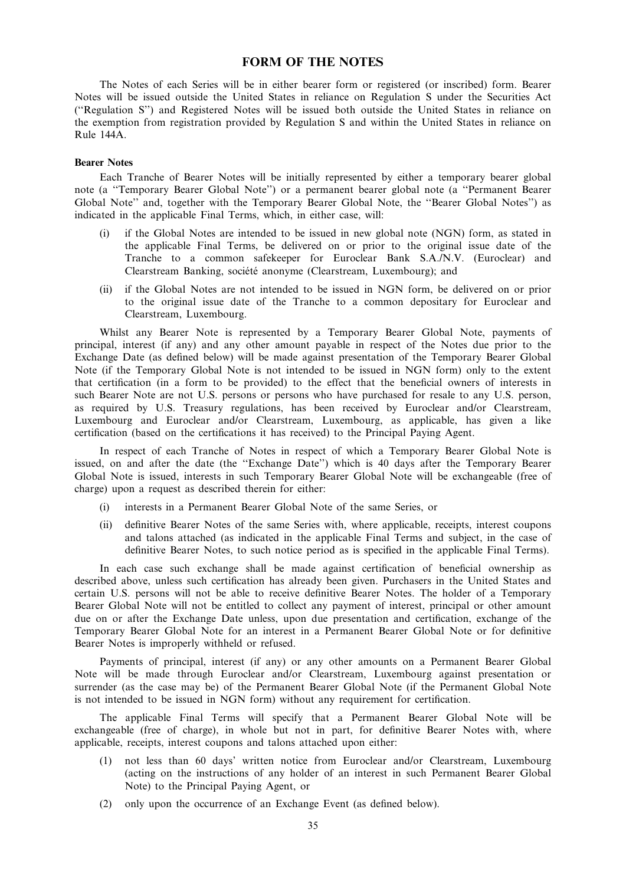# FORM OF THE NOTES

The Notes of each Series will be in either bearer form or registered (or inscribed) form. Bearer Notes will be issued outside the United States in reliance on Regulation S under the Securities Act (''Regulation S'') and Registered Notes will be issued both outside the United States in reliance on the exemption from registration provided by Regulation S and within the United States in reliance on Rule 144A.

**Bearer Notes**

Each Tranche of Bearer Notes will be initially represented by either a temporary bearer global note (a ''Temporary Bearer Global Note'') or a permanent bearer global note (a ''Permanent Bearer Global Note'' and, together with the Temporary Bearer Global Note, the ''Bearer Global Notes'') as indicated in the applicable Final Terms, which, in either case, will:

(i) if the Global Notes are intended to be issued in new global note (NGN) form, as stated in the applicable Final Terms, be delivered on or prior to the original issue date of the Tranche to a common safekeeper for Euroclear Bank S.A./N.V. (Euroclear) and Clearstream Banking, société anonyme (Clearstream, Luxembourg); and

(ii) if the Global Notes are not intended to be issued in NGN form, be delivered on or prior to the original issue date of the Tranche to a common depositary for Euroclear and Clearstream, Luxembourg.

Whilst any Bearer Note is represented by a Temporary Bearer Global Note, payments of principal, interest (if any) and any other amount payable in respect of the Notes due prior to the Exchange Date (as defined below) will be made against presentation of the Temporary Bearer Global Note (if the Temporary Global Note is not intended to be issued in NGN form) only to the extent that certification (in a form to be provided) to the effect that the beneficial owners of interests in such Bearer Note are not U.S. persons or persons who have purchased for resale to any U.S. person, as required by U.S. Treasury regulations, has been received by Euroclear and/or Clearstream, Luxembourg and Euroclear and/or Clearstream, Luxembourg, as applicable, has given a like certification (based on the certifications it has received) to the Principal Paying Agent.

In respect of each Tranche of Notes in respect of which a Temporary Bearer Global Note is issued, on and after the date (the ''Exchange Date'') which is 40 days after the Temporary Bearer Global Note is issued, interests in such Temporary Bearer Global Note will be exchangeable (free of charge) upon a request as described therein for either:

(i) interests in a Permanent Bearer Global Note of the same Series, or

(ii) definitive Bearer Notes of the same Series with, where applicable, receipts, interest coupons and talons attached (as indicated in the applicable Final Terms and subject, in the case of definitive Bearer Notes, to such notice period as is specified in the applicable Final Terms).

In each case such exchange shall be made against certification of beneficial ownership as described above, unless such certification has already been given. Purchasers in the United States and certain U.S. persons will not be able to receive definitive Bearer Notes. The holder of a Temporary Bearer Global Note will not be entitled to collect any payment of interest, principal or other amount due on or after the Exchange Date unless, upon due presentation and certification, exchange of the Temporary Bearer Global Note for an interest in a Permanent Bearer Global Note or for definitive Bearer Notes is improperly withheld or refused.

Payments of principal, interest (if any) or any other amounts on a Permanent Bearer Global Note will be made through Euroclear and/or Clearstream, Luxembourg against presentation or surrender (as the case may be) of the Permanent Bearer Global Note (if the Permanent Global Note is not intended to be issued in NGN form) without any requirement for certification.

The applicable Final Terms will specify that a Permanent Bearer Global Note will be exchangeable (free of charge), in whole but not in part, for definitive Bearer Notes with, where applicable, receipts, interest coupons and talons attached upon either:

(1) not less than 60 days' written notice from Euroclear and/or Clearstream, Luxembourg (acting on the instructions of any holder of an interest in such Permanent Bearer Global Note) to the Principal Paying Agent, or

(2) only upon the occurrence of an Exchange Event (as defined below).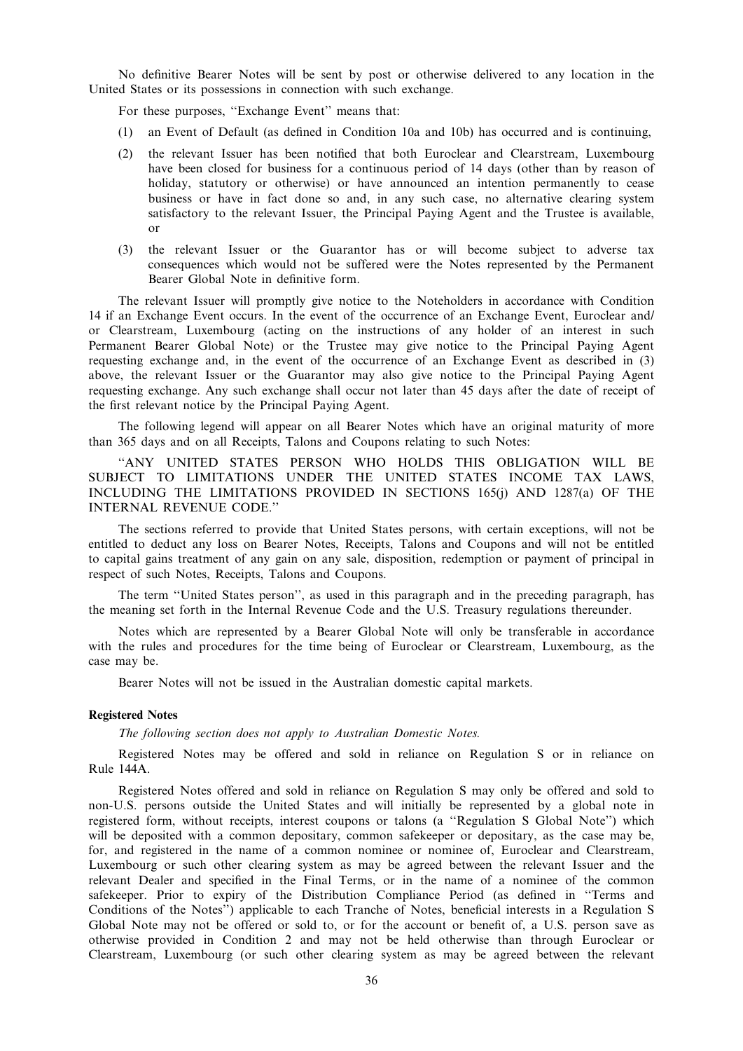No definitive Bearer Notes will be sent by post or otherwise delivered to any location in the United States or its possessions in connection with such exchange.

For these purposes, ''Exchange Event'' means that:

(1) an Event of Default (as defined in Condition 10a and 10b) has occurred and is continuing,

(2) the relevant Issuer has been notified that both Euroclear and Clearstream, Luxembourg have been closed for business for a continuous period of 14 days (other than by reason of holiday, statutory or otherwise) or have announced an intention permanently to cease business or have in fact done so and, in any such case, no alternative clearing system satisfactory to the relevant Issuer, the Principal Paying Agent and the Trustee is available, or

(3) the relevant Issuer or the Guarantor has or will become subject to adverse tax consequences which would not be suffered were the Notes represented by the Permanent Bearer Global Note in definitive form.

The relevant Issuer will promptly give notice to the Noteholders in accordance with Condition 14 if an Exchange Event occurs. In the event of the occurrence of an Exchange Event, Euroclear and/or Clearstream, Luxembourg (acting on the instructions of any holder of an interest in such Permanent Bearer Global Note) or the Trustee may give notice to the Principal Paying Agent requesting exchange and, in the event of the occurrence of an Exchange Event as described in (3) above, the relevant Issuer or the Guarantor may also give notice to the Principal Paying Agent requesting exchange. Any such exchange shall occur not later than 45 days after the date of receipt of the first relevant notice by the Principal Paying Agent.

The following legend will appear on all Bearer Notes which have an original maturity of more than 365 days and on all Receipts, Talons and Coupons relating to such Notes:

''ANY UNITED STATES PERSON WHO HOLDS THIS OBLIGATION WILL BE SUBJECT TO LIMITATIONS UNDER THE UNITED STATES INCOME TAX LAWS, INCLUDING THE LIMITATIONS PROVIDED IN SECTIONS 165(j) AND 1287(a) OF THE INTERNAL REVENUE CODE.''

The sections referred to provide that United States persons, with certain exceptions, will not be entitled to deduct any loss on Bearer Notes, Receipts, Talons and Coupons and will not be entitled to capital gains treatment of any gain on any sale, disposition, redemption or payment of principal in respect of such Notes, Receipts, Talons and Coupons.

The term ''United States person'', as used in this paragraph and in the preceding paragraph, has the meaning set forth in the Internal Revenue Code and the U.S. Treasury regulations thereunder.

Notes which are represented by a Bearer Global Note will only be transferable in accordance with the rules and procedures for the time being of Euroclear or Clearstream, Luxembourg, as the case may be.

Bearer Notes will not be issued in the Australian domestic capital markets.

### Registered Notes

*The following section does not apply to Australian Domestic Notes.*

Registered Notes may be offered and sold in reliance on Regulation S or in reliance on Rule 144A.

Registered Notes offered and sold in reliance on Regulation S may only be offered and sold to non-U.S. persons outside the United States and will initially be represented by a global note in registered form, without receipts, interest coupons or talons (a ''Regulation S Global Note'') which will be deposited with a common depositary, common safekeeper or depositary, as the case may be, for, and registered in the name of a common nominee or nominee of, Euroclear and Clearstream, Luxembourg or such other clearing system as may be agreed between the relevant Issuer and the relevant Dealer and specified in the Final Terms, or in the name of a nominee of the common safekeeper. Prior to expiry of the Distribution Compliance Period (as defined in ''Terms and Conditions of the Notes'') applicable to each Tranche of Notes, beneficial interests in a Regulation S Global Note may not be offered or sold to, or for the account or benefit of, a U.S. person save as otherwise provided in Condition 2 and may not be held otherwise than through Euroclear or Clearstream, Luxembourg (or such other clearing system as may be agreed between the relevant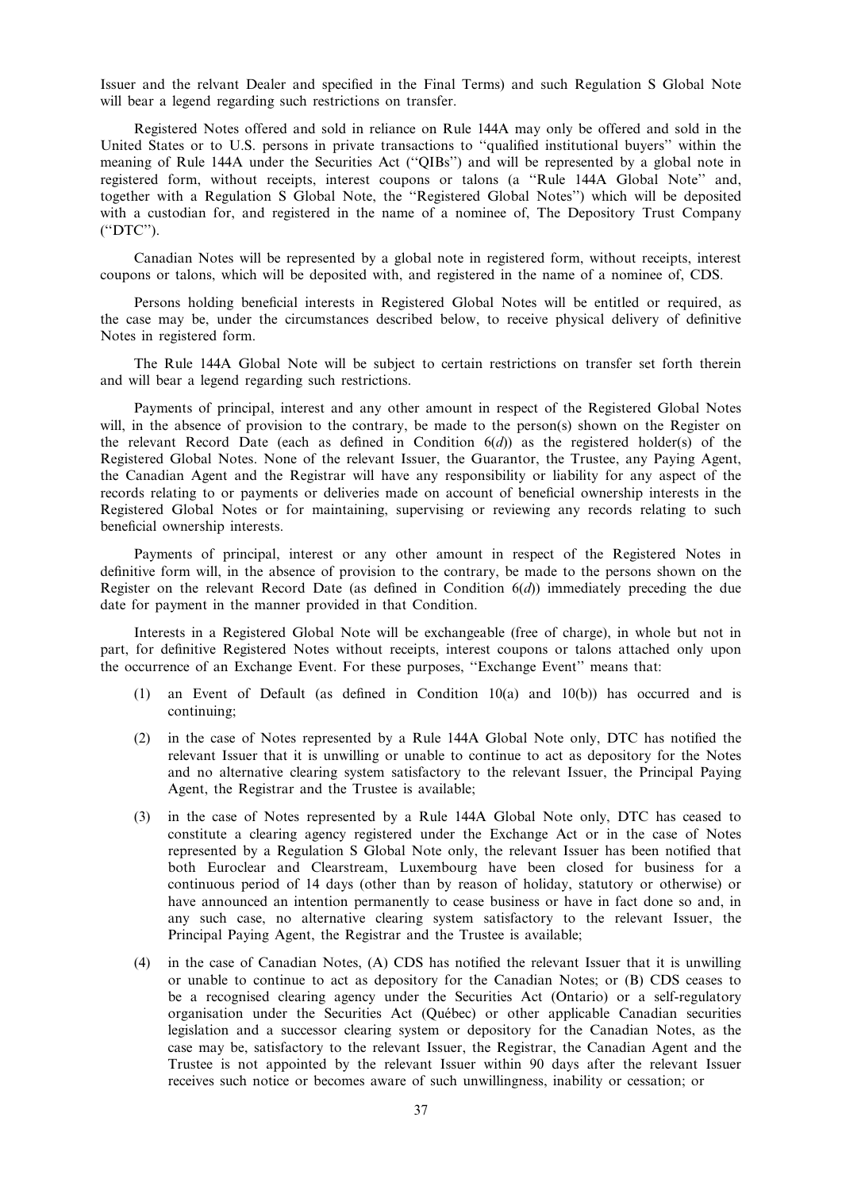Issuer and the relvant Dealer and specified in the Final Terms) and such Regulation S Global Note will bear a legend regarding such restrictions on transfer.

Registered Notes offered and sold in reliance on Rule 144A may only be offered and sold in the United States or to U.S. persons in private transactions to ''qualified institutional buyers'' within the meaning of Rule 144A under the Securities Act (''QIBs'') and will be represented by a global note in registered form, without receipts, interest coupons or talons (a ''Rule 144A Global Note'' and, together with a Regulation S Global Note, the ''Registered Global Notes'') which will be deposited with a custodian for, and registered in the name of a nominee of, The Depository Trust Company (''DTC'').

Canadian Notes will be represented by a global note in registered form, without receipts, interest coupons or talons, which will be deposited with, and registered in the name of a nominee of, CDS.

Persons holding beneficial interests in Registered Global Notes will be entitled or required, as the case may be, under the circumstances described below, to receive physical delivery of definitive Notes in registered form.

The Rule 144A Global Note will be subject to certain restrictions on transfer set forth therein and will bear a legend regarding such restrictions.

Payments of principal, interest and any other amount in respect of the Registered Global Notes will, in the absence of provision to the contrary, be made to the person(s) shown on the Register on the relevant Record Date (each as defined in Condition 6(*d*)) as the registered holder(s) of the Registered Global Notes. None of the relevant Issuer, the Guarantor, the Trustee, any Paying Agent, the Canadian Agent and the Registrar will have any responsibility or liability for any aspect of the records relating to or payments or deliveries made on account of beneficial ownership interests in the Registered Global Notes or for maintaining, supervising or reviewing any records relating to such beneficial ownership interests.

Payments of principal, interest or any other amount in respect of the Registered Notes in definitive form will, in the absence of provision to the contrary, be made to the persons shown on the Register on the relevant Record Date (as defined in Condition 6(*d*)) immediately preceding the due date for payment in the manner provided in that Condition.

Interests in a Registered Global Note will be exchangeable (free of charge), in whole but not in part, for definitive Registered Notes without receipts, interest coupons or talons attached only upon the occurrence of an Exchange Event. For these purposes, ''Exchange Event'' means that:

(1) an Event of Default (as defined in Condition 10(a) and 10(b)) has occurred and is continuing;

(2) in the case of Notes represented by a Rule 144A Global Note only, DTC has notified the relevant Issuer that it is unwilling or unable to continue to act as depository for the Notes and no alternative clearing system satisfactory to the relevant Issuer, the Principal Paying Agent, the Registrar and the Trustee is available;

(3) in the case of Notes represented by a Rule 144A Global Note only, DTC has ceased to constitute a clearing agency registered under the Exchange Act or in the case of Notes represented by a Regulation S Global Note only, the relevant Issuer has been notified that both Euroclear and Clearstream, Luxembourg have been closed for business for a continuous period of 14 days (other than by reason of holiday, statutory or otherwise) or have announced an intention permanently to cease business or have in fact done so and, in any such case, no alternative clearing system satisfactory to the relevant Issuer, the Principal Paying Agent, the Registrar and the Trustee is available;

(4) in the case of Canadian Notes, (A) CDS has notified the relevant Issuer that it is unwilling or unable to continue to act as depository for the Canadian Notes; or (B) CDS ceases to be a recognised clearing agency under the Securities Act (Ontario) or a self-regulatory organisation under the Securities Act (Québec) or other applicable Canadian securities legislation and a successor clearing system or depository for the Canadian Notes, as the case may be, satisfactory to the relevant Issuer, the Registrar, the Canadian Agent and the Trustee is not appointed by the relevant Issuer within 90 days after the relevant Issuer receives such notice or becomes aware of such unwillingness, inability or cessation; or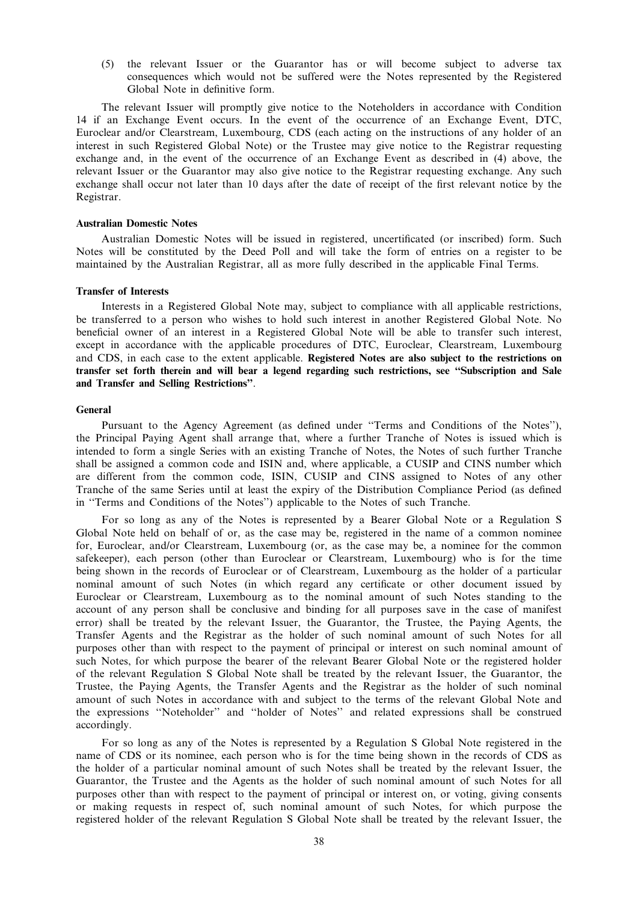(5) the relevant Issuer or the Guarantor has or will become subject to adverse tax consequences which would not be suffered were the Notes represented by the Registered Global Note in definitive form.

The relevant Issuer will promptly give notice to the Noteholders in accordance with Condition 14 if an Exchange Event occurs. In the event of the occurrence of an Exchange Event, DTC, Euroclear and/or Clearstream, Luxembourg, CDS (each acting on the instructions of any holder of an interest in such Registered Global Note) or the Trustee may give notice to the Registrar requesting exchange and, in the event of the occurrence of an Exchange Event as described in (4) above, the relevant Issuer or the Guarantor may also give notice to the Registrar requesting exchange. Any such exchange shall occur not later than 10 days after the date of receipt of the first relevant notice by the Registrar.

### Australian Domestic Notes

Australian Domestic Notes will be issued in registered, uncertificated (or inscribed) form. Such Notes will be constituted by the Deed Poll and will take the form of entries on a register to be maintained by the Australian Registrar, all as more fully described in the applicable Final Terms.

### Transfer of Interests

Interests in a Registered Global Note may, subject to compliance with all applicable restrictions, be transferred to a person who wishes to hold such interest in another Registered Global Note. No beneficial owner of an interest in a Registered Global Note will be able to transfer such interest, except in accordance with the applicable procedures of DTC, Euroclear, Clearstream, Luxembourg and CDS, in each case to the extent applicable. **Registered Notes are also subject to the restrictions on transfer set forth therein and will bear a legend regarding such restrictions, see "Subscription and Sale and Transfer and Selling Restrictions"**.

### General

Pursuant to the Agency Agreement (as defined under "Terms and Conditions of the Notes"), the Principal Paying Agent shall arrange that, where a further Tranche of Notes is issued which is intended to form a single Series with an existing Tranche of Notes, the Notes of such further Tranche shall be assigned a common code and ISIN and, where applicable, a CUSIP and CINS number which are different from the common code, ISIN, CUSIP and CINS assigned to Notes of any other Tranche of the same Series until at least the expiry of the Distribution Compliance Period (as defined in "Terms and Conditions of the Notes") applicable to the Notes of such Tranche.

For so long as any of the Notes is represented by a Bearer Global Note or a Regulation S Global Note held on behalf of or, as the case may be, registered in the name of a common nominee for, Euroclear, and/or Clearstream, Luxembourg (or, as the case may be, a nominee for the common safekeeper), each person (other than Euroclear or Clearstream, Luxembourg) who is for the time being shown in the records of Euroclear or of Clearstream, Luxembourg as the holder of a particular nominal amount of such Notes (in which regard any certificate or other document issued by Euroclear or Clearstream, Luxembourg as to the nominal amount of such Notes standing to the account of any person shall be conclusive and binding for all purposes save in the case of manifest error) shall be treated by the relevant Issuer, the Guarantor, the Trustee, the Paying Agents, the Transfer Agents and the Registrar as the holder of such nominal amount of such Notes for all purposes other than with respect to the payment of principal or interest on such nominal amount of such Notes, for which purpose the bearer of the relevant Bearer Global Note or the registered holder of the relevant Regulation S Global Note shall be treated by the relevant Issuer, the Guarantor, the Trustee, the Paying Agents, the Transfer Agents and the Registrar as the holder of such nominal amount of such Notes in accordance with and subject to the terms of the relevant Global Note and the expressions "Noteholder" and "holder of Notes" and related expressions shall be construed accordingly.

For so long as any of the Notes is represented by a Regulation S Global Note registered in the name of CDS or its nominee, each person who is for the time being shown in the records of CDS as the holder of a particular nominal amount of such Notes shall be treated by the relevant Issuer, the Guarantor, the Trustee and the Agents as the holder of such nominal amount of such Notes for all purposes other than with respect to the payment of principal or interest on, or voting, giving consents or making requests in respect of, such nominal amount of such Notes, for which purpose the registered holder of the relevant Regulation S Global Note shall be treated by the relevant Issuer, the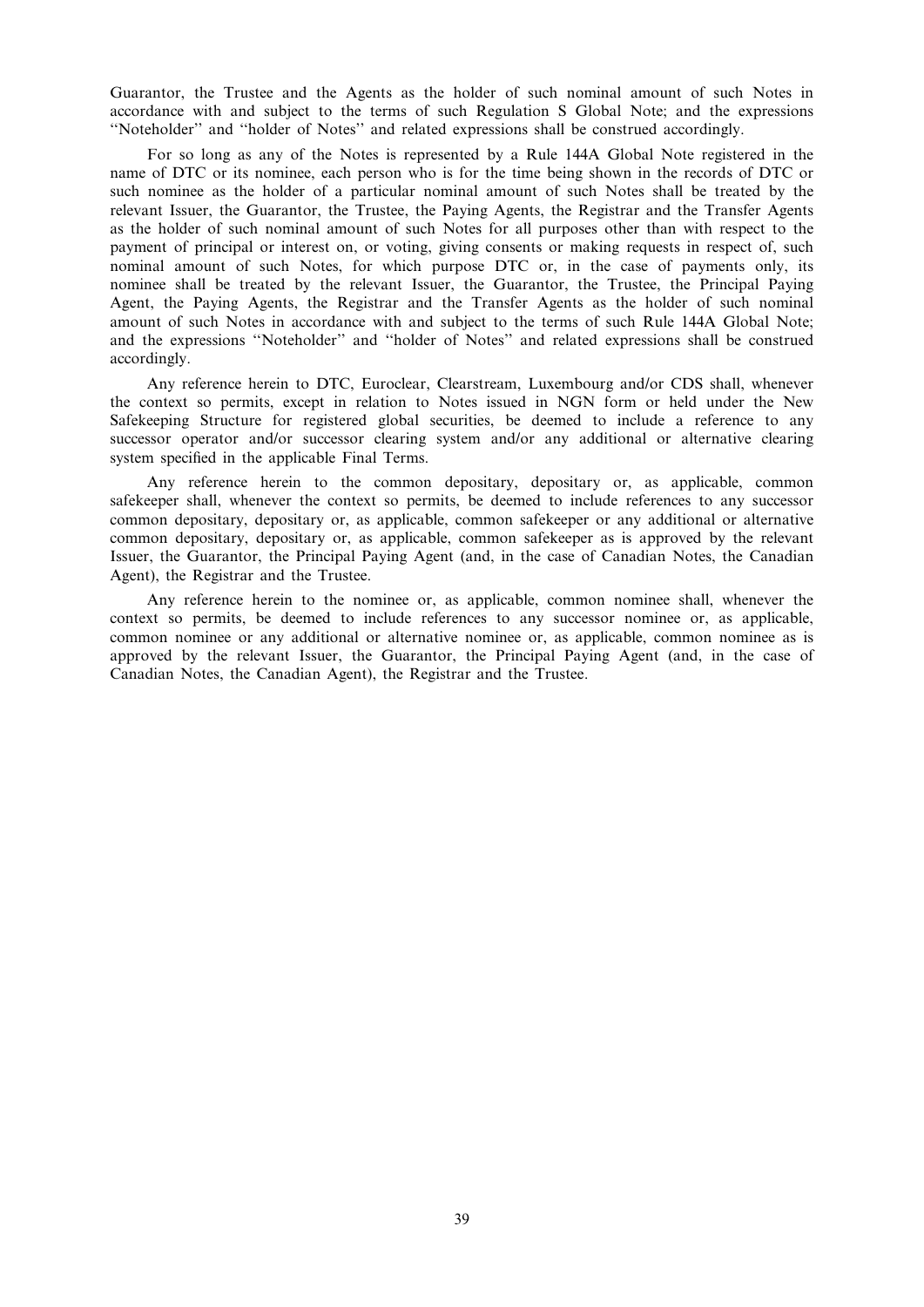Guarantor, the Trustee and the Agents as the holder of such nominal amount of such Notes in accordance with and subject to the terms of such Regulation S Global Note; and the expressions ''Noteholder'' and ''holder of Notes'' and related expressions shall be construed accordingly.

For so long as any of the Notes is represented by a Rule 144A Global Note registered in the name of DTC or its nominee, each person who is for the time being shown in the records of DTC or such nominee as the holder of a particular nominal amount of such Notes shall be treated by the relevant Issuer, the Guarantor, the Trustee, the Paying Agents, the Registrar and the Transfer Agents as the holder of such nominal amount of such Notes for all purposes other than with respect to the payment of principal or interest on, or voting, giving consents or making requests in respect of, such nominal amount of such Notes, for which purpose DTC or, in the case of payments only, its nominee shall be treated by the relevant Issuer, the Guarantor, the Trustee, the Principal Paying Agent, the Paying Agents, the Registrar and the Transfer Agents as the holder of such nominal amount of such Notes in accordance with and subject to the terms of such Rule 144A Global Note; and the expressions ''Noteholder'' and ''holder of Notes'' and related expressions shall be construed accordingly.

Any reference herein to DTC, Euroclear, Clearstream, Luxembourg and/or CDS shall, whenever the context so permits, except in relation to Notes issued in NGN form or held under the New Safekeeping Structure for registered global securities, be deemed to include a reference to any successor operator and/or successor clearing system and/or any additional or alternative clearing system specified in the applicable Final Terms.

Any reference herein to the common depositary, depositary or, as applicable, common safekeeper shall, whenever the context so permits, be deemed to include references to any successor common depositary, depositary or, as applicable, common safekeeper or any additional or alternative common depositary, depositary or, as applicable, common safekeeper as is approved by the relevant Issuer, the Guarantor, the Principal Paying Agent (and, in the case of Canadian Notes, the Canadian Agent), the Registrar and the Trustee.

Any reference herein to the nominee or, as applicable, common nominee shall, whenever the context so permits, be deemed to include references to any successor nominee or, as applicable, common nominee or any additional or alternative nominee or, as applicable, common nominee as is approved by the relevant Issuer, the Guarantor, the Principal Paying Agent (and, in the case of Canadian Notes, the Canadian Agent), the Registrar and the Trustee.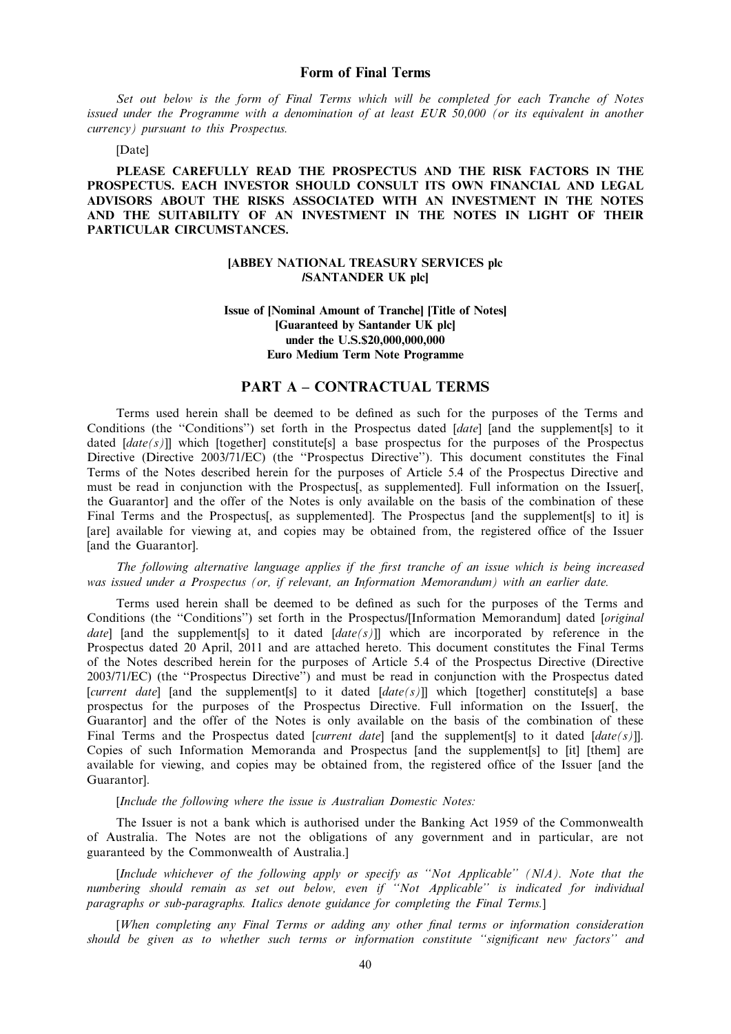## Form of Final Terms

*Set out below is the form of Final Terms which will be completed for each Tranche of Notes issued under the Programme with a denomination of at least EUR 50,000 (or its equivalent in another currency) pursuant to this Prospectus.*

[Date]

**PLEASE CAREFULLY READ THE PROSPECTUS AND THE RISK FACTORS IN THE PROSPECTUS. EACH INVESTOR SHOULD CONSULT ITS OWN FINANCIAL AND LEGAL ADVISORS ABOUT THE RISKS ASSOCIATED WITH AN INVESTMENT IN THE NOTES AND THE SUITABILITY OF AN INVESTMENT IN THE NOTES IN LIGHT OF THEIR PARTICULAR CIRCUMSTANCES.**

**[ABBEY NATIONAL TREASURY SERVICES plc /SANTANDER UK plc]**

**Issue of [Nominal Amount of Tranche] [Title of Notes] [Guaranteed by Santander UK plc] under the U.S.$20,000,000,000 Euro Medium Term Note Programme**

## PART A – CONTRACTUAL TERMS

Terms used herein shall be deemed to be defined as such for the purposes of the Terms and Conditions (the ''Conditions'') set forth in the Prospectus dated [*date*] [and the supplement[s] to it dated [*date(s)*]] which [together] constitute[s] a base prospectus for the purposes of the Prospectus Directive (Directive 2003/71/EC) (the ''Prospectus Directive''). This document constitutes the Final Terms of the Notes described herein for the purposes of Article 5.4 of the Prospectus Directive and must be read in conjunction with the Prospectus[, as supplemented]. Full information on the Issuer[, the Guarantor] and the offer of the Notes is only available on the basis of the combination of these Final Terms and the Prospectus[, as supplemented]. The Prospectus [and the supplement[s] to it] is [are] available for viewing at, and copies may be obtained from, the registered office of the Issuer [and the Guarantor].

*The following alternative language applies if the first tranche of an issue which is being increased was issued under a Prospectus (or, if relevant, an Information Memorandum) with an earlier date.*

Terms used herein shall be deemed to be defined as such for the purposes of the Terms and Conditions (the ''Conditions'') set forth in the Prospectus/[Information Memorandum] dated [*original date*] [and the supplement[s] to it dated [*date(s)*]] which are incorporated by reference in the Prospectus dated 20 April, 2011 and are attached hereto. This document constitutes the Final Terms of the Notes described herein for the purposes of Article 5.4 of the Prospectus Directive (Directive 2003/71/EC) (the ''Prospectus Directive'') and must be read in conjunction with the Prospectus dated [*current date*] [and the supplement[s] to it dated [*date(s)*]] which [together] constitute[s] a base prospectus for the purposes of the Prospectus Directive. Full information on the Issuer[, the Guarantor] and the offer of the Notes is only available on the basis of the combination of these Final Terms and the Prospectus dated [*current date*] [and the supplement[s] to it dated [*date(s)*]]. Copies of such Information Memoranda and Prospectus [and the supplement[s] to [it] [them] are available for viewing, and copies may be obtained from, the registered office of the Issuer [and the Guarantor].

[*Include the following where the issue is Australian Domestic Notes:*

The Issuer is not a bank which is authorised under the Banking Act 1959 of the Commonwealth of Australia. The Notes are not the obligations of any government and in particular, are not guaranteed by the Commonwealth of Australia.]

[*Include whichever of the following apply or specify as ''Not Applicable'' (N/A). Note that the numbering should remain as set out below, even if ''Not Applicable'' is indicated for individual paragraphs or sub-paragraphs. Italics denote guidance for completing the Final Terms.*]

[*When completing any Final Terms or adding any other final terms or information consideration should be given as to whether such terms or information constitute ''significant new factors'' and*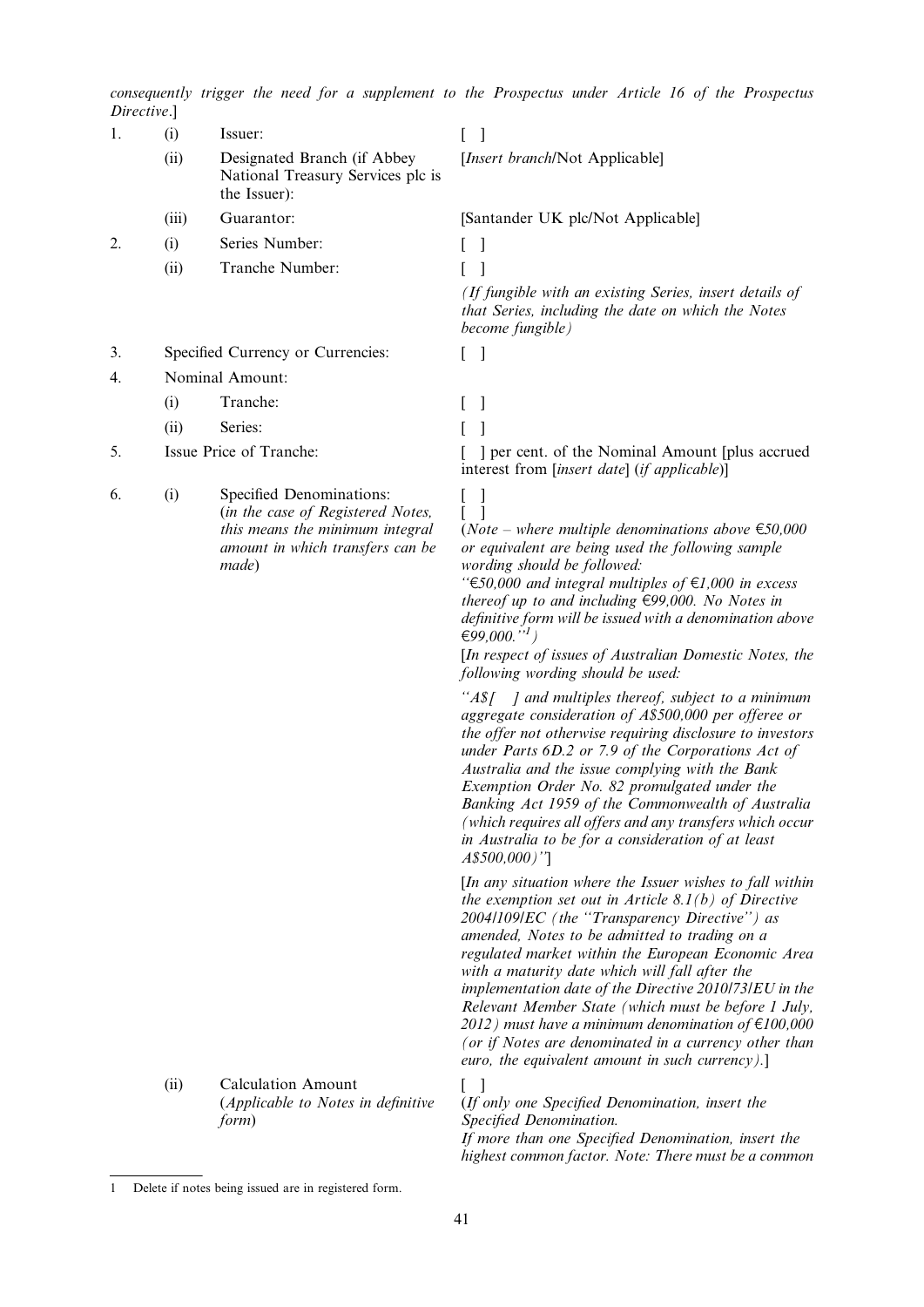*consequently trigger the need for a supplement to the Prospectus under Article 16 of the Prospectus Directive*.]

| | | | |
|---|---|---|---|
| 1. | (i) | Issuer: | [ ] |
| | (ii) | Designated Branch (if Abbey National Treasury Services plc is the Issuer): | [*Insert branch*/Not Applicable] |
| | (iii) | Guarantor: | [Santander UK plc/Not Applicable] |
| 2. | (i) | Series Number: | [ ] |
| | (ii) | Tranche Number: | [ ]<br>*(If fungible with an existing Series, insert details of that Series, including the date on which the Notes become fungible)* |
| 3. | | Specified Currency or Currencies: | [ ] |
| 4. | | Nominal Amount: | |
| | (i) | Tranche: | [ ] |
| | (ii) | Series: | [ ] |
| 5. | | Issue Price of Tranche: | [ ] per cent. of the Nominal Amount [plus accrued interest from [*insert date*] (*if applicable*)] |
| 6. | (i) | Specified Denominations: (*in the case of Registered Notes, this means the minimum integral amount in which transfers can be made*) | [ ]<br>[ ]<br>(*Note – where multiple denominations above €50,000 or equivalent are being used the following sample wording should be followed: "€50,000 and integral multiples of €1,000 in excess thereof up to and including €99,000. No Notes in definitive form will be issued with a denomination above €99,000."*[1])<br>[*In respect of issues of Australian Domestic Notes, the following wording should be used:*<br>*"A$[ ] and multiples thereof, subject to a minimum aggregate consideration of A$500,000 per offeree or the offer not otherwise requiring disclosure to investors under Parts 6D.2 or 7.9 of the Corporations Act of Australia and the issue complying with the Bank Exemption Order No. 82 promulgated under the Banking Act 1959 of the Commonwealth of Australia (which requires all offers and any transfers which occur in Australia to be for a consideration of at least A$500,000)"*]<br>[*In any situation where the Issuer wishes to fall within the exemption set out in Article 8.1(b) of Directive 2004/109/EC (the "Transparency Directive") as amended, Notes to be admitted to trading on a regulated market within the European Economic Area with a maturity date which will fall after the implementation date of the Directive 2010/73/EU in the Relevant Member State (which must be before 1 July, 2012) must have a minimum denomination of €100,000 (or if Notes are denominated in a currency other than euro, the equivalent amount in such currency)*.] |
| | (ii) | Calculation Amount (*Applicable to Notes in definitive form*) | [ ]<br>(*If only one Specified Denomination, insert the Specified Denomination.*<br>*If more than one Specified Denomination, insert the highest common factor. Note: There must be a common* |

1 Delete if notes being issued are in registered form.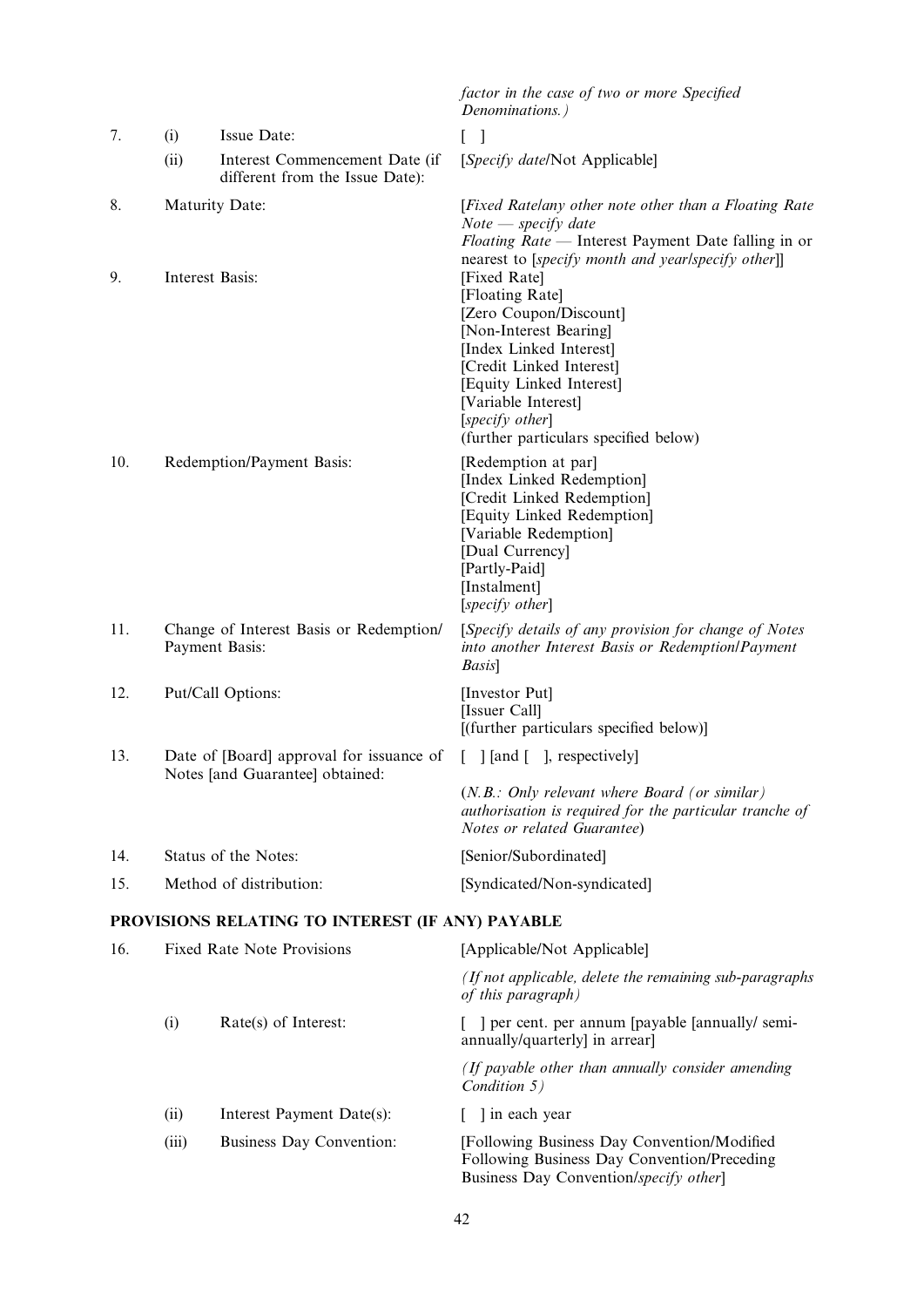| | | | |
|---|---|---|---|
| | | | *factor in the case of two or more Specified Denominations.)* |
| 7. | (i) | Issue Date: | [ ] |
| | (ii) | Interest Commencement Date (if different from the Issue Date): | [*Specify date*/Not Applicable] |
| 8. | Maturity Date: | | [*Fixed Rate/any other note other than a Floating Rate Note — specify date*<br>*Floating Rate* — Interest Payment Date falling in or nearest to [*specify month and year/specify other*]] |
| 9. | Interest Basis: | | [Fixed Rate]<br>[Floating Rate]<br>[Zero Coupon/Discount]<br>[Non-Interest Bearing]<br>[Index Linked Interest]<br>[Credit Linked Interest]<br>[Equity Linked Interest]<br>[Variable Interest]<br>[*specify other*]<br>(further particulars specified below) |
| 10. | Redemption/Payment Basis: | | [Redemption at par]<br>[Index Linked Redemption]<br>[Credit Linked Redemption]<br>[Equity Linked Redemption]<br>[Variable Redemption]<br>[Dual Currency]<br>[Partly-Paid]<br>[Instalment]<br>[*specify other*] |
| 11. | Change of Interest Basis or Redemption/ Payment Basis: | | [*Specify details of any provision for change of Notes into another Interest Basis or Redemption/Payment Basis*] |
| 12. | Put/Call Options: | | [Investor Put]<br>[Issuer Call]<br>[(further particulars specified below)] |
| 13. | Date of [Board] approval for issuance of Notes [and Guarantee] obtained: | | [ ] [and [ ], respectively]<br><br>(*N.B.: Only relevant where Board (or similar) authorisation is required for the particular tranche of Notes or related Guarantee*) |
| 14. | Status of the Notes: | | [Senior/Subordinated] |
| 15. | Method of distribution: | | [Syndicated/Non-syndicated] |

**PROVISIONS RELATING TO INTEREST (IF ANY) PAYABLE**

| | | | |
|---|---|---|---|
| 16. | Fixed Rate Note Provisions | | [Applicable/Not Applicable]<br><br>*(If not applicable, delete the remaining sub-paragraphs of this paragraph)* |
| | (i) | Rate(s) of Interest: | [ ] per cent. per annum [payable [annually/ semi-annually/quarterly] in arrear]<br><br>*(If payable other than annually consider amending Condition 5)* |
| | (ii) | Interest Payment Date(s): | [ ] in each year |
| | (iii) | Business Day Convention: | [Following Business Day Convention/Modified Following Business Day Convention/Preceding Business Day Convention/*specify other*] |